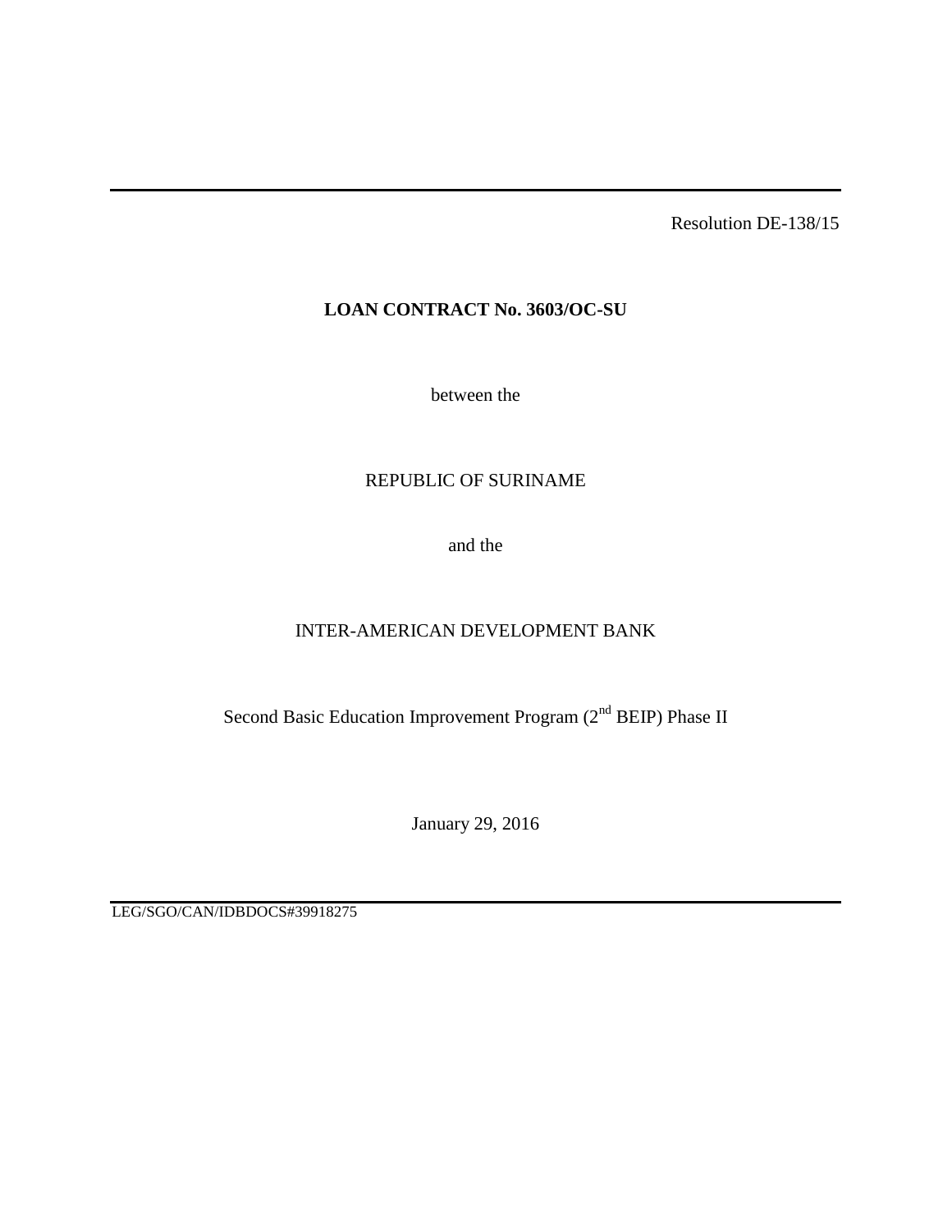Resolution DE-138/15

**LOAN CONTRACT No. 3603/OC-SU**

between the

REPUBLIC OF SURINAME

and the

INTER-AMERICAN DEVELOPMENT BANK

Second Basic Education Improvement Program (2nd BEIP) Phase II

January 29, 2016

LEG/SGO/CAN/IDBDOCS#39918275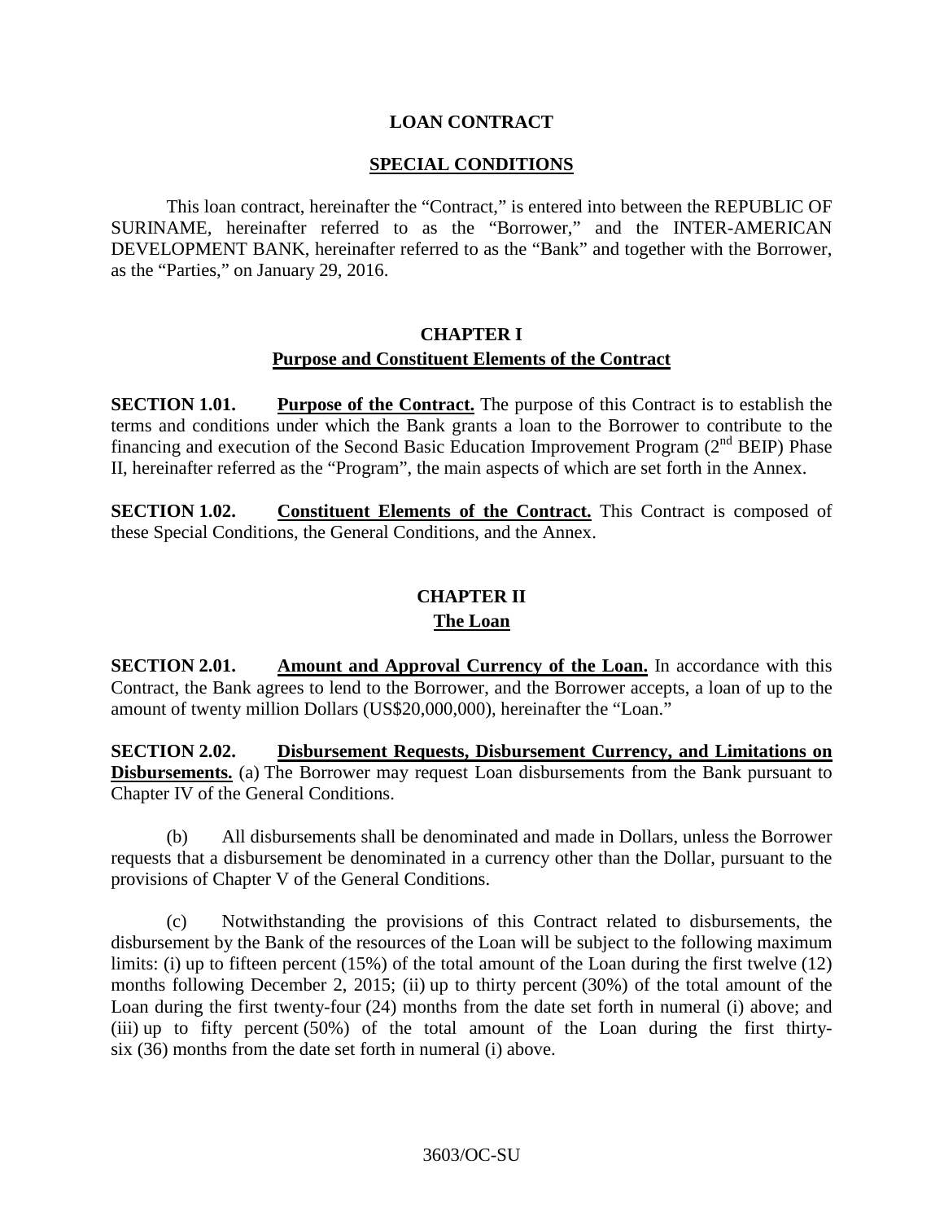# LOAN CONTRACT

## SPECIAL CONDITIONS

This loan contract, hereinafter the "Contract," is entered into between the REPUBLIC OF SURINAME, hereinafter referred to as the "Borrower," and the INTER-AMERICAN DEVELOPMENT BANK, hereinafter referred to as the "Bank" and together with the Borrower, as the "Parties," on January 29, 2016.

## CHAPTER I
### Purpose and Constituent Elements of the Contract

**SECTION 1.01. Purpose of the Contract.** The purpose of this Contract is to establish the terms and conditions under which the Bank grants a loan to the Borrower to contribute to the financing and execution of the Second Basic Education Improvement Program (2nd BEIP) Phase II, hereinafter referred as the "Program", the main aspects of which are set forth in the Annex.

**SECTION 1.02. Constituent Elements of the Contract.** This Contract is composed of these Special Conditions, the General Conditions, and the Annex.

## CHAPTER II
### The Loan

**SECTION 2.01. Amount and Approval Currency of the Loan.** In accordance with this Contract, the Bank agrees to lend to the Borrower, and the Borrower accepts, a loan of up to the amount of twenty million Dollars (US$20,000,000), hereinafter the "Loan."

**SECTION 2.02. Disbursement Requests, Disbursement Currency, and Limitations on Disbursements.** (a) The Borrower may request Loan disbursements from the Bank pursuant to Chapter IV of the General Conditions.

(b) All disbursements shall be denominated and made in Dollars, unless the Borrower requests that a disbursement be denominated in a currency other than the Dollar, pursuant to the provisions of Chapter V of the General Conditions.

(c) Notwithstanding the provisions of this Contract related to disbursements, the disbursement by the Bank of the resources of the Loan will be subject to the following maximum limits: (i) up to fifteen percent (15%) of the total amount of the Loan during the first twelve (12) months following December 2, 2015; (ii) up to thirty percent (30%) of the total amount of the Loan during the first twenty-four (24) months from the date set forth in numeral (i) above; and (iii) up to fifty percent (50%) of the total amount of the Loan during the first thirty-six (36) months from the date set forth in numeral (i) above.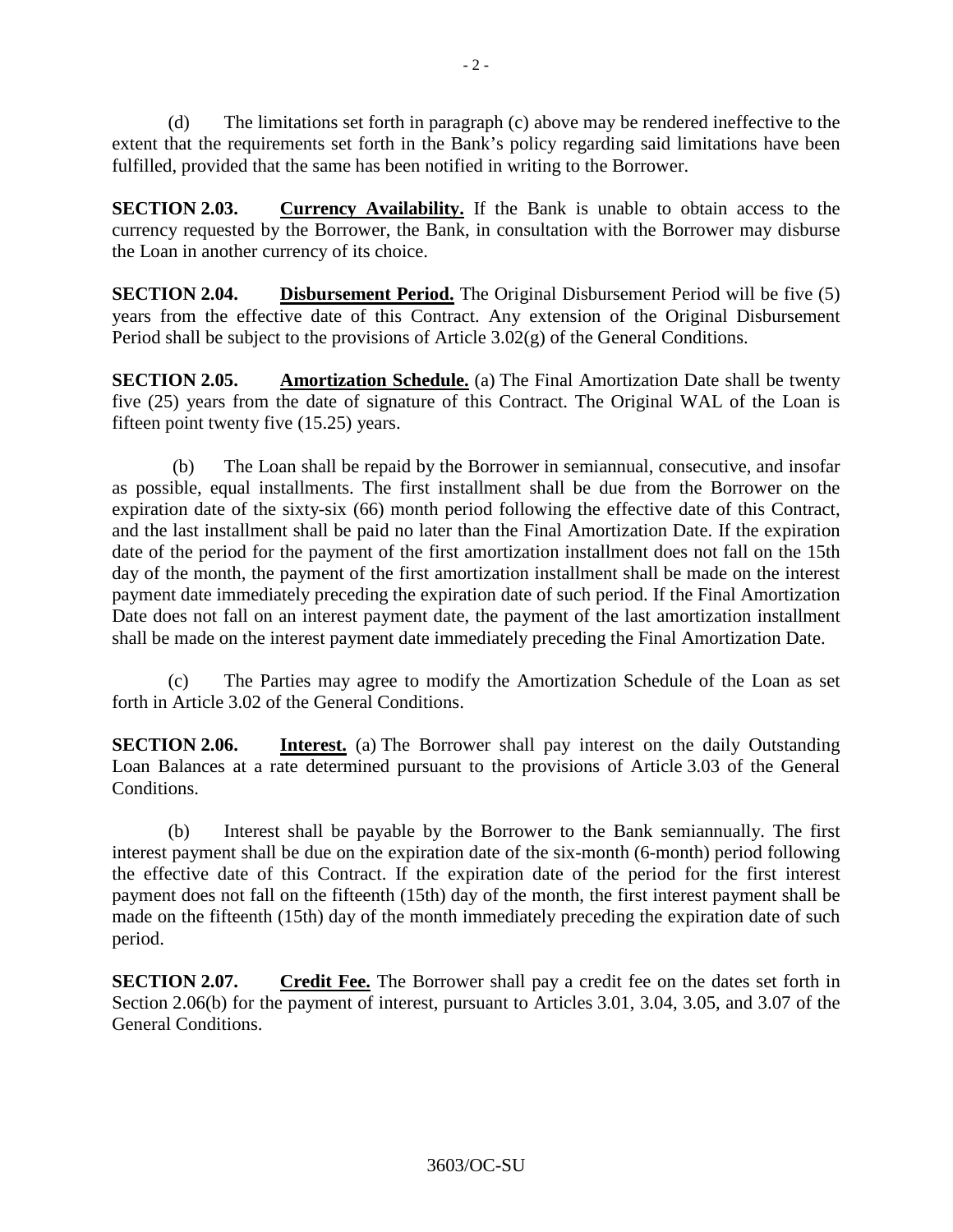(d) The limitations set forth in paragraph (c) above may be rendered ineffective to the extent that the requirements set forth in the Bank's policy regarding said limitations have been fulfilled, provided that the same has been notified in writing to the Borrower.

**SECTION 2.03. Currency Availability.** If the Bank is unable to obtain access to the currency requested by the Borrower, the Bank, in consultation with the Borrower may disburse the Loan in another currency of its choice.

**SECTION 2.04. Disbursement Period.** The Original Disbursement Period will be five (5) years from the effective date of this Contract. Any extension of the Original Disbursement Period shall be subject to the provisions of Article 3.02(g) of the General Conditions.

**SECTION 2.05. Amortization Schedule.** (a) The Final Amortization Date shall be twenty five (25) years from the date of signature of this Contract. The Original WAL of the Loan is fifteen point twenty five (15.25) years.

(b) The Loan shall be repaid by the Borrower in semiannual, consecutive, and insofar as possible, equal installments. The first installment shall be due from the Borrower on the expiration date of the sixty-six (66) month period following the effective date of this Contract, and the last installment shall be paid no later than the Final Amortization Date. If the expiration date of the period for the payment of the first amortization installment does not fall on the 15th day of the month, the payment of the first amortization installment shall be made on the interest payment date immediately preceding the expiration date of such period. If the Final Amortization Date does not fall on an interest payment date, the payment of the last amortization installment shall be made on the interest payment date immediately preceding the Final Amortization Date.

(c) The Parties may agree to modify the Amortization Schedule of the Loan as set forth in Article 3.02 of the General Conditions.

**SECTION 2.06. Interest.** (a) The Borrower shall pay interest on the daily Outstanding Loan Balances at a rate determined pursuant to the provisions of Article 3.03 of the General Conditions.

(b) Interest shall be payable by the Borrower to the Bank semiannually. The first interest payment shall be due on the expiration date of the six-month (6-month) period following the effective date of this Contract. If the expiration date of the period for the first interest payment does not fall on the fifteenth (15th) day of the month, the first interest payment shall be made on the fifteenth (15th) day of the month immediately preceding the expiration date of such period.

**SECTION 2.07. Credit Fee.** The Borrower shall pay a credit fee on the dates set forth in Section 2.06(b) for the payment of interest, pursuant to Articles 3.01, 3.04, 3.05, and 3.07 of the General Conditions.

3603/OC-SU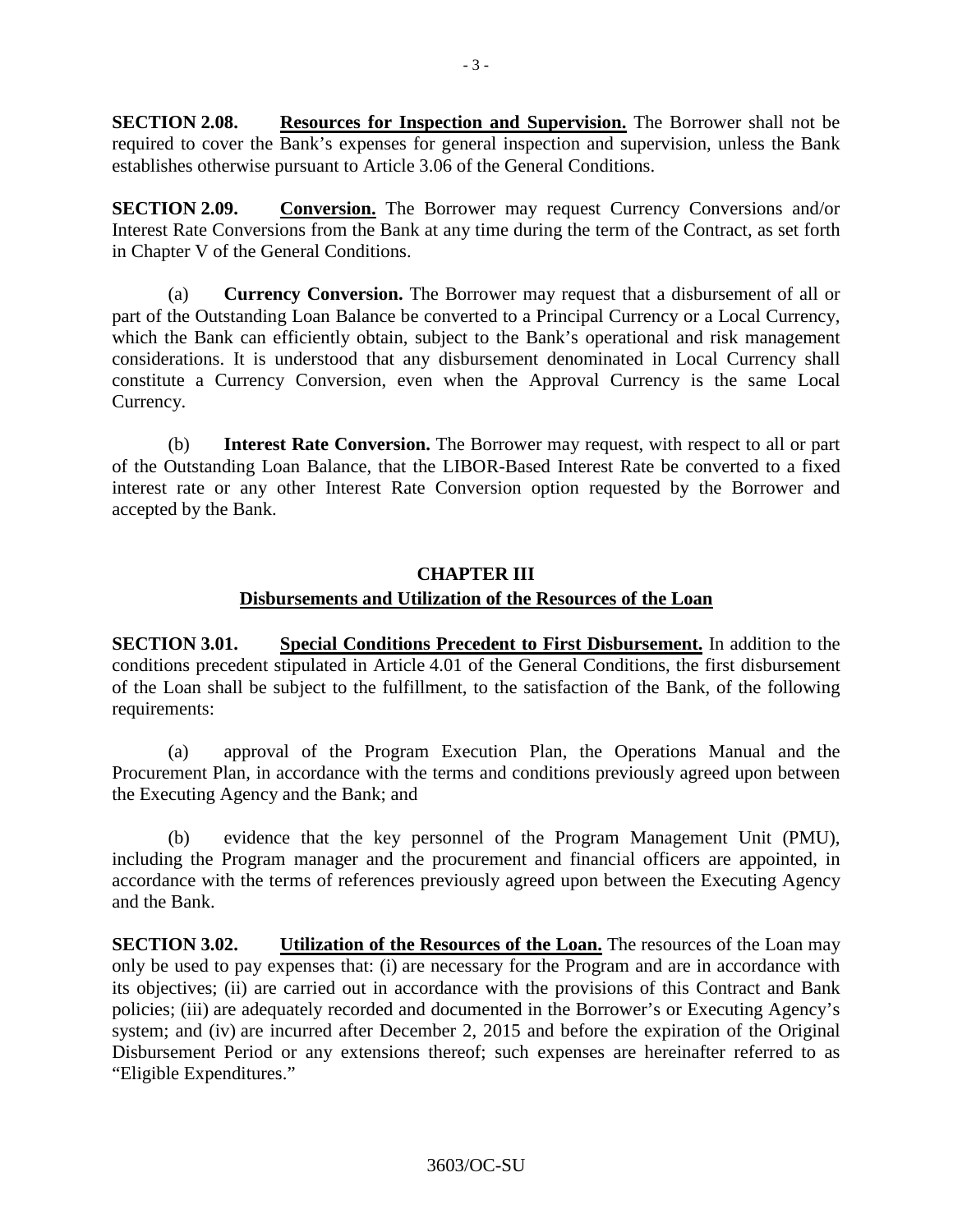**SECTION 2.08.** **Resources for Inspection and Supervision.** The Borrower shall not be required to cover the Bank's expenses for general inspection and supervision, unless the Bank establishes otherwise pursuant to Article 3.06 of the General Conditions.

**SECTION 2.09.** **Conversion.** The Borrower may request Currency Conversions and/or Interest Rate Conversions from the Bank at any time during the term of the Contract, as set forth in Chapter V of the General Conditions.

(a) **Currency Conversion.** The Borrower may request that a disbursement of all or part of the Outstanding Loan Balance be converted to a Principal Currency or a Local Currency, which the Bank can efficiently obtain, subject to the Bank's operational and risk management considerations. It is understood that any disbursement denominated in Local Currency shall constitute a Currency Conversion, even when the Approval Currency is the same Local Currency.

(b) **Interest Rate Conversion.** The Borrower may request, with respect to all or part of the Outstanding Loan Balance, that the LIBOR-Based Interest Rate be converted to a fixed interest rate or any other Interest Rate Conversion option requested by the Borrower and accepted by the Bank.

## CHAPTER III

## Disbursements and Utilization of the Resources of the Loan

**SECTION 3.01.** **Special Conditions Precedent to First Disbursement.** In addition to the conditions precedent stipulated in Article 4.01 of the General Conditions, the first disbursement of the Loan shall be subject to the fulfillment, to the satisfaction of the Bank, of the following requirements:

(a) approval of the Program Execution Plan, the Operations Manual and the Procurement Plan, in accordance with the terms and conditions previously agreed upon between the Executing Agency and the Bank; and

(b) evidence that the key personnel of the Program Management Unit (PMU), including the Program manager and the procurement and financial officers are appointed, in accordance with the terms of references previously agreed upon between the Executing Agency and the Bank.

**SECTION 3.02.** **Utilization of the Resources of the Loan.** The resources of the Loan may only be used to pay expenses that: (i) are necessary for the Program and are in accordance with its objectives; (ii) are carried out in accordance with the provisions of this Contract and Bank policies; (iii) are adequately recorded and documented in the Borrower's or Executing Agency's system; and (iv) are incurred after December 2, 2015 and before the expiration of the Original Disbursement Period or any extensions thereof; such expenses are hereinafter referred to as "Eligible Expenditures."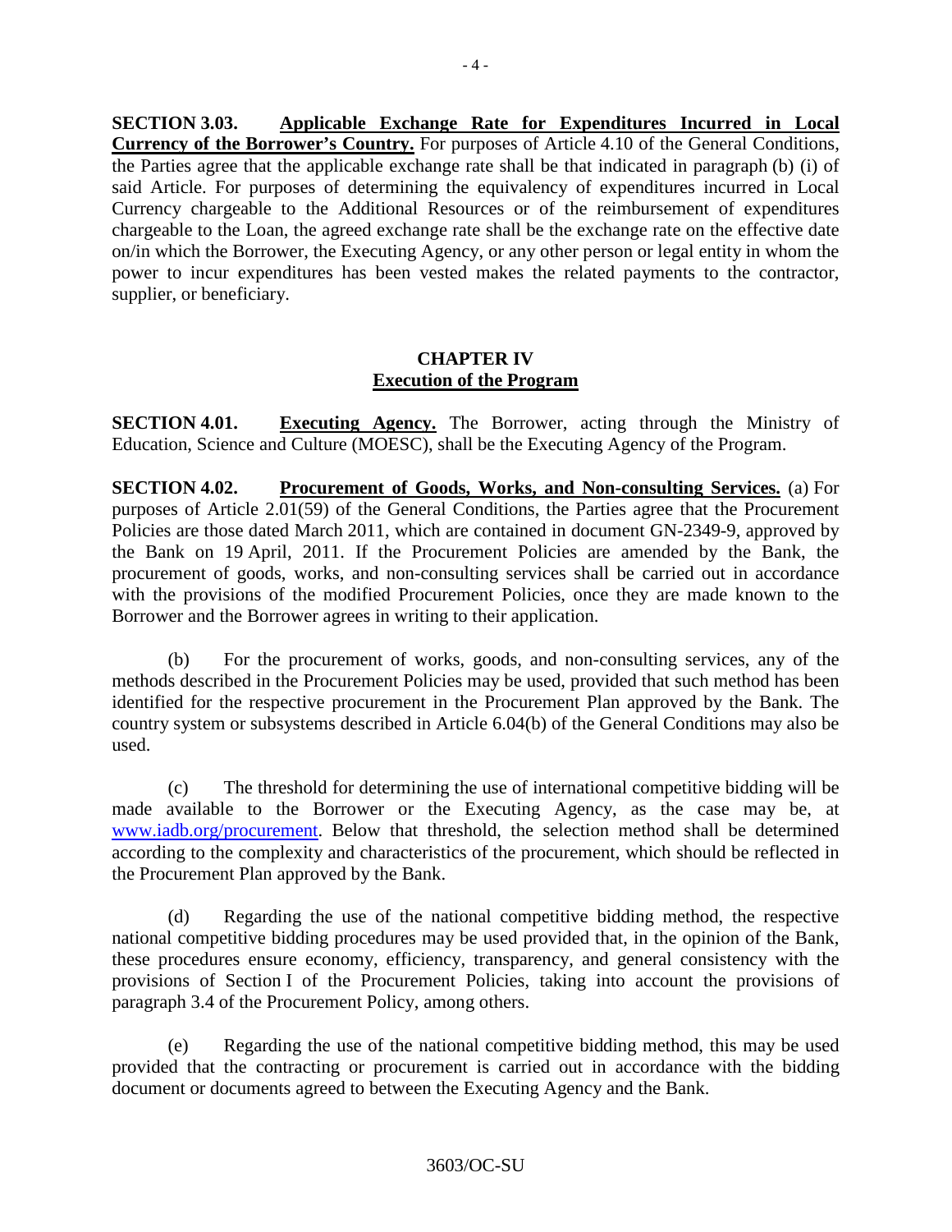**SECTION 3.03. <u>Applicable Exchange Rate for Expenditures Incurred in Local Currency of the Borrower's Country.</u>** For purposes of Article 4.10 of the General Conditions, the Parties agree that the applicable exchange rate shall be that indicated in paragraph (b) (i) of said Article. For purposes of determining the equivalency of expenditures incurred in Local Currency chargeable to the Additional Resources or of the reimbursement of expenditures chargeable to the Loan, the agreed exchange rate shall be the exchange rate on the effective date on/in which the Borrower, the Executing Agency, or any other person or legal entity in whom the power to incur expenditures has been vested makes the related payments to the contractor, supplier, or beneficiary.

## CHAPTER IV
## Execution of the Program

**SECTION 4.01. <u>Executing Agency.</u>** The Borrower, acting through the Ministry of Education, Science and Culture (MOESC), shall be the Executing Agency of the Program.

**SECTION 4.02. <u>Procurement of Goods, Works, and Non-consulting Services.</u>** (a) For purposes of Article 2.01(59) of the General Conditions, the Parties agree that the Procurement Policies are those dated March 2011, which are contained in document GN-2349-9, approved by the Bank on 19 April, 2011. If the Procurement Policies are amended by the Bank, the procurement of goods, works, and non-consulting services shall be carried out in accordance with the provisions of the modified Procurement Policies, once they are made known to the Borrower and the Borrower agrees in writing to their application.

(b) For the procurement of works, goods, and non-consulting services, any of the methods described in the Procurement Policies may be used, provided that such method has been identified for the respective procurement in the Procurement Plan approved by the Bank. The country system or subsystems described in Article 6.04(b) of the General Conditions may also be used.

(c) The threshold for determining the use of international competitive bidding will be made available to the Borrower or the Executing Agency, as the case may be, at www.iadb.org/procurement. Below that threshold, the selection method shall be determined according to the complexity and characteristics of the procurement, which should be reflected in the Procurement Plan approved by the Bank.

(d) Regarding the use of the national competitive bidding method, the respective national competitive bidding procedures may be used provided that, in the opinion of the Bank, these procedures ensure economy, efficiency, transparency, and general consistency with the provisions of Section I of the Procurement Policies, taking into account the provisions of paragraph 3.4 of the Procurement Policy, among others.

(e) Regarding the use of the national competitive bidding method, this may be used provided that the contracting or procurement is carried out in accordance with the bidding document or documents agreed to between the Executing Agency and the Bank.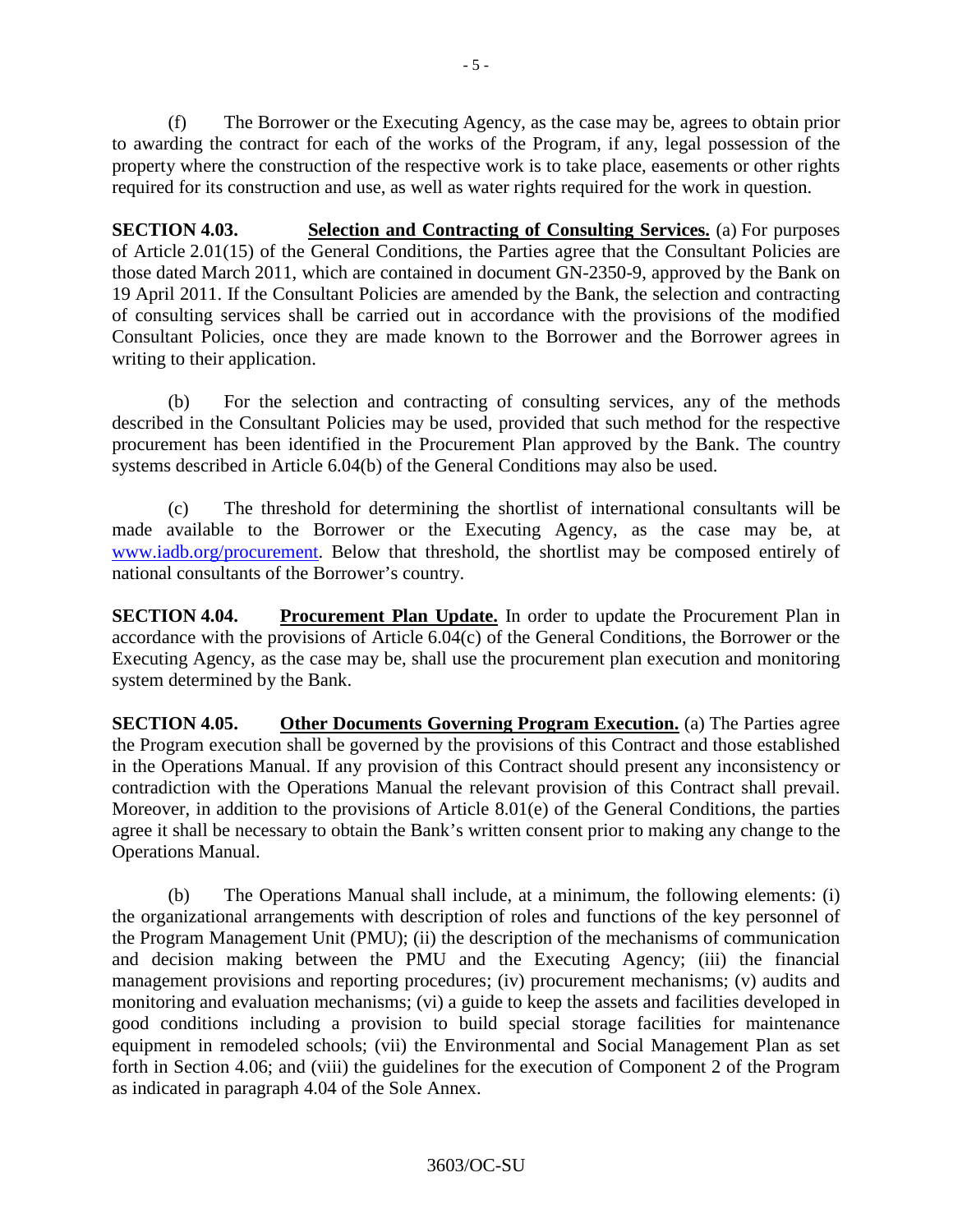(f) The Borrower or the Executing Agency, as the case may be, agrees to obtain prior to awarding the contract for each of the works of the Program, if any, legal possession of the property where the construction of the respective work is to take place, easements or other rights required for its construction and use, as well as water rights required for the work in question.

**SECTION 4.03. Selection and Contracting of Consulting Services.** (a) For purposes of Article 2.01(15) of the General Conditions, the Parties agree that the Consultant Policies are those dated March 2011, which are contained in document GN-2350-9, approved by the Bank on 19 April 2011. If the Consultant Policies are amended by the Bank, the selection and contracting of consulting services shall be carried out in accordance with the provisions of the modified Consultant Policies, once they are made known to the Borrower and the Borrower agrees in writing to their application.

(b) For the selection and contracting of consulting services, any of the methods described in the Consultant Policies may be used, provided that such method for the respective procurement has been identified in the Procurement Plan approved by the Bank. The country systems described in Article 6.04(b) of the General Conditions may also be used.

(c) The threshold for determining the shortlist of international consultants will be made available to the Borrower or the Executing Agency, as the case may be, at www.iadb.org/procurement. Below that threshold, the shortlist may be composed entirely of national consultants of the Borrower's country.

**SECTION 4.04. Procurement Plan Update.** In order to update the Procurement Plan in accordance with the provisions of Article 6.04(c) of the General Conditions, the Borrower or the Executing Agency, as the case may be, shall use the procurement plan execution and monitoring system determined by the Bank.

**SECTION 4.05. Other Documents Governing Program Execution.** (a) The Parties agree the Program execution shall be governed by the provisions of this Contract and those established in the Operations Manual. If any provision of this Contract should present any inconsistency or contradiction with the Operations Manual the relevant provision of this Contract shall prevail. Moreover, in addition to the provisions of Article 8.01(e) of the General Conditions, the parties agree it shall be necessary to obtain the Bank's written consent prior to making any change to the Operations Manual.

(b) The Operations Manual shall include, at a minimum, the following elements: (i) the organizational arrangements with description of roles and functions of the key personnel of the Program Management Unit (PMU); (ii) the description of the mechanisms of communication and decision making between the PMU and the Executing Agency; (iii) the financial management provisions and reporting procedures; (iv) procurement mechanisms; (v) audits and monitoring and evaluation mechanisms; (vi) a guide to keep the assets and facilities developed in good conditions including a provision to build special storage facilities for maintenance equipment in remodeled schools; (vii) the Environmental and Social Management Plan as set forth in Section 4.06; and (viii) the guidelines for the execution of Component 2 of the Program as indicated in paragraph 4.04 of the Sole Annex.

3603/OC-SU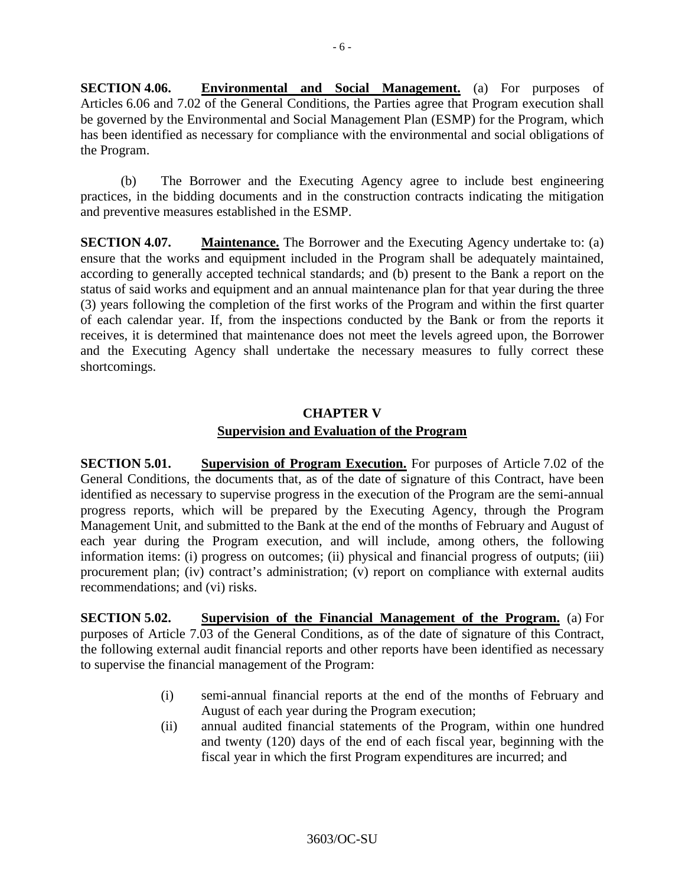**SECTION 4.06.** **Environmental and Social Management.** (a) For purposes of Articles 6.06 and 7.02 of the General Conditions, the Parties agree that Program execution shall be governed by the Environmental and Social Management Plan (ESMP) for the Program, which has been identified as necessary for compliance with the environmental and social obligations of the Program.

(b) The Borrower and the Executing Agency agree to include best engineering practices, in the bidding documents and in the construction contracts indicating the mitigation and preventive measures established in the ESMP.

**SECTION 4.07.** **Maintenance.** The Borrower and the Executing Agency undertake to: (a) ensure that the works and equipment included in the Program shall be adequately maintained, according to generally accepted technical standards; and (b) present to the Bank a report on the status of said works and equipment and an annual maintenance plan for that year during the three (3) years following the completion of the first works of the Program and within the first quarter of each calendar year. If, from the inspections conducted by the Bank or from the reports it receives, it is determined that maintenance does not meet the levels agreed upon, the Borrower and the Executing Agency shall undertake the necessary measures to fully correct these shortcomings.

## CHAPTER V

## Supervision and Evaluation of the Program

**SECTION 5.01.** **Supervision of Program Execution.** For purposes of Article 7.02 of the General Conditions, the documents that, as of the date of signature of this Contract, have been identified as necessary to supervise progress in the execution of the Program are the semi-annual progress reports, which will be prepared by the Executing Agency, through the Program Management Unit, and submitted to the Bank at the end of the months of February and August of each year during the Program execution, and will include, among others, the following information items: (i) progress on outcomes; (ii) physical and financial progress of outputs; (iii) procurement plan; (iv) contract's administration; (v) report on compliance with external audits recommendations; and (vi) risks.

**SECTION 5.02.** **Supervision of the Financial Management of the Program.** (a) For purposes of Article 7.03 of the General Conditions, as of the date of signature of this Contract, the following external audit financial reports and other reports have been identified as necessary to supervise the financial management of the Program:

(i) semi-annual financial reports at the end of the months of February and August of each year during the Program execution;

(ii) annual audited financial statements of the Program, within one hundred and twenty (120) days of the end of each fiscal year, beginning with the fiscal year in which the first Program expenditures are incurred; and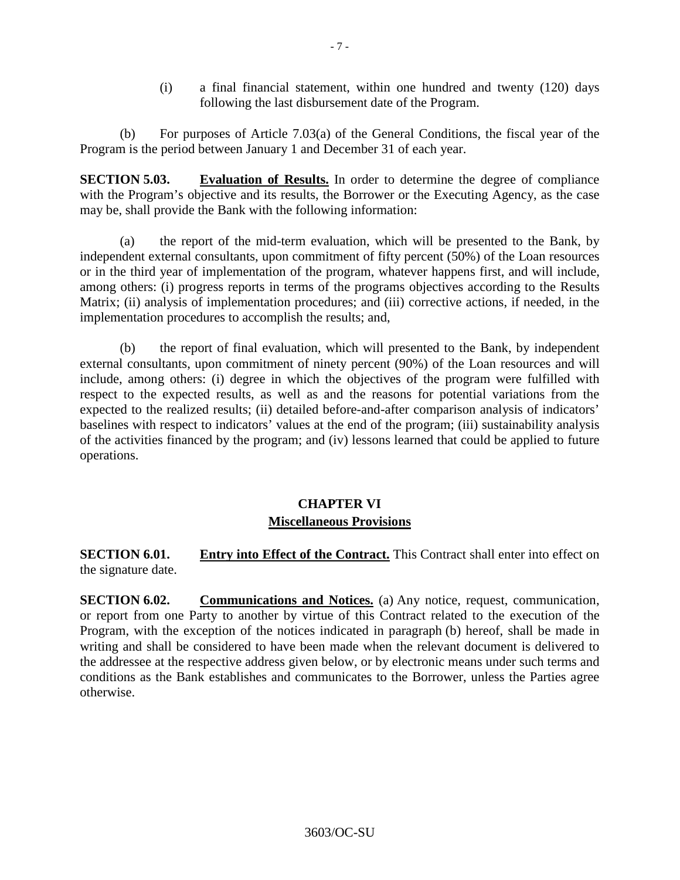(i) a final financial statement, within one hundred and twenty (120) days following the last disbursement date of the Program.

(b) For purposes of Article 7.03(a) of the General Conditions, the fiscal year of the Program is the period between January 1 and December 31 of each year.

**SECTION 5.03.** **Evaluation of Results.** In order to determine the degree of compliance with the Program's objective and its results, the Borrower or the Executing Agency, as the case may be, shall provide the Bank with the following information:

(a) the report of the mid-term evaluation, which will be presented to the Bank, by independent external consultants, upon commitment of fifty percent (50%) of the Loan resources or in the third year of implementation of the program, whatever happens first, and will include, among others: (i) progress reports in terms of the programs objectives according to the Results Matrix; (ii) analysis of implementation procedures; and (iii) corrective actions, if needed, in the implementation procedures to accomplish the results; and,

(b) the report of final evaluation, which will presented to the Bank, by independent external consultants, upon commitment of ninety percent (90%) of the Loan resources and will include, among others: (i) degree in which the objectives of the program were fulfilled with respect to the expected results, as well as and the reasons for potential variations from the expected to the realized results; (ii) detailed before-and-after comparison analysis of indicators' baselines with respect to indicators' values at the end of the program; (iii) sustainability analysis of the activities financed by the program; and (iv) lessons learned that could be applied to future operations.

## CHAPTER VI
## Miscellaneous Provisions

**SECTION 6.01.** **Entry into Effect of the Contract.** This Contract shall enter into effect on the signature date.

**SECTION 6.02.** **Communications and Notices.** (a) Any notice, request, communication, or report from one Party to another by virtue of this Contract related to the execution of the Program, with the exception of the notices indicated in paragraph (b) hereof, shall be made in writing and shall be considered to have been made when the relevant document is delivered to the addressee at the respective address given below, or by electronic means under such terms and conditions as the Bank establishes and communicates to the Borrower, unless the Parties agree otherwise.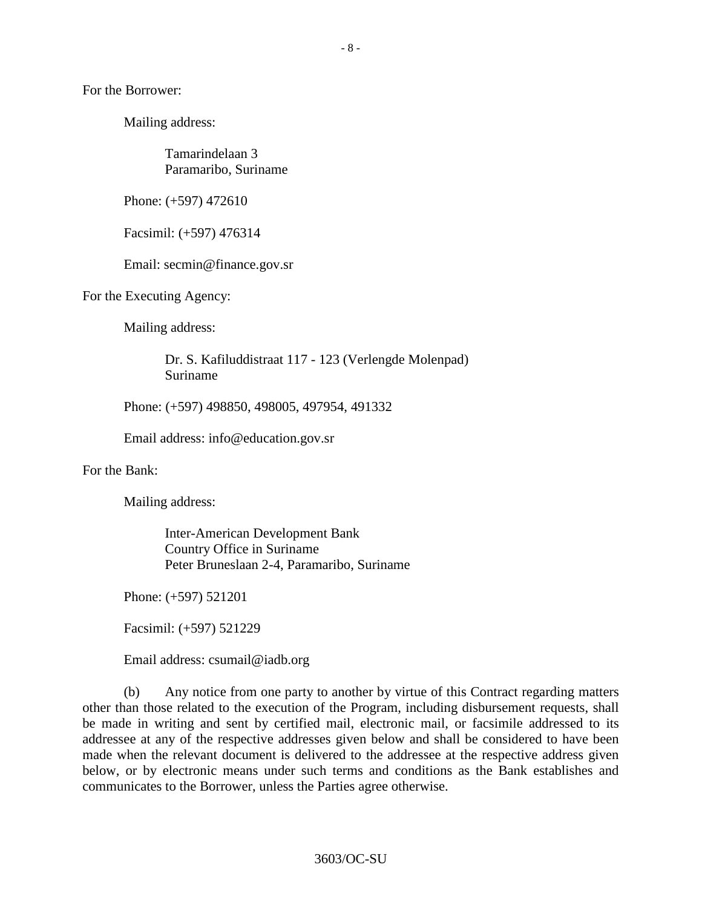For the Borrower:

Mailing address:

Tamarindelaan 3
Paramaribo, Suriname

Phone: (+597) 472610

Facsimil: (+597) 476314

Email: secmin@finance.gov.sr

For the Executing Agency:

Mailing address:

Dr. S. Kafiluddistraat 117 - 123 (Verlengde Molenpad)
Suriname

Phone: (+597) 498850, 498005, 497954, 491332

Email address: info@education.gov.sr

For the Bank:

Mailing address:

Inter-American Development Bank
Country Office in Suriname
Peter Bruneslaan 2-4, Paramaribo, Suriname

Phone: (+597) 521201

Facsimil: (+597) 521229

Email address: csumail@iadb.org

(b) Any notice from one party to another by virtue of this Contract regarding matters other than those related to the execution of the Program, including disbursement requests, shall be made in writing and sent by certified mail, electronic mail, or facsimile addressed to its addressee at any of the respective addresses given below and shall be considered to have been made when the relevant document is delivered to the addressee at the respective address given below, or by electronic means under such terms and conditions as the Bank establishes and communicates to the Borrower, unless the Parties agree otherwise.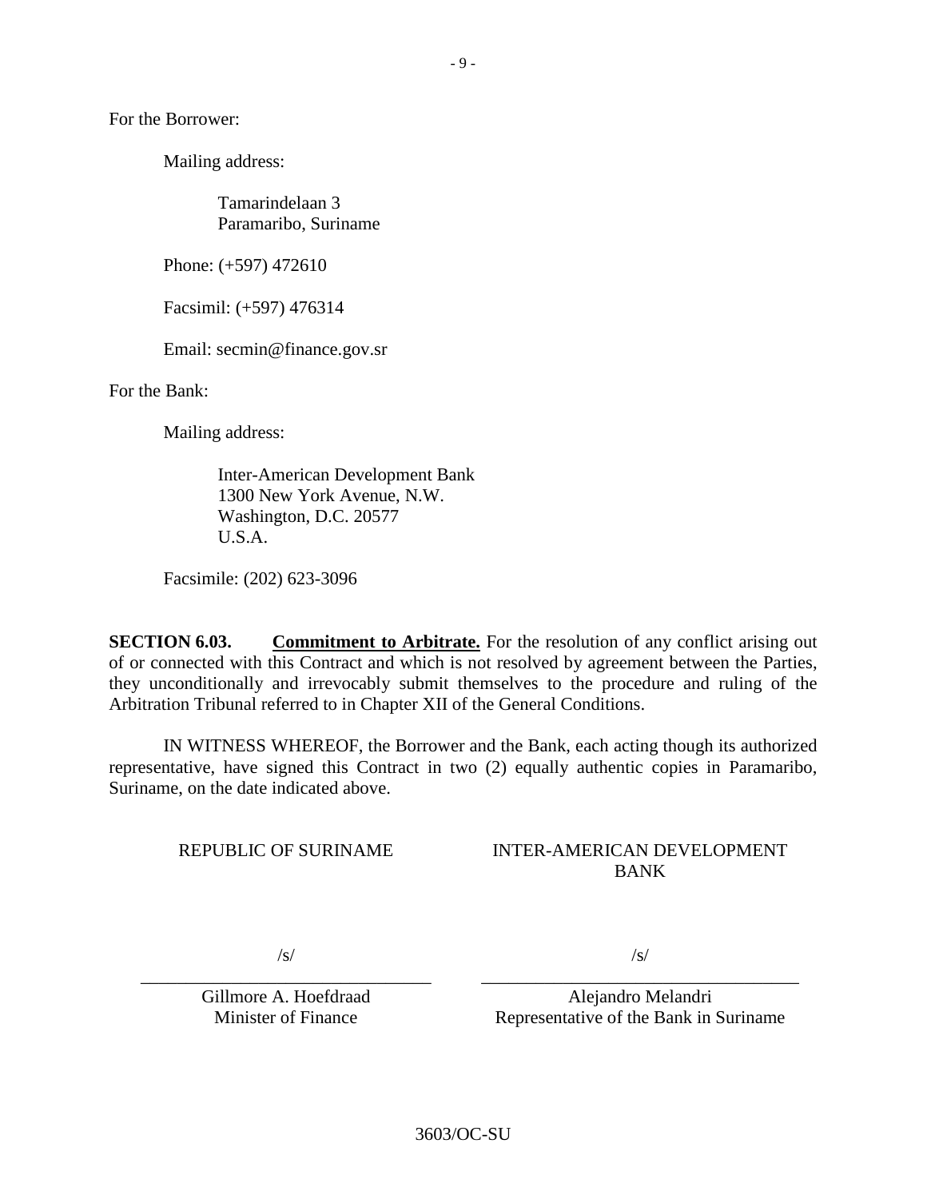For the Borrower:

Mailing address:

Tamarindelaan 3
Paramaribo, Suriname

Phone: (+597) 472610

Facsimil: (+597) 476314

Email: secmin@finance.gov.sr

For the Bank:

Mailing address:

Inter-American Development Bank
1300 New York Avenue, N.W.
Washington, D.C. 20577
U.S.A.

Facsimile: (202) 623-3096

**SECTION 6.03.** **Commitment to Arbitrate.** For the resolution of any conflict arising out of or connected with this Contract and which is not resolved by agreement between the Parties, they unconditionally and irrevocably submit themselves to the procedure and ruling of the Arbitration Tribunal referred to in Chapter XII of the General Conditions.

IN WITNESS WHEREOF, the Borrower and the Bank, each acting though its authorized representative, have signed this Contract in two (2) equally authentic copies in Paramaribo, Suriname, on the date indicated above.

| REPUBLIC OF SURINAME | INTER-AMERICAN DEVELOPMENT BANK |
|---|---|
| /s/ | /s/ |
| Gillmore A. Hoefdraad<br>Minister of Finance | Alejandro Melandri<br>Representative of the Bank in Suriname |

3603/OC-SU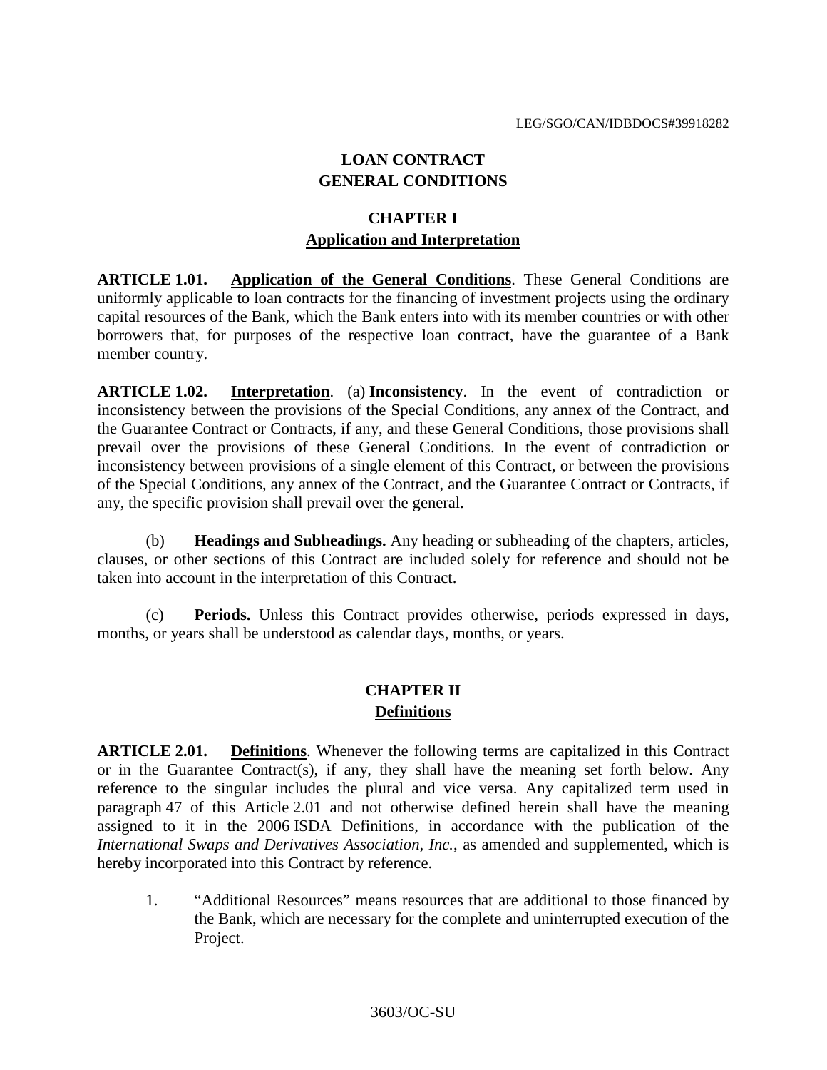# LOAN CONTRACT GENERAL CONDITIONS

## CHAPTER I
## Application and Interpretation

**ARTICLE 1.01. Application of the General Conditions**. These General Conditions are uniformly applicable to loan contracts for the financing of investment projects using the ordinary capital resources of the Bank, which the Bank enters into with its member countries or with other borrowers that, for purposes of the respective loan contract, have the guarantee of a Bank member country.

**ARTICLE 1.02. Interpretation**. (a) **Inconsistency**. In the event of contradiction or inconsistency between the provisions of the Special Conditions, any annex of the Contract, and the Guarantee Contract or Contracts, if any, and these General Conditions, those provisions shall prevail over the provisions of these General Conditions. In the event of contradiction or inconsistency between provisions of a single element of this Contract, or between the provisions of the Special Conditions, any annex of the Contract, and the Guarantee Contract or Contracts, if any, the specific provision shall prevail over the general.

(b) **Headings and Subheadings.** Any heading or subheading of the chapters, articles, clauses, or other sections of this Contract are included solely for reference and should not be taken into account in the interpretation of this Contract.

(c) **Periods.** Unless this Contract provides otherwise, periods expressed in days, months, or years shall be understood as calendar days, months, or years.

## CHAPTER II
## Definitions

**ARTICLE 2.01. Definitions**. Whenever the following terms are capitalized in this Contract or in the Guarantee Contract(s), if any, they shall have the meaning set forth below. Any reference to the singular includes the plural and vice versa. Any capitalized term used in paragraph 47 of this Article 2.01 and not otherwise defined herein shall have the meaning assigned to it in the 2006 ISDA Definitions, in accordance with the publication of the *International Swaps and Derivatives Association, Inc.*, as amended and supplemented, which is hereby incorporated into this Contract by reference.

1. "Additional Resources" means resources that are additional to those financed by the Bank, which are necessary for the complete and uninterrupted execution of the Project.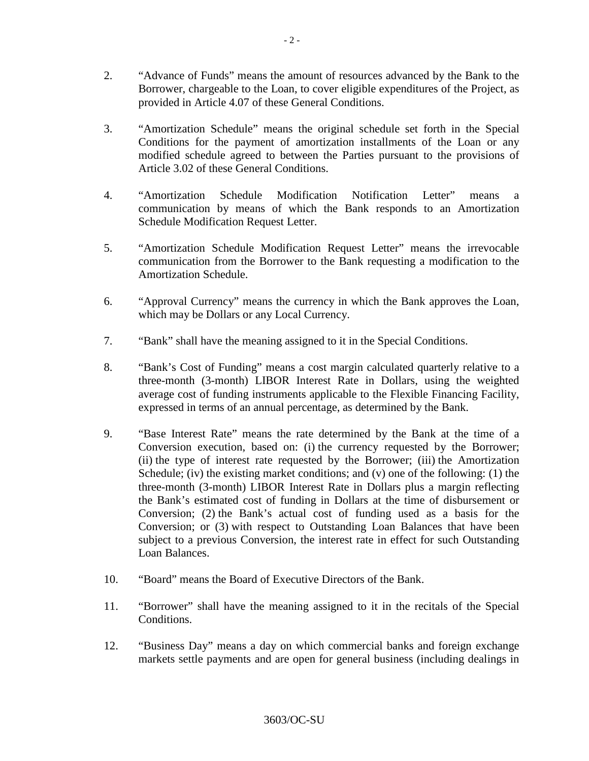2. “Advance of Funds” means the amount of resources advanced by the Bank to the Borrower, chargeable to the Loan, to cover eligible expenditures of the Project, as provided in Article 4.07 of these General Conditions.

3. “Amortization Schedule” means the original schedule set forth in the Special Conditions for the payment of amortization installments of the Loan or any modified schedule agreed to between the Parties pursuant to the provisions of Article 3.02 of these General Conditions.

4. “Amortization Schedule Modification Notification Letter” means a communication by means of which the Bank responds to an Amortization Schedule Modification Request Letter.

5. “Amortization Schedule Modification Request Letter” means the irrevocable communication from the Borrower to the Bank requesting a modification to the Amortization Schedule.

6. “Approval Currency” means the currency in which the Bank approves the Loan, which may be Dollars or any Local Currency.

7. “Bank” shall have the meaning assigned to it in the Special Conditions.

8. “Bank’s Cost of Funding” means a cost margin calculated quarterly relative to a three-month (3-month) LIBOR Interest Rate in Dollars, using the weighted average cost of funding instruments applicable to the Flexible Financing Facility, expressed in terms of an annual percentage, as determined by the Bank.

9. “Base Interest Rate” means the rate determined by the Bank at the time of a Conversion execution, based on: (i) the currency requested by the Borrower; (ii) the type of interest rate requested by the Borrower; (iii) the Amortization Schedule; (iv) the existing market conditions; and (v) one of the following: (1) the three-month (3-month) LIBOR Interest Rate in Dollars plus a margin reflecting the Bank’s estimated cost of funding in Dollars at the time of disbursement or Conversion; (2) the Bank’s actual cost of funding used as a basis for the Conversion; or (3) with respect to Outstanding Loan Balances that have been subject to a previous Conversion, the interest rate in effect for such Outstanding Loan Balances.

10. “Board” means the Board of Executive Directors of the Bank.

11. “Borrower” shall have the meaning assigned to it in the recitals of the Special Conditions.

12. “Business Day” means a day on which commercial banks and foreign exchange markets settle payments and are open for general business (including dealings in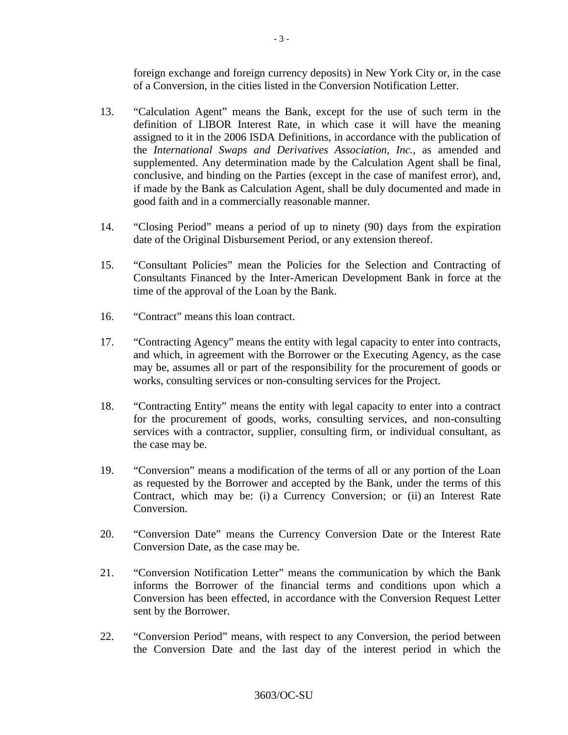foreign exchange and foreign currency deposits) in New York City or, in the case of a Conversion, in the cities listed in the Conversion Notification Letter.

13. "Calculation Agent" means the Bank, except for the use of such term in the definition of LIBOR Interest Rate, in which case it will have the meaning assigned to it in the 2006 ISDA Definitions, in accordance with the publication of the *International Swaps and Derivatives Association, Inc.*, as amended and supplemented. Any determination made by the Calculation Agent shall be final, conclusive, and binding on the Parties (except in the case of manifest error), and, if made by the Bank as Calculation Agent, shall be duly documented and made in good faith and in a commercially reasonable manner.

14. "Closing Period" means a period of up to ninety (90) days from the expiration date of the Original Disbursement Period, or any extension thereof.

15. "Consultant Policies" mean the Policies for the Selection and Contracting of Consultants Financed by the Inter-American Development Bank in force at the time of the approval of the Loan by the Bank.

16. "Contract" means this loan contract.

17. "Contracting Agency" means the entity with legal capacity to enter into contracts, and which, in agreement with the Borrower or the Executing Agency, as the case may be, assumes all or part of the responsibility for the procurement of goods or works, consulting services or non-consulting services for the Project.

18. "Contracting Entity" means the entity with legal capacity to enter into a contract for the procurement of goods, works, consulting services, and non-consulting services with a contractor, supplier, consulting firm, or individual consultant, as the case may be.

19. "Conversion" means a modification of the terms of all or any portion of the Loan as requested by the Borrower and accepted by the Bank, under the terms of this Contract, which may be: (i) a Currency Conversion; or (ii) an Interest Rate Conversion.

20. "Conversion Date" means the Currency Conversion Date or the Interest Rate Conversion Date, as the case may be.

21. "Conversion Notification Letter" means the communication by which the Bank informs the Borrower of the financial terms and conditions upon which a Conversion has been effected, in accordance with the Conversion Request Letter sent by the Borrower.

22. "Conversion Period" means, with respect to any Conversion, the period between the Conversion Date and the last day of the interest period in which the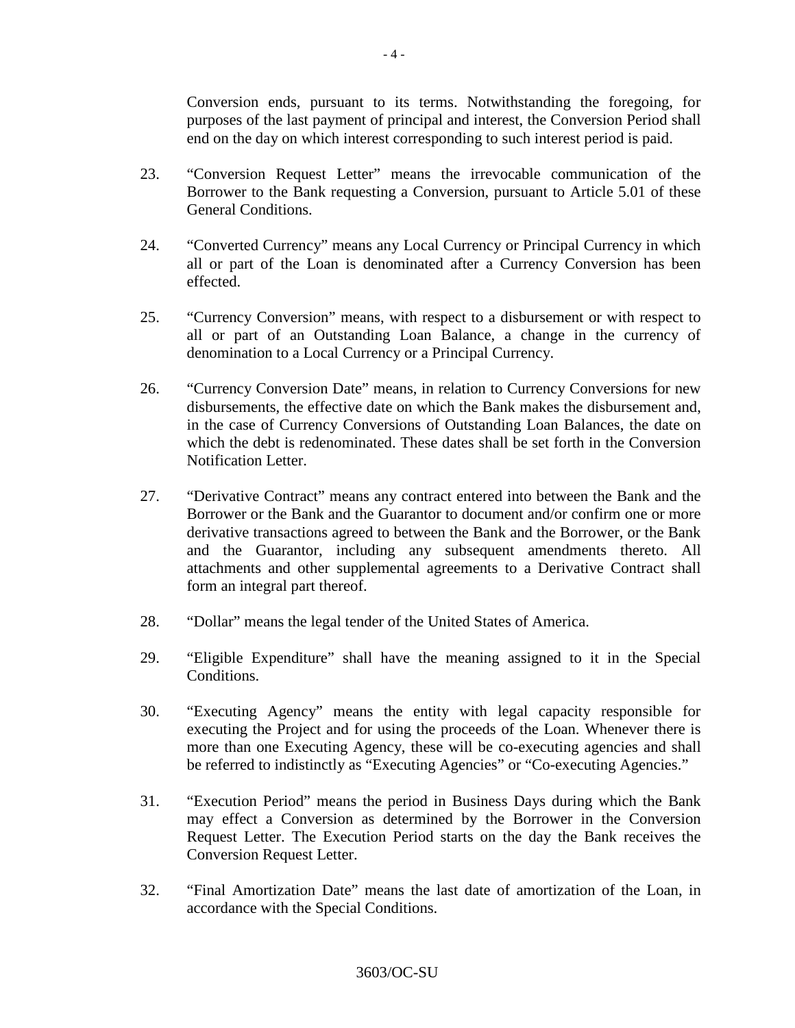Conversion ends, pursuant to its terms. Notwithstanding the foregoing, for purposes of the last payment of principal and interest, the Conversion Period shall end on the day on which interest corresponding to such interest period is paid.

23. "Conversion Request Letter" means the irrevocable communication of the Borrower to the Bank requesting a Conversion, pursuant to Article 5.01 of these General Conditions.

24. "Converted Currency" means any Local Currency or Principal Currency in which all or part of the Loan is denominated after a Currency Conversion has been effected.

25. "Currency Conversion" means, with respect to a disbursement or with respect to all or part of an Outstanding Loan Balance, a change in the currency of denomination to a Local Currency or a Principal Currency.

26. "Currency Conversion Date" means, in relation to Currency Conversions for new disbursements, the effective date on which the Bank makes the disbursement and, in the case of Currency Conversions of Outstanding Loan Balances, the date on which the debt is redenominated. These dates shall be set forth in the Conversion Notification Letter.

27. "Derivative Contract" means any contract entered into between the Bank and the Borrower or the Bank and the Guarantor to document and/or confirm one or more derivative transactions agreed to between the Bank and the Borrower, or the Bank and the Guarantor, including any subsequent amendments thereto. All attachments and other supplemental agreements to a Derivative Contract shall form an integral part thereof.

28. "Dollar" means the legal tender of the United States of America.

29. "Eligible Expenditure" shall have the meaning assigned to it in the Special Conditions.

30. "Executing Agency" means the entity with legal capacity responsible for executing the Project and for using the proceeds of the Loan. Whenever there is more than one Executing Agency, these will be co-executing agencies and shall be referred to indistinctly as "Executing Agencies" or "Co-executing Agencies."

31. "Execution Period" means the period in Business Days during which the Bank may effect a Conversion as determined by the Borrower in the Conversion Request Letter. The Execution Period starts on the day the Bank receives the Conversion Request Letter.

32. "Final Amortization Date" means the last date of amortization of the Loan, in accordance with the Special Conditions.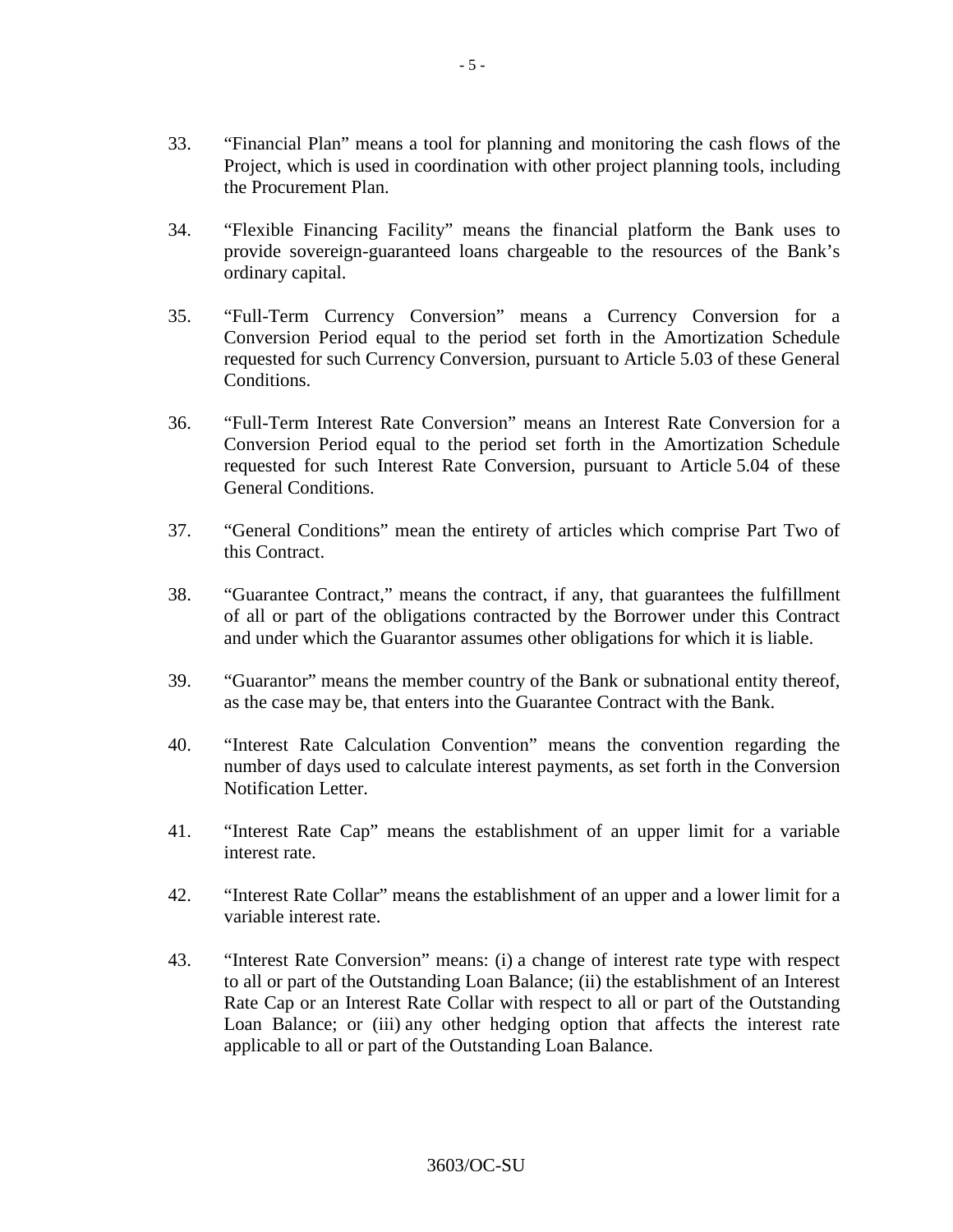33. “Financial Plan” means a tool for planning and monitoring the cash flows of the Project, which is used in coordination with other project planning tools, including the Procurement Plan.

34. “Flexible Financing Facility” means the financial platform the Bank uses to provide sovereign-guaranteed loans chargeable to the resources of the Bank’s ordinary capital.

35. “Full-Term Currency Conversion” means a Currency Conversion for a Conversion Period equal to the period set forth in the Amortization Schedule requested for such Currency Conversion, pursuant to Article 5.03 of these General Conditions.

36. “Full-Term Interest Rate Conversion” means an Interest Rate Conversion for a Conversion Period equal to the period set forth in the Amortization Schedule requested for such Interest Rate Conversion, pursuant to Article 5.04 of these General Conditions.

37. “General Conditions” mean the entirety of articles which comprise Part Two of this Contract.

38. “Guarantee Contract,” means the contract, if any, that guarantees the fulfillment of all or part of the obligations contracted by the Borrower under this Contract and under which the Guarantor assumes other obligations for which it is liable.

39. “Guarantor” means the member country of the Bank or subnational entity thereof, as the case may be, that enters into the Guarantee Contract with the Bank.

40. “Interest Rate Calculation Convention” means the convention regarding the number of days used to calculate interest payments, as set forth in the Conversion Notification Letter.

41. “Interest Rate Cap” means the establishment of an upper limit for a variable interest rate.

42. “Interest Rate Collar” means the establishment of an upper and a lower limit for a variable interest rate.

43. “Interest Rate Conversion” means: (i) a change of interest rate type with respect to all or part of the Outstanding Loan Balance; (ii) the establishment of an Interest Rate Cap or an Interest Rate Collar with respect to all or part of the Outstanding Loan Balance; or (iii) any other hedging option that affects the interest rate applicable to all or part of the Outstanding Loan Balance.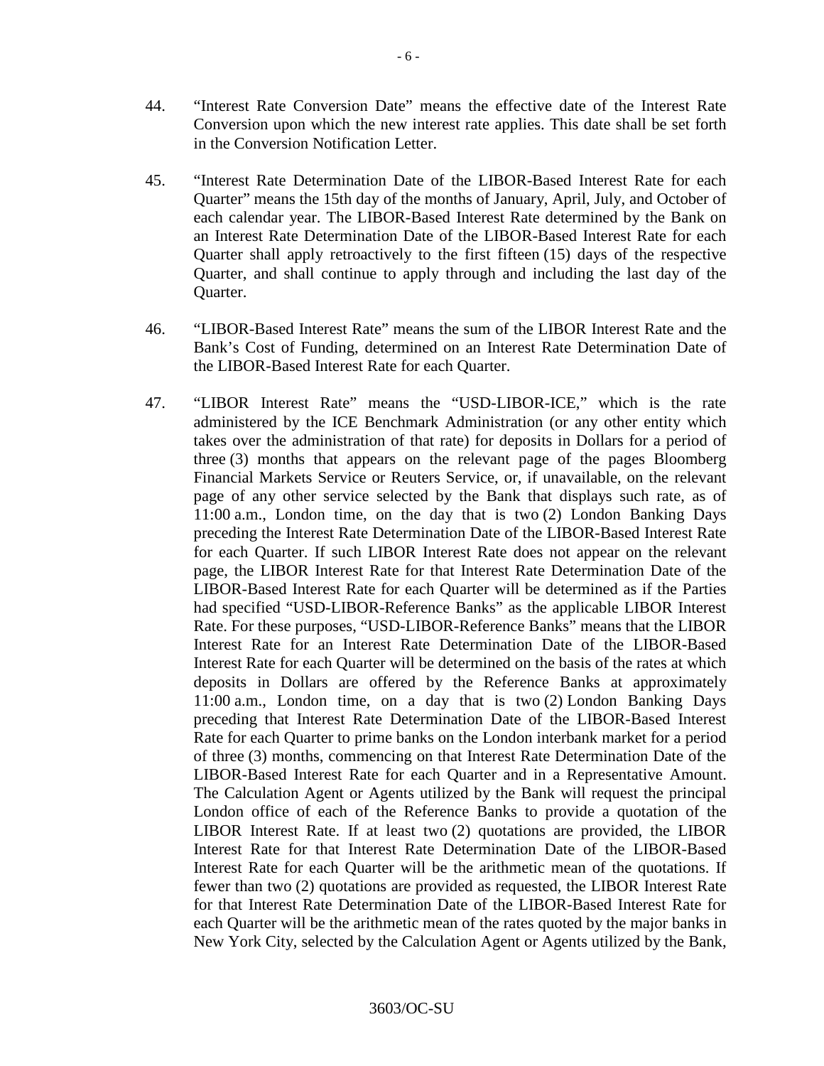44. "Interest Rate Conversion Date" means the effective date of the Interest Rate Conversion upon which the new interest rate applies. This date shall be set forth in the Conversion Notification Letter.

45. "Interest Rate Determination Date of the LIBOR-Based Interest Rate for each Quarter" means the 15th day of the months of January, April, July, and October of each calendar year. The LIBOR-Based Interest Rate determined by the Bank on an Interest Rate Determination Date of the LIBOR-Based Interest Rate for each Quarter shall apply retroactively to the first fifteen (15) days of the respective Quarter, and shall continue to apply through and including the last day of the Quarter.

46. "LIBOR-Based Interest Rate" means the sum of the LIBOR Interest Rate and the Bank's Cost of Funding, determined on an Interest Rate Determination Date of the LIBOR-Based Interest Rate for each Quarter.

47. "LIBOR Interest Rate" means the "USD-LIBOR-ICE," which is the rate administered by the ICE Benchmark Administration (or any other entity which takes over the administration of that rate) for deposits in Dollars for a period of three (3) months that appears on the relevant page of the pages Bloomberg Financial Markets Service or Reuters Service, or, if unavailable, on the relevant page of any other service selected by the Bank that displays such rate, as of 11:00 a.m., London time, on the day that is two (2) London Banking Days preceding the Interest Rate Determination Date of the LIBOR-Based Interest Rate for each Quarter. If such LIBOR Interest Rate does not appear on the relevant page, the LIBOR Interest Rate for that Interest Rate Determination Date of the LIBOR-Based Interest Rate for each Quarter will be determined as if the Parties had specified "USD-LIBOR-Reference Banks" as the applicable LIBOR Interest Rate. For these purposes, "USD-LIBOR-Reference Banks" means that the LIBOR Interest Rate for an Interest Rate Determination Date of the LIBOR-Based Interest Rate for each Quarter will be determined on the basis of the rates at which deposits in Dollars are offered by the Reference Banks at approximately 11:00 a.m., London time, on a day that is two (2) London Banking Days preceding that Interest Rate Determination Date of the LIBOR-Based Interest Rate for each Quarter to prime banks on the London interbank market for a period of three (3) months, commencing on that Interest Rate Determination Date of the LIBOR-Based Interest Rate for each Quarter and in a Representative Amount. The Calculation Agent or Agents utilized by the Bank will request the principal London office of each of the Reference Banks to provide a quotation of the LIBOR Interest Rate. If at least two (2) quotations are provided, the LIBOR Interest Rate for that Interest Rate Determination Date of the LIBOR-Based Interest Rate for each Quarter will be the arithmetic mean of the quotations. If fewer than two (2) quotations are provided as requested, the LIBOR Interest Rate for that Interest Rate Determination Date of the LIBOR-Based Interest Rate for each Quarter will be the arithmetic mean of the rates quoted by the major banks in New York City, selected by the Calculation Agent or Agents utilized by the Bank,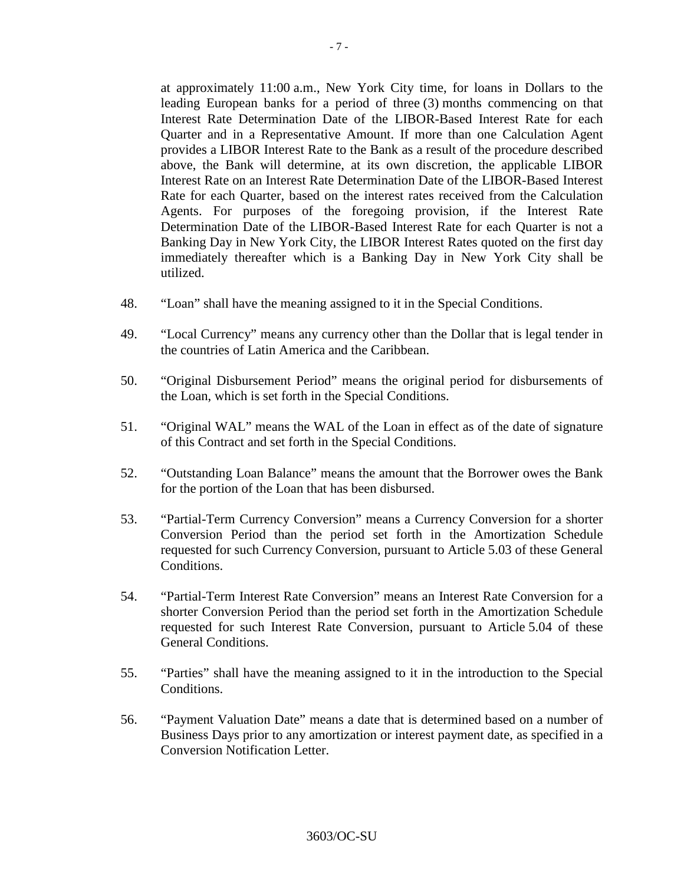at approximately 11:00 a.m., New York City time, for loans in Dollars to the leading European banks for a period of three (3) months commencing on that Interest Rate Determination Date of the LIBOR-Based Interest Rate for each Quarter and in a Representative Amount. If more than one Calculation Agent provides a LIBOR Interest Rate to the Bank as a result of the procedure described above, the Bank will determine, at its own discretion, the applicable LIBOR Interest Rate on an Interest Rate Determination Date of the LIBOR-Based Interest Rate for each Quarter, based on the interest rates received from the Calculation Agents. For purposes of the foregoing provision, if the Interest Rate Determination Date of the LIBOR-Based Interest Rate for each Quarter is not a Banking Day in New York City, the LIBOR Interest Rates quoted on the first day immediately thereafter which is a Banking Day in New York City shall be utilized.

48. "Loan" shall have the meaning assigned to it in the Special Conditions.

49. "Local Currency" means any currency other than the Dollar that is legal tender in the countries of Latin America and the Caribbean.

50. "Original Disbursement Period" means the original period for disbursements of the Loan, which is set forth in the Special Conditions.

51. "Original WAL" means the WAL of the Loan in effect as of the date of signature of this Contract and set forth in the Special Conditions.

52. "Outstanding Loan Balance" means the amount that the Borrower owes the Bank for the portion of the Loan that has been disbursed.

53. "Partial-Term Currency Conversion" means a Currency Conversion for a shorter Conversion Period than the period set forth in the Amortization Schedule requested for such Currency Conversion, pursuant to Article 5.03 of these General Conditions.

54. "Partial-Term Interest Rate Conversion" means an Interest Rate Conversion for a shorter Conversion Period than the period set forth in the Amortization Schedule requested for such Interest Rate Conversion, pursuant to Article 5.04 of these General Conditions.

55. "Parties" shall have the meaning assigned to it in the introduction to the Special Conditions.

56. "Payment Valuation Date" means a date that is determined based on a number of Business Days prior to any amortization or interest payment date, as specified in a Conversion Notification Letter.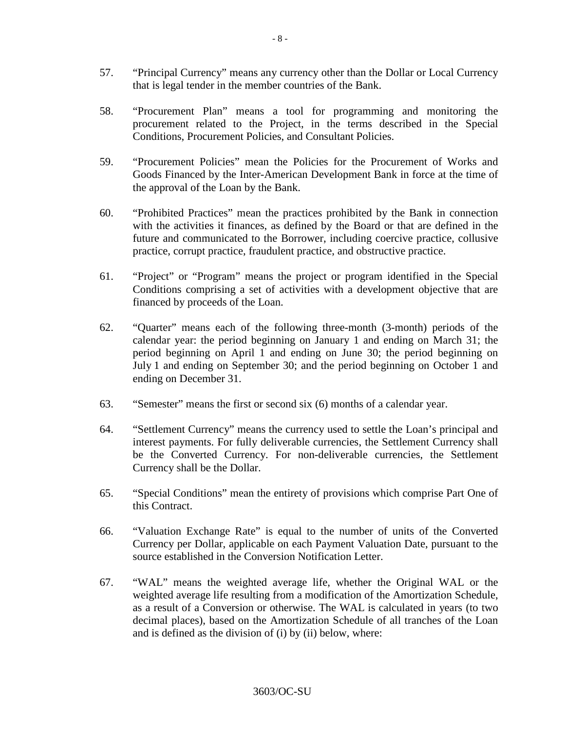57. "Principal Currency" means any currency other than the Dollar or Local Currency that is legal tender in the member countries of the Bank.

58. "Procurement Plan" means a tool for programming and monitoring the procurement related to the Project, in the terms described in the Special Conditions, Procurement Policies, and Consultant Policies.

59. "Procurement Policies" mean the Policies for the Procurement of Works and Goods Financed by the Inter-American Development Bank in force at the time of the approval of the Loan by the Bank.

60. "Prohibited Practices" mean the practices prohibited by the Bank in connection with the activities it finances, as defined by the Board or that are defined in the future and communicated to the Borrower, including coercive practice, collusive practice, corrupt practice, fraudulent practice, and obstructive practice.

61. "Project" or "Program" means the project or program identified in the Special Conditions comprising a set of activities with a development objective that are financed by proceeds of the Loan.

62. "Quarter" means each of the following three-month (3-month) periods of the calendar year: the period beginning on January 1 and ending on March 31; the period beginning on April 1 and ending on June 30; the period beginning on July 1 and ending on September 30; and the period beginning on October 1 and ending on December 31.

63. "Semester" means the first or second six (6) months of a calendar year.

64. "Settlement Currency" means the currency used to settle the Loan's principal and interest payments. For fully deliverable currencies, the Settlement Currency shall be the Converted Currency. For non-deliverable currencies, the Settlement Currency shall be the Dollar.

65. "Special Conditions" mean the entirety of provisions which comprise Part One of this Contract.

66. "Valuation Exchange Rate" is equal to the number of units of the Converted Currency per Dollar, applicable on each Payment Valuation Date, pursuant to the source established in the Conversion Notification Letter.

67. "WAL" means the weighted average life, whether the Original WAL or the weighted average life resulting from a modification of the Amortization Schedule, as a result of a Conversion or otherwise. The WAL is calculated in years (to two decimal places), based on the Amortization Schedule of all tranches of the Loan and is defined as the division of (i) by (ii) below, where: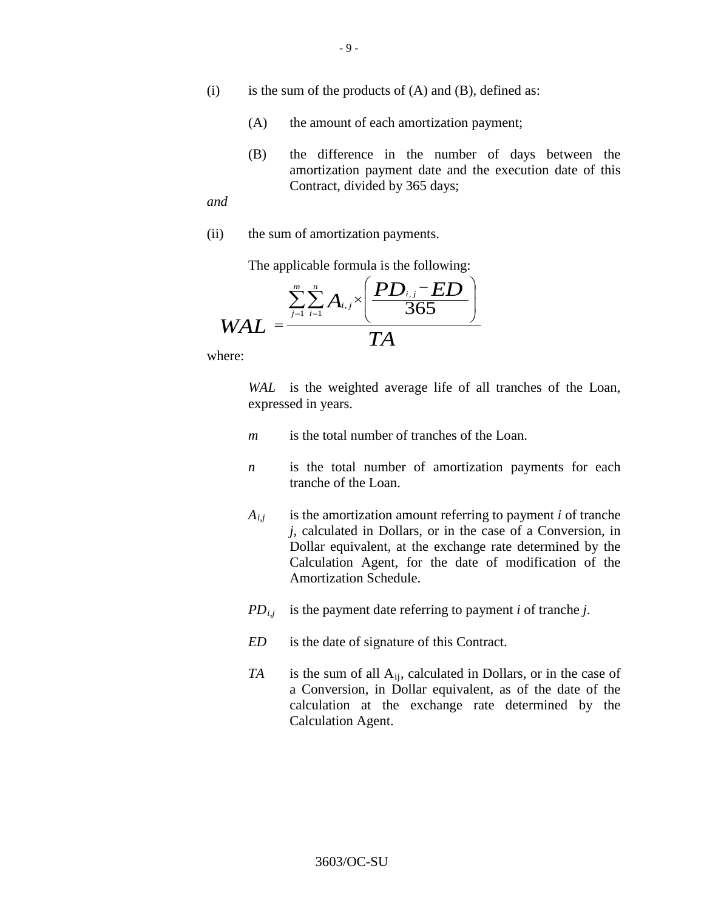(i) is the sum of the products of (A) and (B), defined as:

(A) the amount of each amortization payment;

(B) the difference in the number of days between the amortization payment date and the execution date of this Contract, divided by 365 days;

*and*

(ii) the sum of amortization payments.

The applicable formula is the following:

$$WAL = \frac{\sum_{j=1}^{m}\sum_{i=1}^{n} A_{i,j} \times \left( \frac{PD_{i,j} - ED}{365} \right)}{TA}$$

where:

*WAL* is the weighted average life of all tranches of the Loan, expressed in years.

$m$ is the total number of tranches of the Loan.

$n$ is the total number of amortization payments for each tranche of the Loan.

$A_{i,j}$ is the amortization amount referring to payment $i$ of tranche $j$, calculated in Dollars, or in the case of a Conversion, in Dollar equivalent, at the exchange rate determined by the Calculation Agent, for the date of modification of the Amortization Schedule.

$PD_{i,j}$ is the payment date referring to payment $i$ of tranche $j$.

*ED* is the date of signature of this Contract.

*TA* is the sum of all $A_{ij}$, calculated in Dollars, or in the case of a Conversion, in Dollar equivalent, as of the date of the calculation at the exchange rate determined by the Calculation Agent.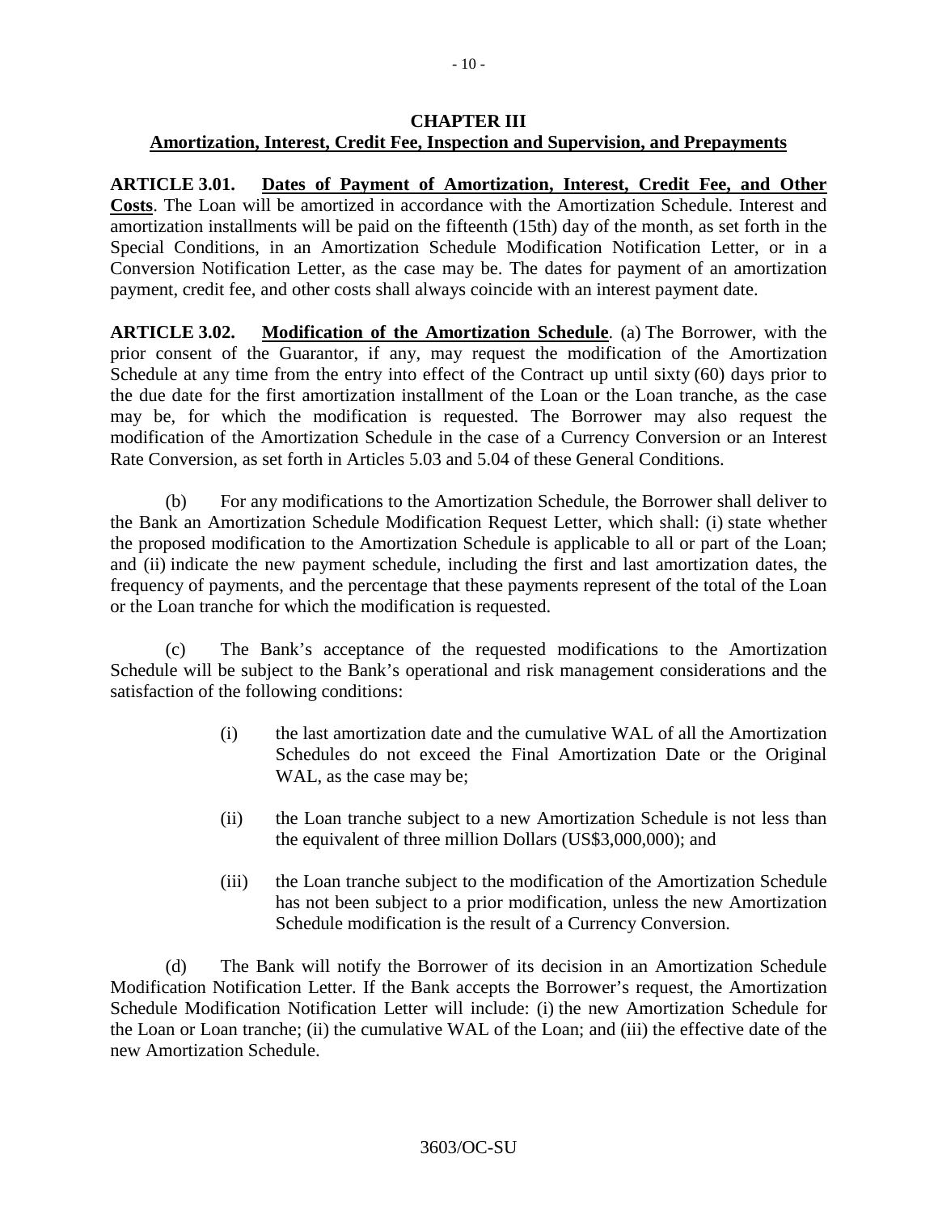## CHAPTER III
## Amortization, Interest, Credit Fee, Inspection and Supervision, and Prepayments

**ARTICLE 3.01. Dates of Payment of Amortization, Interest, Credit Fee, and Other Costs**. The Loan will be amortized in accordance with the Amortization Schedule. Interest and amortization installments will be paid on the fifteenth (15th) day of the month, as set forth in the Special Conditions, in an Amortization Schedule Modification Notification Letter, or in a Conversion Notification Letter, as the case may be. The dates for payment of an amortization payment, credit fee, and other costs shall always coincide with an interest payment date.

**ARTICLE 3.02. Modification of the Amortization Schedule**. (a) The Borrower, with the prior consent of the Guarantor, if any, may request the modification of the Amortization Schedule at any time from the entry into effect of the Contract up until sixty (60) days prior to the due date for the first amortization installment of the Loan or the Loan tranche, as the case may be, for which the modification is requested. The Borrower may also request the modification of the Amortization Schedule in the case of a Currency Conversion or an Interest Rate Conversion, as set forth in Articles 5.03 and 5.04 of these General Conditions.

(b) For any modifications to the Amortization Schedule, the Borrower shall deliver to the Bank an Amortization Schedule Modification Request Letter, which shall: (i) state whether the proposed modification to the Amortization Schedule is applicable to all or part of the Loan; and (ii) indicate the new payment schedule, including the first and last amortization dates, the frequency of payments, and the percentage that these payments represent of the total of the Loan or the Loan tranche for which the modification is requested.

(c) The Bank's acceptance of the requested modifications to the Amortization Schedule will be subject to the Bank's operational and risk management considerations and the satisfaction of the following conditions:

(i) the last amortization date and the cumulative WAL of all the Amortization Schedules do not exceed the Final Amortization Date or the Original WAL, as the case may be;

(ii) the Loan tranche subject to a new Amortization Schedule is not less than the equivalent of three million Dollars (US$3,000,000); and

(iii) the Loan tranche subject to the modification of the Amortization Schedule has not been subject to a prior modification, unless the new Amortization Schedule modification is the result of a Currency Conversion.

(d) The Bank will notify the Borrower of its decision in an Amortization Schedule Modification Notification Letter. If the Bank accepts the Borrower's request, the Amortization Schedule Modification Notification Letter will include: (i) the new Amortization Schedule for the Loan or Loan tranche; (ii) the cumulative WAL of the Loan; and (iii) the effective date of the new Amortization Schedule.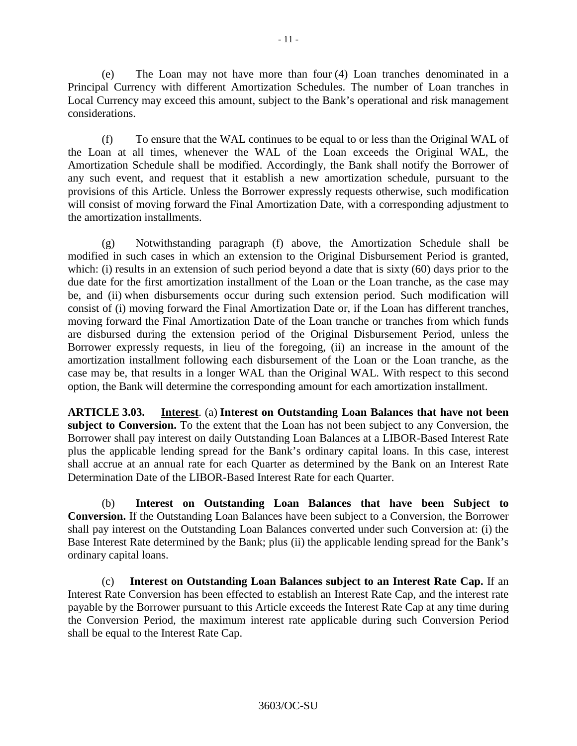(e) The Loan may not have more than four (4) Loan tranches denominated in a Principal Currency with different Amortization Schedules. The number of Loan tranches in Local Currency may exceed this amount, subject to the Bank's operational and risk management considerations.

(f) To ensure that the WAL continues to be equal to or less than the Original WAL of the Loan at all times, whenever the WAL of the Loan exceeds the Original WAL, the Amortization Schedule shall be modified. Accordingly, the Bank shall notify the Borrower of any such event, and request that it establish a new amortization schedule, pursuant to the provisions of this Article. Unless the Borrower expressly requests otherwise, such modification will consist of moving forward the Final Amortization Date, with a corresponding adjustment to the amortization installments.

(g) Notwithstanding paragraph (f) above, the Amortization Schedule shall be modified in such cases in which an extension to the Original Disbursement Period is granted, which: (i) results in an extension of such period beyond a date that is sixty (60) days prior to the due date for the first amortization installment of the Loan or the Loan tranche, as the case may be, and (ii) when disbursements occur during such extension period. Such modification will consist of (i) moving forward the Final Amortization Date or, if the Loan has different tranches, moving forward the Final Amortization Date of the Loan tranche or tranches from which funds are disbursed during the extension period of the Original Disbursement Period, unless the Borrower expressly requests, in lieu of the foregoing, (ii) an increase in the amount of the amortization installment following each disbursement of the Loan or the Loan tranche, as the case may be, that results in a longer WAL than the Original WAL. With respect to this second option, the Bank will determine the corresponding amount for each amortization installment.

**ARTICLE 3.03. Interest**. (a) **Interest on Outstanding Loan Balances that have not been subject to Conversion.** To the extent that the Loan has not been subject to any Conversion, the Borrower shall pay interest on daily Outstanding Loan Balances at a LIBOR-Based Interest Rate plus the applicable lending spread for the Bank's ordinary capital loans. In this case, interest shall accrue at an annual rate for each Quarter as determined by the Bank on an Interest Rate Determination Date of the LIBOR-Based Interest Rate for each Quarter.

(b) **Interest on Outstanding Loan Balances that have been Subject to Conversion.** If the Outstanding Loan Balances have been subject to a Conversion, the Borrower shall pay interest on the Outstanding Loan Balances converted under such Conversion at: (i) the Base Interest Rate determined by the Bank; plus (ii) the applicable lending spread for the Bank's ordinary capital loans.

(c) **Interest on Outstanding Loan Balances subject to an Interest Rate Cap.** If an Interest Rate Conversion has been effected to establish an Interest Rate Cap, and the interest rate payable by the Borrower pursuant to this Article exceeds the Interest Rate Cap at any time during the Conversion Period, the maximum interest rate applicable during such Conversion Period shall be equal to the Interest Rate Cap.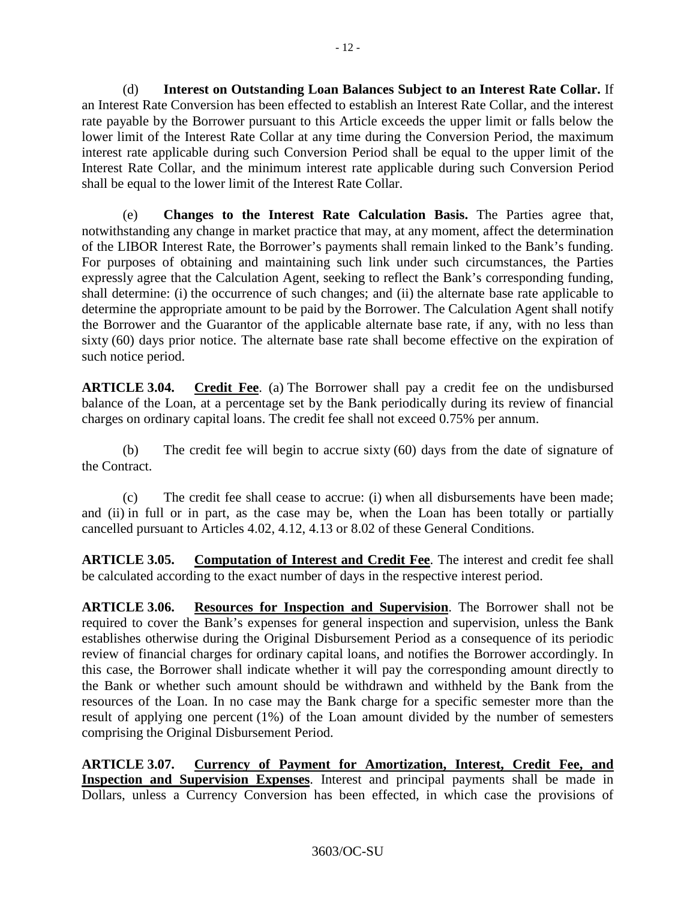(d) **Interest on Outstanding Loan Balances Subject to an Interest Rate Collar.** If an Interest Rate Conversion has been effected to establish an Interest Rate Collar, and the interest rate payable by the Borrower pursuant to this Article exceeds the upper limit or falls below the lower limit of the Interest Rate Collar at any time during the Conversion Period, the maximum interest rate applicable during such Conversion Period shall be equal to the upper limit of the Interest Rate Collar, and the minimum interest rate applicable during such Conversion Period shall be equal to the lower limit of the Interest Rate Collar.

(e) **Changes to the Interest Rate Calculation Basis.** The Parties agree that, notwithstanding any change in market practice that may, at any moment, affect the determination of the LIBOR Interest Rate, the Borrower's payments shall remain linked to the Bank's funding. For purposes of obtaining and maintaining such link under such circumstances, the Parties expressly agree that the Calculation Agent, seeking to reflect the Bank's corresponding funding, shall determine: (i) the occurrence of such changes; and (ii) the alternate base rate applicable to determine the appropriate amount to be paid by the Borrower. The Calculation Agent shall notify the Borrower and the Guarantor of the applicable alternate base rate, if any, with no less than sixty (60) days prior notice. The alternate base rate shall become effective on the expiration of such notice period.

**ARTICLE 3.04. Credit Fee**. (a) The Borrower shall pay a credit fee on the undisbursed balance of the Loan, at a percentage set by the Bank periodically during its review of financial charges on ordinary capital loans. The credit fee shall not exceed 0.75% per annum.

(b) The credit fee will begin to accrue sixty (60) days from the date of signature of the Contract.

(c) The credit fee shall cease to accrue: (i) when all disbursements have been made; and (ii) in full or in part, as the case may be, when the Loan has been totally or partially cancelled pursuant to Articles 4.02, 4.12, 4.13 or 8.02 of these General Conditions.

**ARTICLE 3.05. Computation of Interest and Credit Fee**. The interest and credit fee shall be calculated according to the exact number of days in the respective interest period.

**ARTICLE 3.06. Resources for Inspection and Supervision**. The Borrower shall not be required to cover the Bank's expenses for general inspection and supervision, unless the Bank establishes otherwise during the Original Disbursement Period as a consequence of its periodic review of financial charges for ordinary capital loans, and notifies the Borrower accordingly. In this case, the Borrower shall indicate whether it will pay the corresponding amount directly to the Bank or whether such amount should be withdrawn and withheld by the Bank from the resources of the Loan. In no case may the Bank charge for a specific semester more than the result of applying one percent (1%) of the Loan amount divided by the number of semesters comprising the Original Disbursement Period.

**ARTICLE 3.07. Currency of Payment for Amortization, Interest, Credit Fee, and Inspection and Supervision Expenses**. Interest and principal payments shall be made in Dollars, unless a Currency Conversion has been effected, in which case the provisions of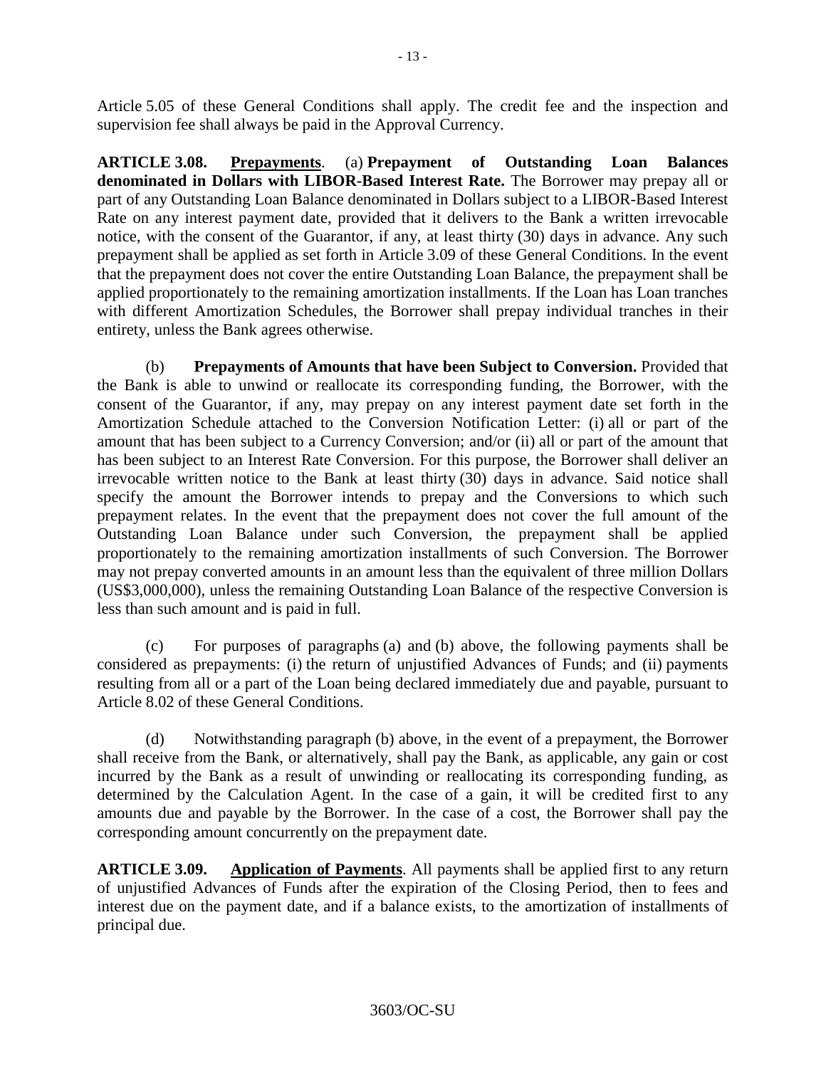Article 5.05 of these General Conditions shall apply. The credit fee and the inspection and supervision fee shall always be paid in the Approval Currency.

**ARTICLE 3.08. Prepayments**. (a) **Prepayment of Outstanding Loan Balances denominated in Dollars with LIBOR-Based Interest Rate.** The Borrower may prepay all or part of any Outstanding Loan Balance denominated in Dollars subject to a LIBOR-Based Interest Rate on any interest payment date, provided that it delivers to the Bank a written irrevocable notice, with the consent of the Guarantor, if any, at least thirty (30) days in advance. Any such prepayment shall be applied as set forth in Article 3.09 of these General Conditions. In the event that the prepayment does not cover the entire Outstanding Loan Balance, the prepayment shall be applied proportionately to the remaining amortization installments. If the Loan has Loan tranches with different Amortization Schedules, the Borrower shall prepay individual tranches in their entirety, unless the Bank agrees otherwise.

(b) **Prepayments of Amounts that have been Subject to Conversion.** Provided that the Bank is able to unwind or reallocate its corresponding funding, the Borrower, with the consent of the Guarantor, if any, may prepay on any interest payment date set forth in the Amortization Schedule attached to the Conversion Notification Letter: (i) all or part of the amount that has been subject to a Currency Conversion; and/or (ii) all or part of the amount that has been subject to an Interest Rate Conversion. For this purpose, the Borrower shall deliver an irrevocable written notice to the Bank at least thirty (30) days in advance. Said notice shall specify the amount the Borrower intends to prepay and the Conversions to which such prepayment relates. In the event that the prepayment does not cover the full amount of the Outstanding Loan Balance under such Conversion, the prepayment shall be applied proportionately to the remaining amortization installments of such Conversion. The Borrower may not prepay converted amounts in an amount less than the equivalent of three million Dollars (US$3,000,000), unless the remaining Outstanding Loan Balance of the respective Conversion is less than such amount and is paid in full.

(c) For purposes of paragraphs (a) and (b) above, the following payments shall be considered as prepayments: (i) the return of unjustified Advances of Funds; and (ii) payments resulting from all or a part of the Loan being declared immediately due and payable, pursuant to Article 8.02 of these General Conditions.

(d) Notwithstanding paragraph (b) above, in the event of a prepayment, the Borrower shall receive from the Bank, or alternatively, shall pay the Bank, as applicable, any gain or cost incurred by the Bank as a result of unwinding or reallocating its corresponding funding, as determined by the Calculation Agent. In the case of a gain, it will be credited first to any amounts due and payable by the Borrower. In the case of a cost, the Borrower shall pay the corresponding amount concurrently on the prepayment date.

**ARTICLE 3.09. Application of Payments**. All payments shall be applied first to any return of unjustified Advances of Funds after the expiration of the Closing Period, then to fees and interest due on the payment date, and if a balance exists, to the amortization of installments of principal due.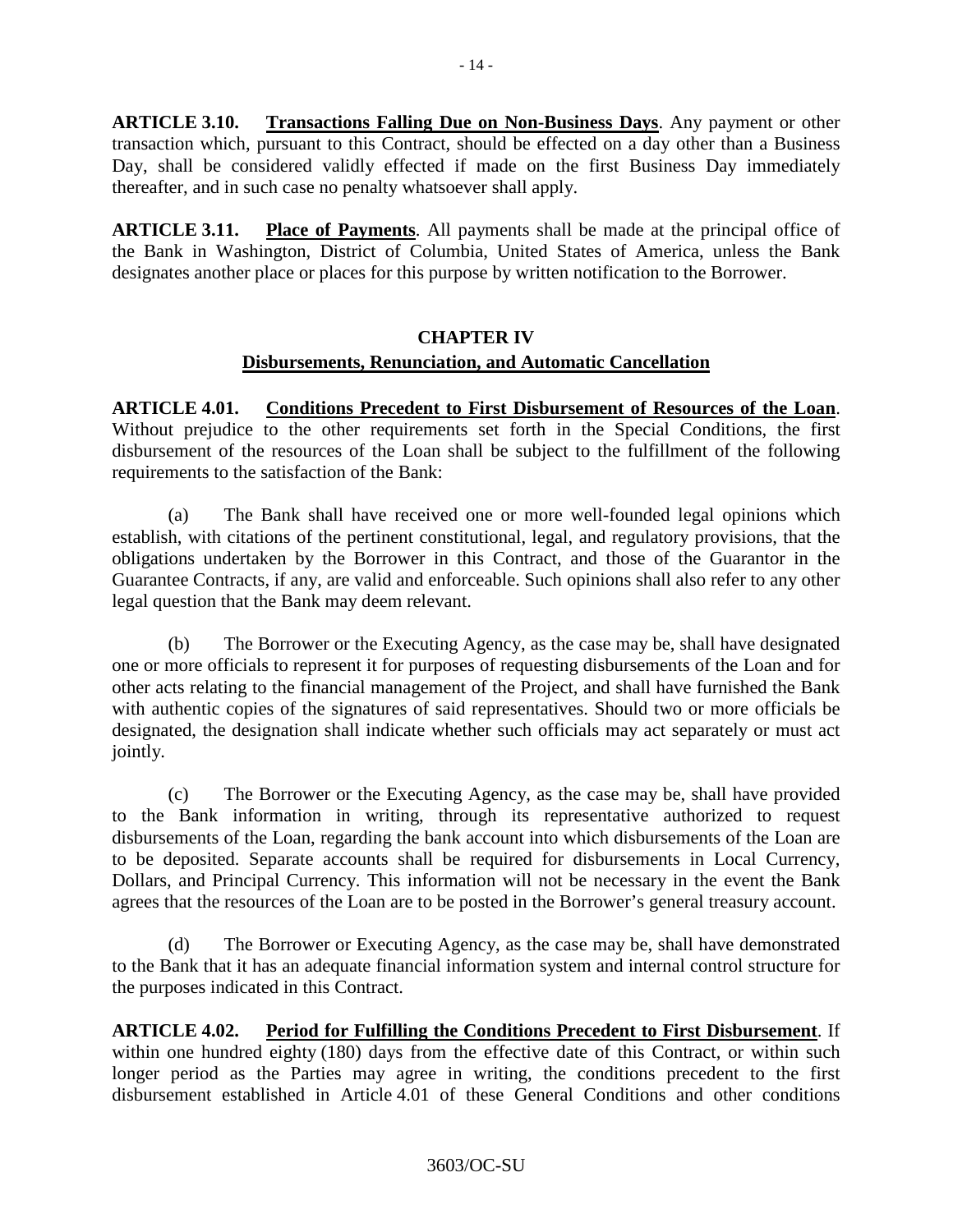**ARTICLE 3.10. <u>Transactions Falling Due on Non-Business Days</u>**. Any payment or other transaction which, pursuant to this Contract, should be effected on a day other than a Business Day, shall be considered validly effected if made on the first Business Day immediately thereafter, and in such case no penalty whatsoever shall apply.

**ARTICLE 3.11. <u>Place of Payments</u>**. All payments shall be made at the principal office of the Bank in Washington, District of Columbia, United States of America, unless the Bank designates another place or places for this purpose by written notification to the Borrower.

## CHAPTER IV

## <u>Disbursements, Renunciation, and Automatic Cancellation</u>

**ARTICLE 4.01. <u>Conditions Precedent to First Disbursement of Resources of the Loan</u>**. Without prejudice to the other requirements set forth in the Special Conditions, the first disbursement of the resources of the Loan shall be subject to the fulfillment of the following requirements to the satisfaction of the Bank:

(a) The Bank shall have received one or more well-founded legal opinions which establish, with citations of the pertinent constitutional, legal, and regulatory provisions, that the obligations undertaken by the Borrower in this Contract, and those of the Guarantor in the Guarantee Contracts, if any, are valid and enforceable. Such opinions shall also refer to any other legal question that the Bank may deem relevant.

(b) The Borrower or the Executing Agency, as the case may be, shall have designated one or more officials to represent it for purposes of requesting disbursements of the Loan and for other acts relating to the financial management of the Project, and shall have furnished the Bank with authentic copies of the signatures of said representatives. Should two or more officials be designated, the designation shall indicate whether such officials may act separately or must act jointly.

(c) The Borrower or the Executing Agency, as the case may be, shall have provided to the Bank information in writing, through its representative authorized to request disbursements of the Loan, regarding the bank account into which disbursements of the Loan are to be deposited. Separate accounts shall be required for disbursements in Local Currency, Dollars, and Principal Currency. This information will not be necessary in the event the Bank agrees that the resources of the Loan are to be posted in the Borrower's general treasury account.

(d) The Borrower or Executing Agency, as the case may be, shall have demonstrated to the Bank that it has an adequate financial information system and internal control structure for the purposes indicated in this Contract.

**ARTICLE 4.02. <u>Period for Fulfilling the Conditions Precedent to First Disbursement</u>**. If within one hundred eighty (180) days from the effective date of this Contract, or within such longer period as the Parties may agree in writing, the conditions precedent to the first disbursement established in Article 4.01 of these General Conditions and other conditions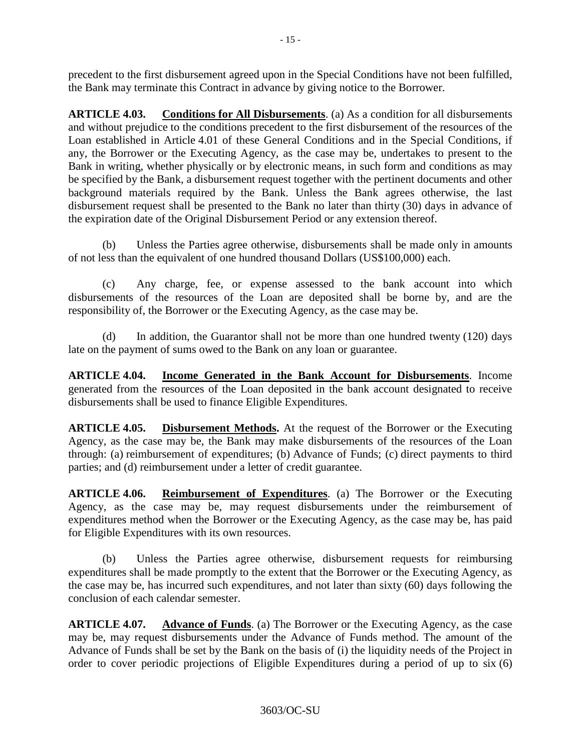precedent to the first disbursement agreed upon in the Special Conditions have not been fulfilled, the Bank may terminate this Contract in advance by giving notice to the Borrower.

**ARTICLE 4.03. Conditions for All Disbursements**. (a) As a condition for all disbursements and without prejudice to the conditions precedent to the first disbursement of the resources of the Loan established in Article 4.01 of these General Conditions and in the Special Conditions, if any, the Borrower or the Executing Agency, as the case may be, undertakes to present to the Bank in writing, whether physically or by electronic means, in such form and conditions as may be specified by the Bank, a disbursement request together with the pertinent documents and other background materials required by the Bank. Unless the Bank agrees otherwise, the last disbursement request shall be presented to the Bank no later than thirty (30) days in advance of the expiration date of the Original Disbursement Period or any extension thereof.

(b) Unless the Parties agree otherwise, disbursements shall be made only in amounts of not less than the equivalent of one hundred thousand Dollars (US$100,000) each.

(c) Any charge, fee, or expense assessed to the bank account into which disbursements of the resources of the Loan are deposited shall be borne by, and are the responsibility of, the Borrower or the Executing Agency, as the case may be.

(d) In addition, the Guarantor shall not be more than one hundred twenty (120) days late on the payment of sums owed to the Bank on any loan or guarantee.

**ARTICLE 4.04. Income Generated in the Bank Account for Disbursements**. Income generated from the resources of the Loan deposited in the bank account designated to receive disbursements shall be used to finance Eligible Expenditures.

**ARTICLE 4.05. Disbursement Methods.** At the request of the Borrower or the Executing Agency, as the case may be, the Bank may make disbursements of the resources of the Loan through: (a) reimbursement of expenditures; (b) Advance of Funds; (c) direct payments to third parties; and (d) reimbursement under a letter of credit guarantee.

**ARTICLE 4.06. Reimbursement of Expenditures**. (a) The Borrower or the Executing Agency, as the case may be, may request disbursements under the reimbursement of expenditures method when the Borrower or the Executing Agency, as the case may be, has paid for Eligible Expenditures with its own resources.

(b) Unless the Parties agree otherwise, disbursement requests for reimbursing expenditures shall be made promptly to the extent that the Borrower or the Executing Agency, as the case may be, has incurred such expenditures, and not later than sixty (60) days following the conclusion of each calendar semester.

**ARTICLE 4.07. Advance of Funds**. (a) The Borrower or the Executing Agency, as the case may be, may request disbursements under the Advance of Funds method. The amount of the Advance of Funds shall be set by the Bank on the basis of (i) the liquidity needs of the Project in order to cover periodic projections of Eligible Expenditures during a period of up to six (6)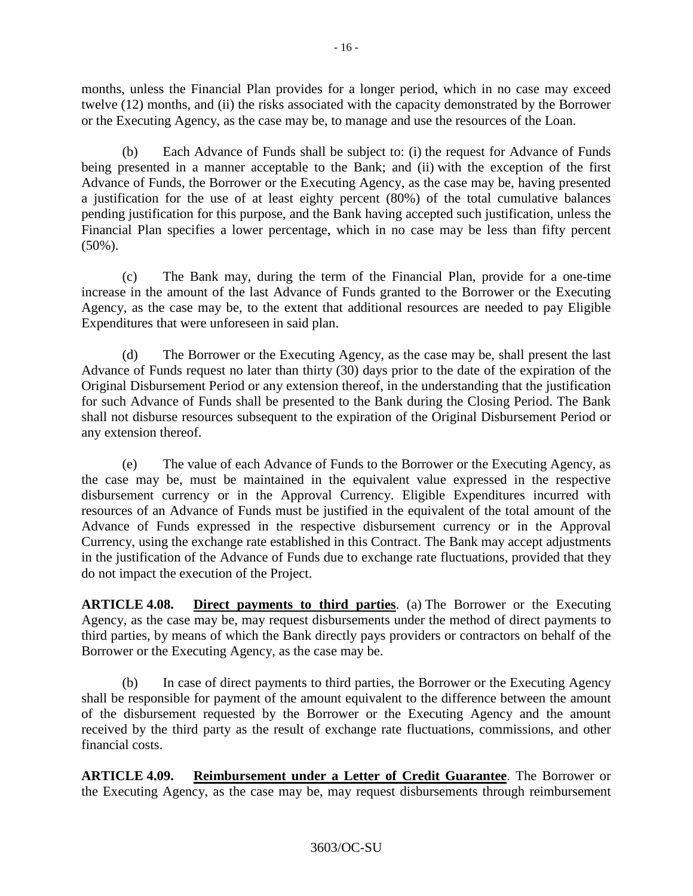months, unless the Financial Plan provides for a longer period, which in no case may exceed twelve (12) months, and (ii) the risks associated with the capacity demonstrated by the Borrower or the Executing Agency, as the case may be, to manage and use the resources of the Loan.

(b) Each Advance of Funds shall be subject to: (i) the request for Advance of Funds being presented in a manner acceptable to the Bank; and (ii) with the exception of the first Advance of Funds, the Borrower or the Executing Agency, as the case may be, having presented a justification for the use of at least eighty percent (80%) of the total cumulative balances pending justification for this purpose, and the Bank having accepted such justification, unless the Financial Plan specifies a lower percentage, which in no case may be less than fifty percent (50%).

(c) The Bank may, during the term of the Financial Plan, provide for a one-time increase in the amount of the last Advance of Funds granted to the Borrower or the Executing Agency, as the case may be, to the extent that additional resources are needed to pay Eligible Expenditures that were unforeseen in said plan.

(d) The Borrower or the Executing Agency, as the case may be, shall present the last Advance of Funds request no later than thirty (30) days prior to the date of the expiration of the Original Disbursement Period or any extension thereof, in the understanding that the justification for such Advance of Funds shall be presented to the Bank during the Closing Period. The Bank shall not disburse resources subsequent to the expiration of the Original Disbursement Period or any extension thereof.

(e) The value of each Advance of Funds to the Borrower or the Executing Agency, as the case may be, must be maintained in the equivalent value expressed in the respective disbursement currency or in the Approval Currency. Eligible Expenditures incurred with resources of an Advance of Funds must be justified in the equivalent of the total amount of the Advance of Funds expressed in the respective disbursement currency or in the Approval Currency, using the exchange rate established in this Contract. The Bank may accept adjustments in the justification of the Advance of Funds due to exchange rate fluctuations, provided that they do not impact the execution of the Project.

**ARTICLE 4.08. Direct payments to third parties**. (a) The Borrower or the Executing Agency, as the case may be, may request disbursements under the method of direct payments to third parties, by means of which the Bank directly pays providers or contractors on behalf of the Borrower or the Executing Agency, as the case may be.

(b) In case of direct payments to third parties, the Borrower or the Executing Agency shall be responsible for payment of the amount equivalent to the difference between the amount of the disbursement requested by the Borrower or the Executing Agency and the amount received by the third party as the result of exchange rate fluctuations, commissions, and other financial costs.

**ARTICLE 4.09. Reimbursement under a Letter of Credit Guarantee**. The Borrower or the Executing Agency, as the case may be, may request disbursements through reimbursement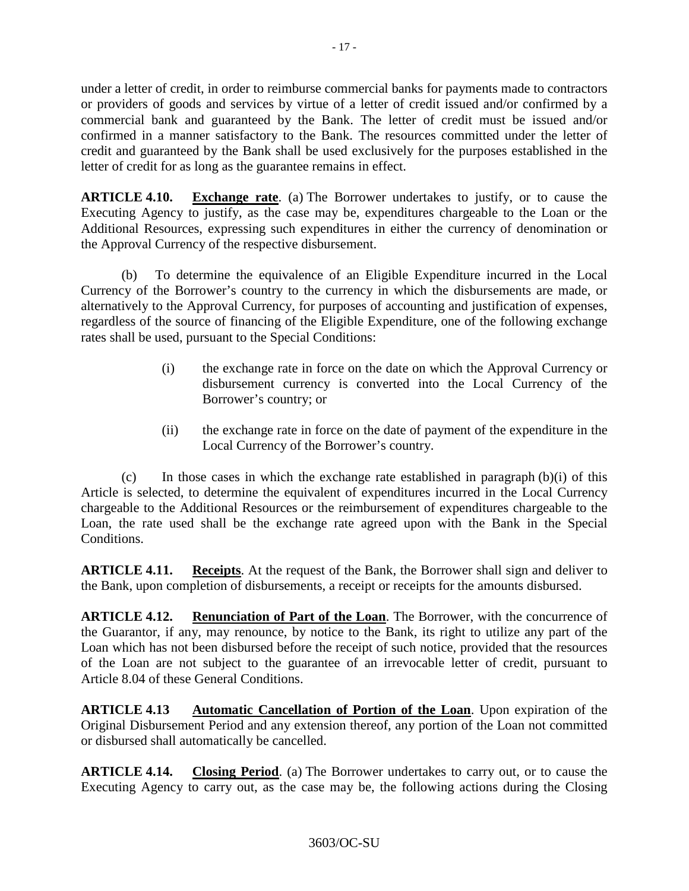under a letter of credit, in order to reimburse commercial banks for payments made to contractors or providers of goods and services by virtue of a letter of credit issued and/or confirmed by a commercial bank and guaranteed by the Bank. The letter of credit must be issued and/or confirmed in a manner satisfactory to the Bank. The resources committed under the letter of credit and guaranteed by the Bank shall be used exclusively for the purposes established in the letter of credit for as long as the guarantee remains in effect.

**ARTICLE 4.10. Exchange rate**. (a) The Borrower undertakes to justify, or to cause the Executing Agency to justify, as the case may be, expenditures chargeable to the Loan or the Additional Resources, expressing such expenditures in either the currency of denomination or the Approval Currency of the respective disbursement.

(b) To determine the equivalence of an Eligible Expenditure incurred in the Local Currency of the Borrower's country to the currency in which the disbursements are made, or alternatively to the Approval Currency, for purposes of accounting and justification of expenses, regardless of the source of financing of the Eligible Expenditure, one of the following exchange rates shall be used, pursuant to the Special Conditions:

(i) the exchange rate in force on the date on which the Approval Currency or disbursement currency is converted into the Local Currency of the Borrower's country; or

(ii) the exchange rate in force on the date of payment of the expenditure in the Local Currency of the Borrower's country.

(c) In those cases in which the exchange rate established in paragraph (b)(i) of this Article is selected, to determine the equivalent of expenditures incurred in the Local Currency chargeable to the Additional Resources or the reimbursement of expenditures chargeable to the Loan, the rate used shall be the exchange rate agreed upon with the Bank in the Special Conditions.

**ARTICLE 4.11. Receipts**. At the request of the Bank, the Borrower shall sign and deliver to the Bank, upon completion of disbursements, a receipt or receipts for the amounts disbursed.

**ARTICLE 4.12. Renunciation of Part of the Loan**. The Borrower, with the concurrence of the Guarantor, if any, may renounce, by notice to the Bank, its right to utilize any part of the Loan which has not been disbursed before the receipt of such notice, provided that the resources of the Loan are not subject to the guarantee of an irrevocable letter of credit, pursuant to Article 8.04 of these General Conditions.

**ARTICLE 4.13 Automatic Cancellation of Portion of the Loan**. Upon expiration of the Original Disbursement Period and any extension thereof, any portion of the Loan not committed or disbursed shall automatically be cancelled.

**ARTICLE 4.14. Closing Period**. (a) The Borrower undertakes to carry out, or to cause the Executing Agency to carry out, as the case may be, the following actions during the Closing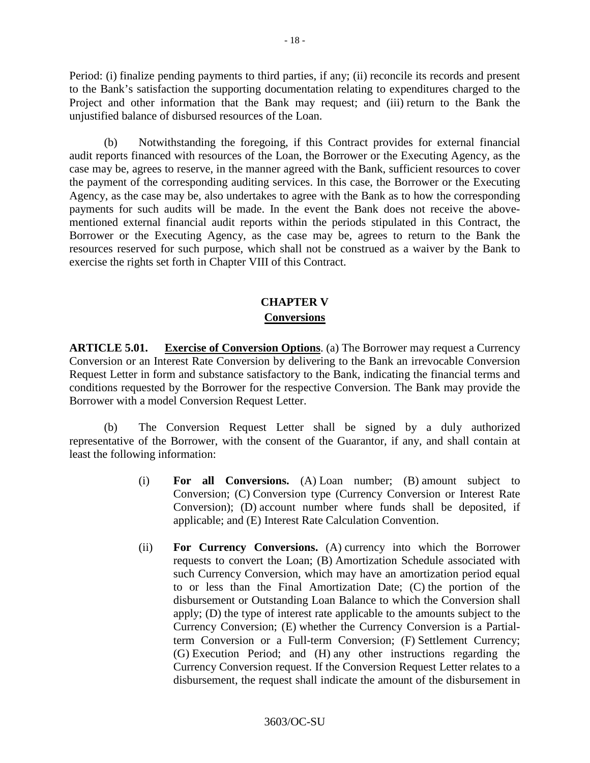Period: (i) finalize pending payments to third parties, if any; (ii) reconcile its records and present to the Bank's satisfaction the supporting documentation relating to expenditures charged to the Project and other information that the Bank may request; and (iii) return to the Bank the unjustified balance of disbursed resources of the Loan.

(b) Notwithstanding the foregoing, if this Contract provides for external financial audit reports financed with resources of the Loan, the Borrower or the Executing Agency, as the case may be, agrees to reserve, in the manner agreed with the Bank, sufficient resources to cover the payment of the corresponding auditing services. In this case, the Borrower or the Executing Agency, as the case may be, also undertakes to agree with the Bank as to how the corresponding payments for such audits will be made. In the event the Bank does not receive the above-mentioned external financial audit reports within the periods stipulated in this Contract, the Borrower or the Executing Agency, as the case may be, agrees to return to the Bank the resources reserved for such purpose, which shall not be construed as a waiver by the Bank to exercise the rights set forth in Chapter VIII of this Contract.

## CHAPTER V
## Conversions

**ARTICLE 5.01. Exercise of Conversion Options**. (a) The Borrower may request a Currency Conversion or an Interest Rate Conversion by delivering to the Bank an irrevocable Conversion Request Letter in form and substance satisfactory to the Bank, indicating the financial terms and conditions requested by the Borrower for the respective Conversion. The Bank may provide the Borrower with a model Conversion Request Letter.

(b) The Conversion Request Letter shall be signed by a duly authorized representative of the Borrower, with the consent of the Guarantor, if any, and shall contain at least the following information:

(i) **For all Conversions.** (A) Loan number; (B) amount subject to Conversion; (C) Conversion type (Currency Conversion or Interest Rate Conversion); (D) account number where funds shall be deposited, if applicable; and (E) Interest Rate Calculation Convention.

(ii) **For Currency Conversions.** (A) currency into which the Borrower requests to convert the Loan; (B) Amortization Schedule associated with such Currency Conversion, which may have an amortization period equal to or less than the Final Amortization Date; (C) the portion of the disbursement or Outstanding Loan Balance to which the Conversion shall apply; (D) the type of interest rate applicable to the amounts subject to the Currency Conversion; (E) whether the Currency Conversion is a Partial-term Conversion or a Full-term Conversion; (F) Settlement Currency; (G) Execution Period; and (H) any other instructions regarding the Currency Conversion request. If the Conversion Request Letter relates to a disbursement, the request shall indicate the amount of the disbursement in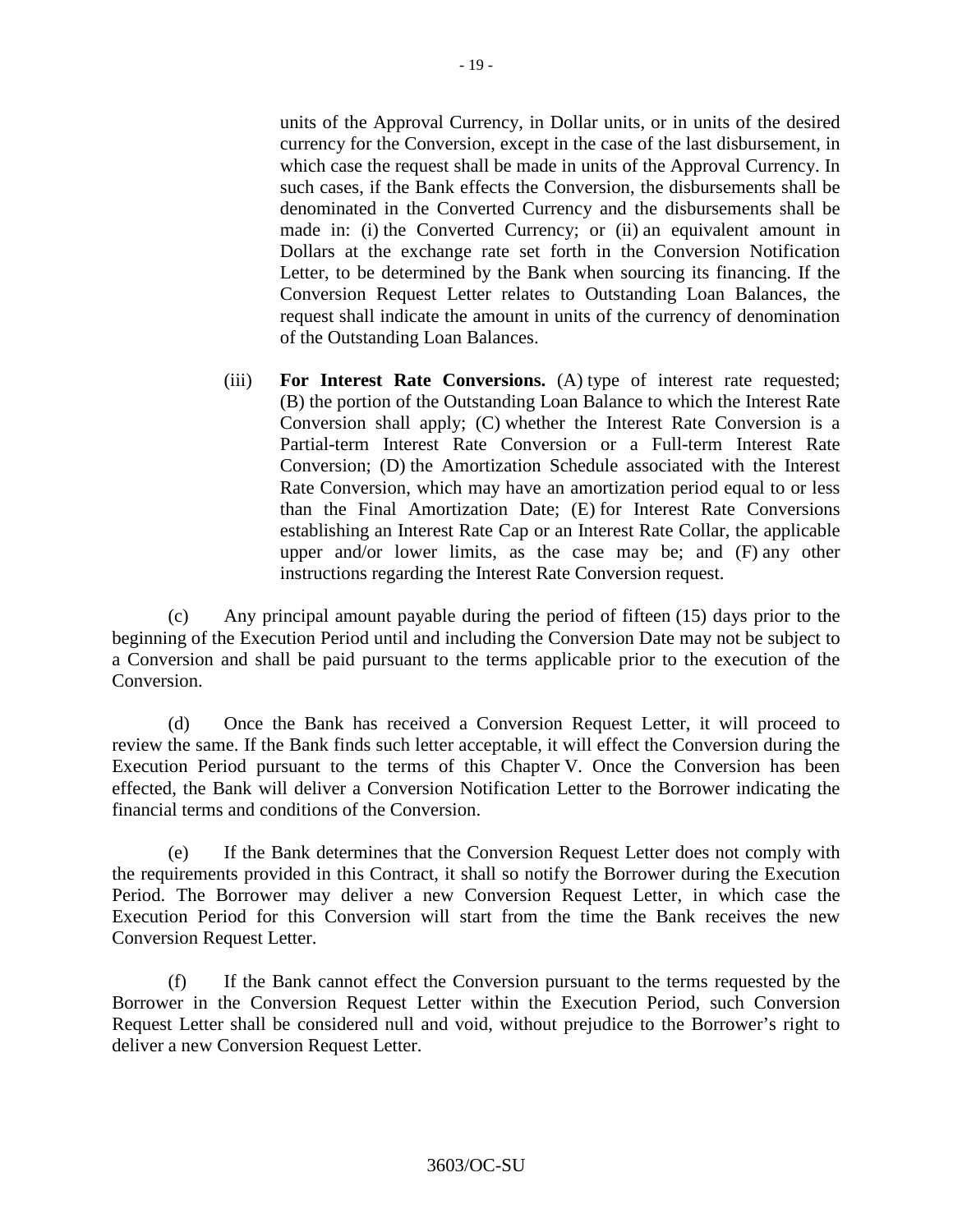units of the Approval Currency, in Dollar units, or in units of the desired currency for the Conversion, except in the case of the last disbursement, in which case the request shall be made in units of the Approval Currency. In such cases, if the Bank effects the Conversion, the disbursements shall be denominated in the Converted Currency and the disbursements shall be made in: (i) the Converted Currency; or (ii) an equivalent amount in Dollars at the exchange rate set forth in the Conversion Notification Letter, to be determined by the Bank when sourcing its financing. If the Conversion Request Letter relates to Outstanding Loan Balances, the request shall indicate the amount in units of the currency of denomination of the Outstanding Loan Balances.

(iii) **For Interest Rate Conversions.** (A) type of interest rate requested; (B) the portion of the Outstanding Loan Balance to which the Interest Rate Conversion shall apply; (C) whether the Interest Rate Conversion is a Partial-term Interest Rate Conversion or a Full-term Interest Rate Conversion; (D) the Amortization Schedule associated with the Interest Rate Conversion, which may have an amortization period equal to or less than the Final Amortization Date; (E) for Interest Rate Conversions establishing an Interest Rate Cap or an Interest Rate Collar, the applicable upper and/or lower limits, as the case may be; and (F) any other instructions regarding the Interest Rate Conversion request.

(c) Any principal amount payable during the period of fifteen (15) days prior to the beginning of the Execution Period until and including the Conversion Date may not be subject to a Conversion and shall be paid pursuant to the terms applicable prior to the execution of the Conversion.

(d) Once the Bank has received a Conversion Request Letter, it will proceed to review the same. If the Bank finds such letter acceptable, it will effect the Conversion during the Execution Period pursuant to the terms of this Chapter V. Once the Conversion has been effected, the Bank will deliver a Conversion Notification Letter to the Borrower indicating the financial terms and conditions of the Conversion.

(e) If the Bank determines that the Conversion Request Letter does not comply with the requirements provided in this Contract, it shall so notify the Borrower during the Execution Period. The Borrower may deliver a new Conversion Request Letter, in which case the Execution Period for this Conversion will start from the time the Bank receives the new Conversion Request Letter.

(f) If the Bank cannot effect the Conversion pursuant to the terms requested by the Borrower in the Conversion Request Letter within the Execution Period, such Conversion Request Letter shall be considered null and void, without prejudice to the Borrower's right to deliver a new Conversion Request Letter.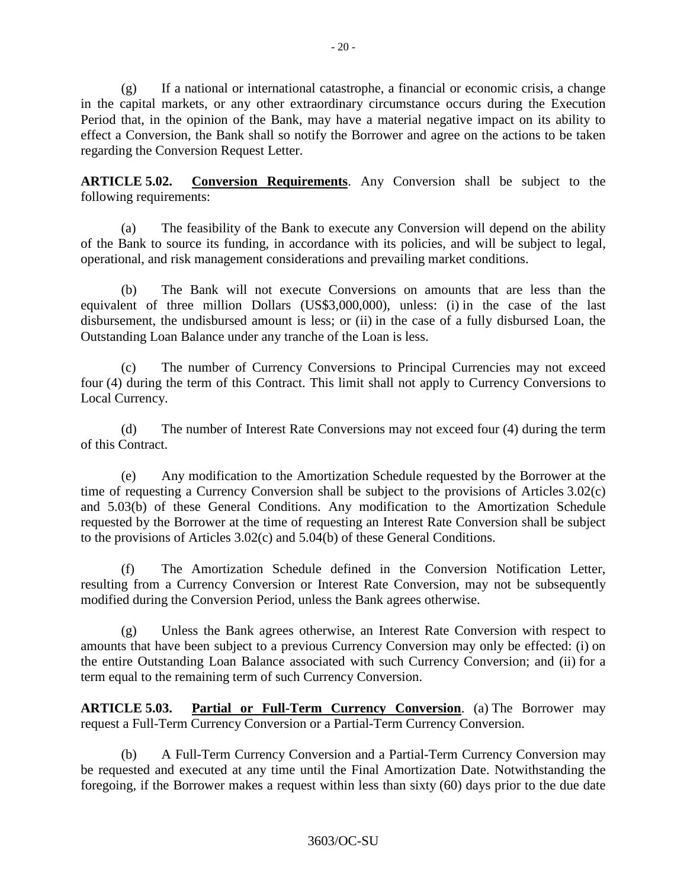(g) If a national or international catastrophe, a financial or economic crisis, a change in the capital markets, or any other extraordinary circumstance occurs during the Execution Period that, in the opinion of the Bank, may have a material negative impact on its ability to effect a Conversion, the Bank shall so notify the Borrower and agree on the actions to be taken regarding the Conversion Request Letter.

**ARTICLE 5.02. <u>Conversion Requirements</u>**. Any Conversion shall be subject to the following requirements:

(a) The feasibility of the Bank to execute any Conversion will depend on the ability of the Bank to source its funding, in accordance with its policies, and will be subject to legal, operational, and risk management considerations and prevailing market conditions.

(b) The Bank will not execute Conversions on amounts that are less than the equivalent of three million Dollars (US$3,000,000), unless: (i) in the case of the last disbursement, the undisbursed amount is less; or (ii) in the case of a fully disbursed Loan, the Outstanding Loan Balance under any tranche of the Loan is less.

(c) The number of Currency Conversions to Principal Currencies may not exceed four (4) during the term of this Contract. This limit shall not apply to Currency Conversions to Local Currency.

(d) The number of Interest Rate Conversions may not exceed four (4) during the term of this Contract.

(e) Any modification to the Amortization Schedule requested by the Borrower at the time of requesting a Currency Conversion shall be subject to the provisions of Articles 3.02(c) and 5.03(b) of these General Conditions. Any modification to the Amortization Schedule requested by the Borrower at the time of requesting an Interest Rate Conversion shall be subject to the provisions of Articles 3.02(c) and 5.04(b) of these General Conditions.

(f) The Amortization Schedule defined in the Conversion Notification Letter, resulting from a Currency Conversion or Interest Rate Conversion, may not be subsequently modified during the Conversion Period, unless the Bank agrees otherwise.

(g) Unless the Bank agrees otherwise, an Interest Rate Conversion with respect to amounts that have been subject to a previous Currency Conversion may only be effected: (i) on the entire Outstanding Loan Balance associated with such Currency Conversion; and (ii) for a term equal to the remaining term of such Currency Conversion.

**ARTICLE 5.03. <u>Partial or Full-Term Currency Conversion</u>**. (a) The Borrower may request a Full-Term Currency Conversion or a Partial-Term Currency Conversion.

(b) A Full-Term Currency Conversion and a Partial-Term Currency Conversion may be requested and executed at any time until the Final Amortization Date. Notwithstanding the foregoing, if the Borrower makes a request within less than sixty (60) days prior to the due date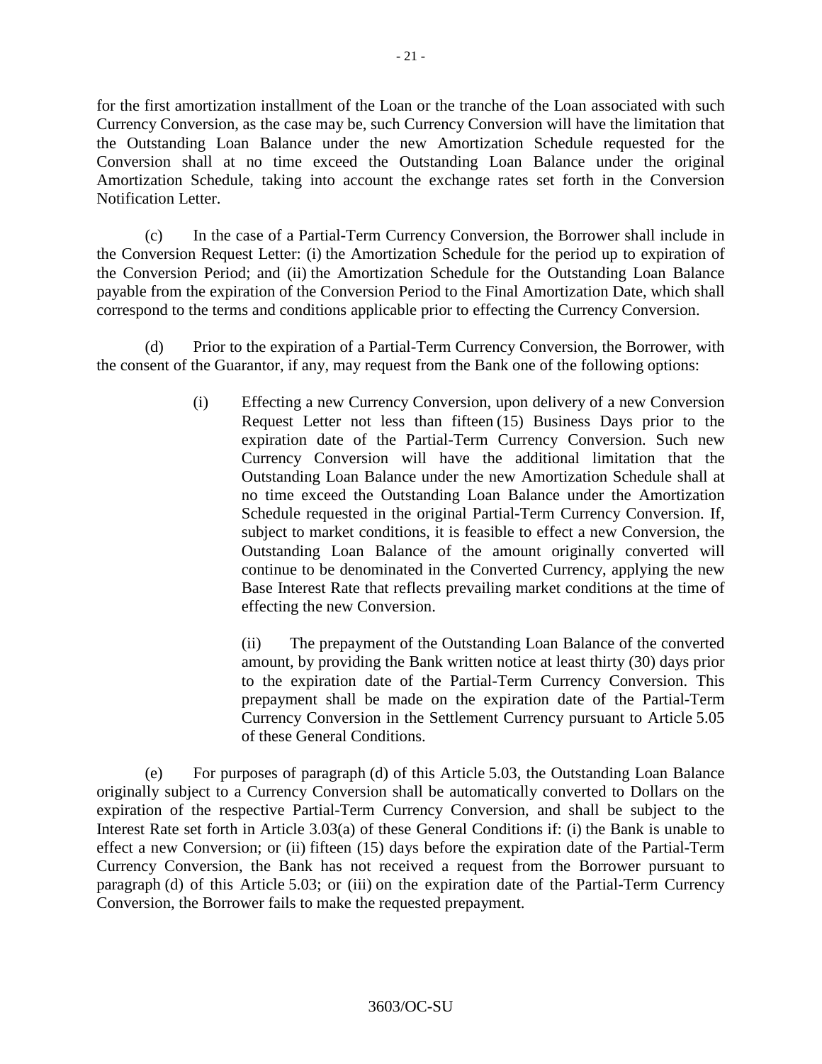for the first amortization installment of the Loan or the tranche of the Loan associated with such Currency Conversion, as the case may be, such Currency Conversion will have the limitation that the Outstanding Loan Balance under the new Amortization Schedule requested for the Conversion shall at no time exceed the Outstanding Loan Balance under the original Amortization Schedule, taking into account the exchange rates set forth in the Conversion Notification Letter.

(c) In the case of a Partial-Term Currency Conversion, the Borrower shall include in the Conversion Request Letter: (i) the Amortization Schedule for the period up to expiration of the Conversion Period; and (ii) the Amortization Schedule for the Outstanding Loan Balance payable from the expiration of the Conversion Period to the Final Amortization Date, which shall correspond to the terms and conditions applicable prior to effecting the Currency Conversion.

(d) Prior to the expiration of a Partial-Term Currency Conversion, the Borrower, with the consent of the Guarantor, if any, may request from the Bank one of the following options:

(i) Effecting a new Currency Conversion, upon delivery of a new Conversion Request Letter not less than fifteen (15) Business Days prior to the expiration date of the Partial-Term Currency Conversion. Such new Currency Conversion will have the additional limitation that the Outstanding Loan Balance under the new Amortization Schedule shall at no time exceed the Outstanding Loan Balance under the Amortization Schedule requested in the original Partial-Term Currency Conversion. If, subject to market conditions, it is feasible to effect a new Conversion, the Outstanding Loan Balance of the amount originally converted will continue to be denominated in the Converted Currency, applying the new Base Interest Rate that reflects prevailing market conditions at the time of effecting the new Conversion.

(ii) The prepayment of the Outstanding Loan Balance of the converted amount, by providing the Bank written notice at least thirty (30) days prior to the expiration date of the Partial-Term Currency Conversion. This prepayment shall be made on the expiration date of the Partial-Term Currency Conversion in the Settlement Currency pursuant to Article 5.05 of these General Conditions.

(e) For purposes of paragraph (d) of this Article 5.03, the Outstanding Loan Balance originally subject to a Currency Conversion shall be automatically converted to Dollars on the expiration of the respective Partial-Term Currency Conversion, and shall be subject to the Interest Rate set forth in Article 3.03(a) of these General Conditions if: (i) the Bank is unable to effect a new Conversion; or (ii) fifteen (15) days before the expiration date of the Partial-Term Currency Conversion, the Bank has not received a request from the Borrower pursuant to paragraph (d) of this Article 5.03; or (iii) on the expiration date of the Partial-Term Currency Conversion, the Borrower fails to make the requested prepayment.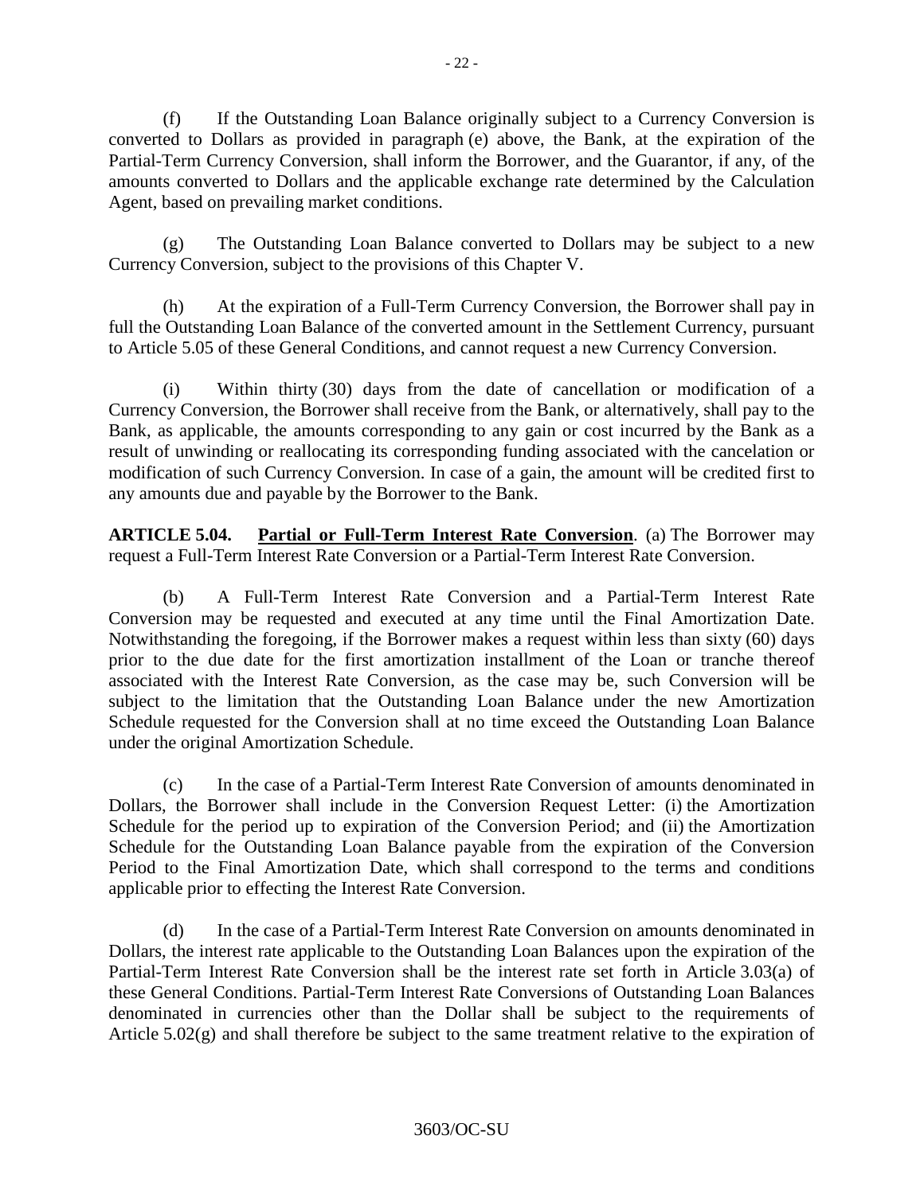(f) If the Outstanding Loan Balance originally subject to a Currency Conversion is converted to Dollars as provided in paragraph (e) above, the Bank, at the expiration of the Partial-Term Currency Conversion, shall inform the Borrower, and the Guarantor, if any, of the amounts converted to Dollars and the applicable exchange rate determined by the Calculation Agent, based on prevailing market conditions.

(g) The Outstanding Loan Balance converted to Dollars may be subject to a new Currency Conversion, subject to the provisions of this Chapter V.

(h) At the expiration of a Full-Term Currency Conversion, the Borrower shall pay in full the Outstanding Loan Balance of the converted amount in the Settlement Currency, pursuant to Article 5.05 of these General Conditions, and cannot request a new Currency Conversion.

(i) Within thirty (30) days from the date of cancellation or modification of a Currency Conversion, the Borrower shall receive from the Bank, or alternatively, shall pay to the Bank, as applicable, the amounts corresponding to any gain or cost incurred by the Bank as a result of unwinding or reallocating its corresponding funding associated with the cancelation or modification of such Currency Conversion. In case of a gain, the amount will be credited first to any amounts due and payable by the Borrower to the Bank.

**ARTICLE 5.04. Partial or Full-Term Interest Rate Conversion**. (a) The Borrower may request a Full-Term Interest Rate Conversion or a Partial-Term Interest Rate Conversion.

(b) A Full-Term Interest Rate Conversion and a Partial-Term Interest Rate Conversion may be requested and executed at any time until the Final Amortization Date. Notwithstanding the foregoing, if the Borrower makes a request within less than sixty (60) days prior to the due date for the first amortization installment of the Loan or tranche thereof associated with the Interest Rate Conversion, as the case may be, such Conversion will be subject to the limitation that the Outstanding Loan Balance under the new Amortization Schedule requested for the Conversion shall at no time exceed the Outstanding Loan Balance under the original Amortization Schedule.

(c) In the case of a Partial-Term Interest Rate Conversion of amounts denominated in Dollars, the Borrower shall include in the Conversion Request Letter: (i) the Amortization Schedule for the period up to expiration of the Conversion Period; and (ii) the Amortization Schedule for the Outstanding Loan Balance payable from the expiration of the Conversion Period to the Final Amortization Date, which shall correspond to the terms and conditions applicable prior to effecting the Interest Rate Conversion.

(d) In the case of a Partial-Term Interest Rate Conversion on amounts denominated in Dollars, the interest rate applicable to the Outstanding Loan Balances upon the expiration of the Partial-Term Interest Rate Conversion shall be the interest rate set forth in Article 3.03(a) of these General Conditions. Partial-Term Interest Rate Conversions of Outstanding Loan Balances denominated in currencies other than the Dollar shall be subject to the requirements of Article 5.02(g) and shall therefore be subject to the same treatment relative to the expiration of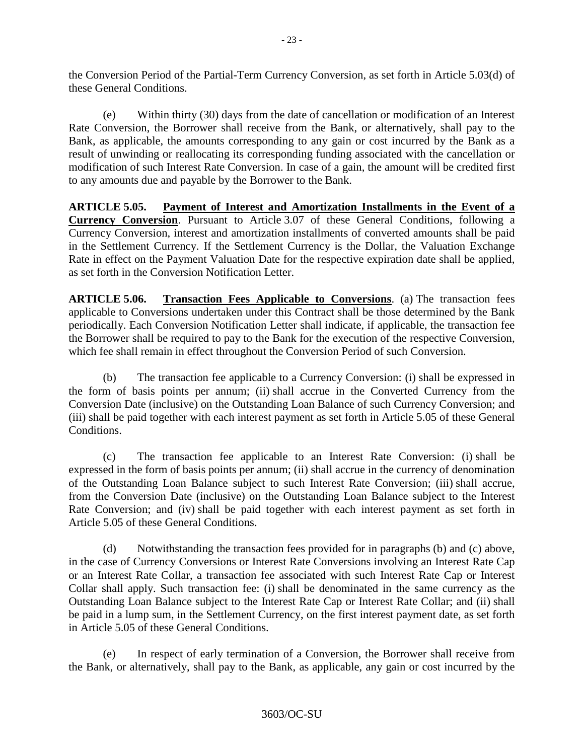the Conversion Period of the Partial-Term Currency Conversion, as set forth in Article 5.03(d) of these General Conditions.

(e) Within thirty (30) days from the date of cancellation or modification of an Interest Rate Conversion, the Borrower shall receive from the Bank, or alternatively, shall pay to the Bank, as applicable, the amounts corresponding to any gain or cost incurred by the Bank as a result of unwinding or reallocating its corresponding funding associated with the cancellation or modification of such Interest Rate Conversion. In case of a gain, the amount will be credited first to any amounts due and payable by the Borrower to the Bank.

**ARTICLE 5.05. Payment of Interest and Amortization Installments in the Event of a Currency Conversion**. Pursuant to Article 3.07 of these General Conditions, following a Currency Conversion, interest and amortization installments of converted amounts shall be paid in the Settlement Currency. If the Settlement Currency is the Dollar, the Valuation Exchange Rate in effect on the Payment Valuation Date for the respective expiration date shall be applied, as set forth in the Conversion Notification Letter.

**ARTICLE 5.06. Transaction Fees Applicable to Conversions**. (a) The transaction fees applicable to Conversions undertaken under this Contract shall be those determined by the Bank periodically. Each Conversion Notification Letter shall indicate, if applicable, the transaction fee the Borrower shall be required to pay to the Bank for the execution of the respective Conversion, which fee shall remain in effect throughout the Conversion Period of such Conversion.

(b) The transaction fee applicable to a Currency Conversion: (i) shall be expressed in the form of basis points per annum; (ii) shall accrue in the Converted Currency from the Conversion Date (inclusive) on the Outstanding Loan Balance of such Currency Conversion; and (iii) shall be paid together with each interest payment as set forth in Article 5.05 of these General Conditions.

(c) The transaction fee applicable to an Interest Rate Conversion: (i) shall be expressed in the form of basis points per annum; (ii) shall accrue in the currency of denomination of the Outstanding Loan Balance subject to such Interest Rate Conversion; (iii) shall accrue, from the Conversion Date (inclusive) on the Outstanding Loan Balance subject to the Interest Rate Conversion; and (iv) shall be paid together with each interest payment as set forth in Article 5.05 of these General Conditions.

(d) Notwithstanding the transaction fees provided for in paragraphs (b) and (c) above, in the case of Currency Conversions or Interest Rate Conversions involving an Interest Rate Cap or an Interest Rate Collar, a transaction fee associated with such Interest Rate Cap or Interest Collar shall apply. Such transaction fee: (i) shall be denominated in the same currency as the Outstanding Loan Balance subject to the Interest Rate Cap or Interest Rate Collar; and (ii) shall be paid in a lump sum, in the Settlement Currency, on the first interest payment date, as set forth in Article 5.05 of these General Conditions.

(e) In respect of early termination of a Conversion, the Borrower shall receive from the Bank, or alternatively, shall pay to the Bank, as applicable, any gain or cost incurred by the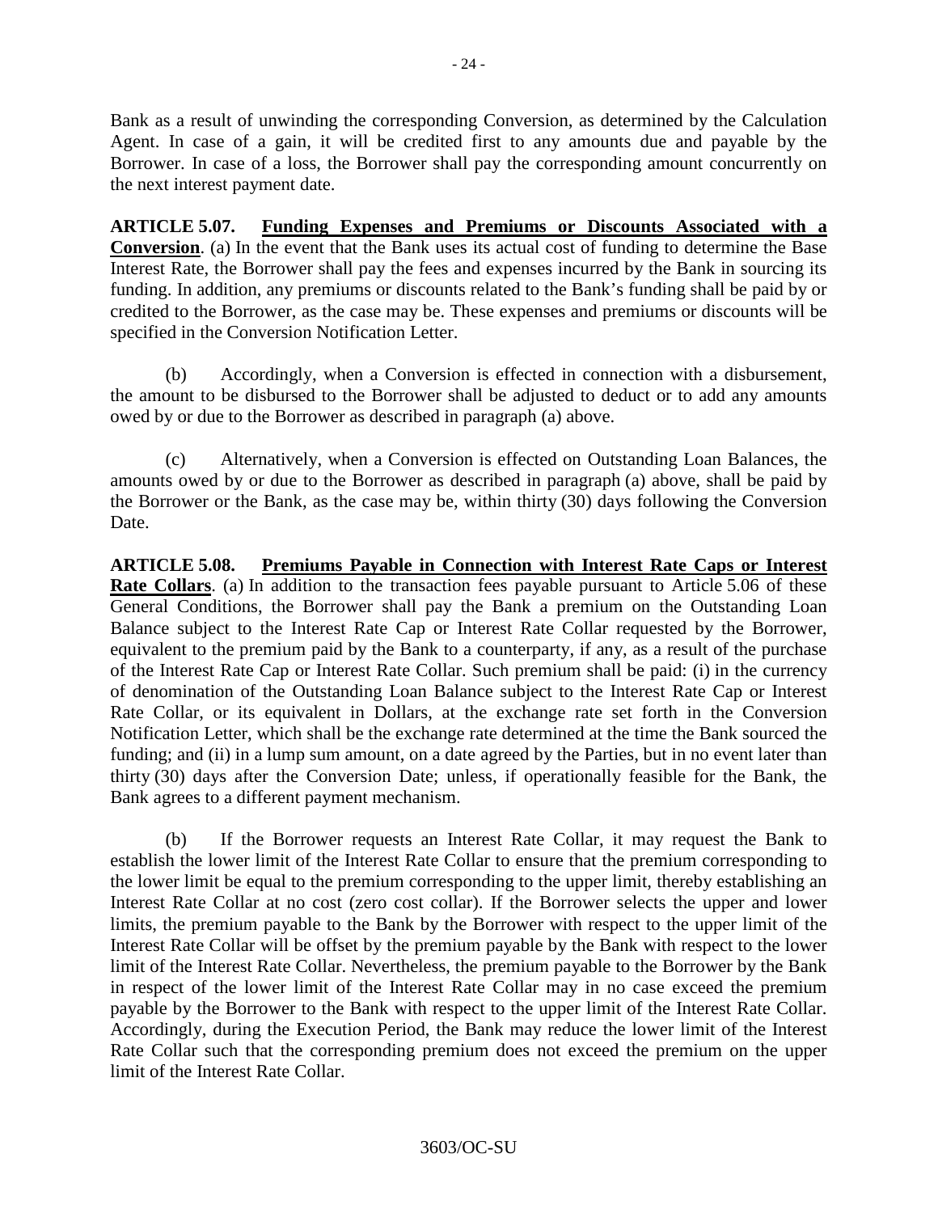Bank as a result of unwinding the corresponding Conversion, as determined by the Calculation Agent. In case of a gain, it will be credited first to any amounts due and payable by the Borrower. In case of a loss, the Borrower shall pay the corresponding amount concurrently on the next interest payment date.

**ARTICLE 5.07. Funding Expenses and Premiums or Discounts Associated with a Conversion**. (a) In the event that the Bank uses its actual cost of funding to determine the Base Interest Rate, the Borrower shall pay the fees and expenses incurred by the Bank in sourcing its funding. In addition, any premiums or discounts related to the Bank's funding shall be paid by or credited to the Borrower, as the case may be. These expenses and premiums or discounts will be specified in the Conversion Notification Letter.

(b) Accordingly, when a Conversion is effected in connection with a disbursement, the amount to be disbursed to the Borrower shall be adjusted to deduct or to add any amounts owed by or due to the Borrower as described in paragraph (a) above.

(c) Alternatively, when a Conversion is effected on Outstanding Loan Balances, the amounts owed by or due to the Borrower as described in paragraph (a) above, shall be paid by the Borrower or the Bank, as the case may be, within thirty (30) days following the Conversion Date.

**ARTICLE 5.08. Premiums Payable in Connection with Interest Rate Caps or Interest Rate Collars**. (a) In addition to the transaction fees payable pursuant to Article 5.06 of these General Conditions, the Borrower shall pay the Bank a premium on the Outstanding Loan Balance subject to the Interest Rate Cap or Interest Rate Collar requested by the Borrower, equivalent to the premium paid by the Bank to a counterparty, if any, as a result of the purchase of the Interest Rate Cap or Interest Rate Collar. Such premium shall be paid: (i) in the currency of denomination of the Outstanding Loan Balance subject to the Interest Rate Cap or Interest Rate Collar, or its equivalent in Dollars, at the exchange rate set forth in the Conversion Notification Letter, which shall be the exchange rate determined at the time the Bank sourced the funding; and (ii) in a lump sum amount, on a date agreed by the Parties, but in no event later than thirty (30) days after the Conversion Date; unless, if operationally feasible for the Bank, the Bank agrees to a different payment mechanism.

(b) If the Borrower requests an Interest Rate Collar, it may request the Bank to establish the lower limit of the Interest Rate Collar to ensure that the premium corresponding to the lower limit be equal to the premium corresponding to the upper limit, thereby establishing an Interest Rate Collar at no cost (zero cost collar). If the Borrower selects the upper and lower limits, the premium payable to the Bank by the Borrower with respect to the upper limit of the Interest Rate Collar will be offset by the premium payable by the Bank with respect to the lower limit of the Interest Rate Collar. Nevertheless, the premium payable to the Borrower by the Bank in respect of the lower limit of the Interest Rate Collar may in no case exceed the premium payable by the Borrower to the Bank with respect to the upper limit of the Interest Rate Collar. Accordingly, during the Execution Period, the Bank may reduce the lower limit of the Interest Rate Collar such that the corresponding premium does not exceed the premium on the upper limit of the Interest Rate Collar.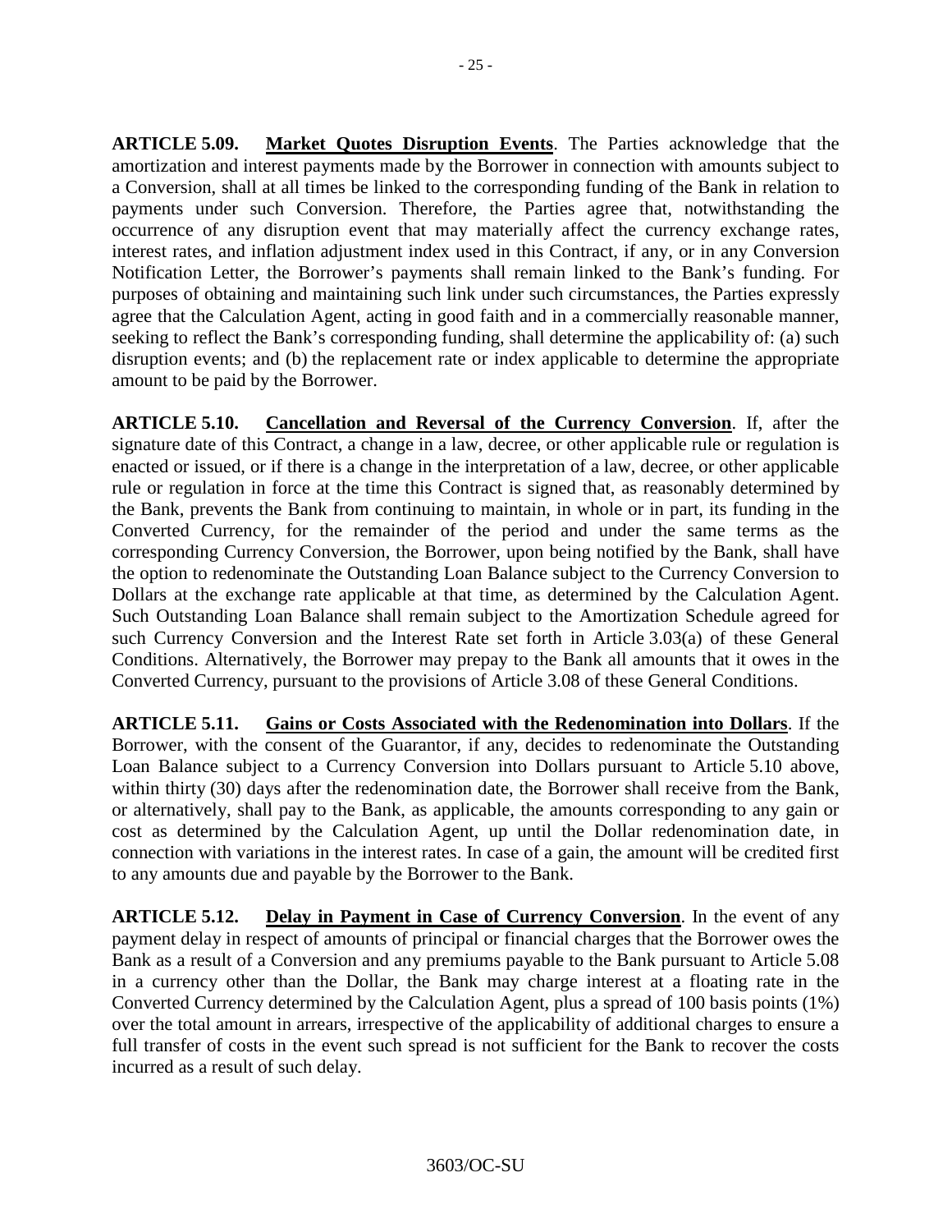**ARTICLE 5.09. Market Quotes Disruption Events**. The Parties acknowledge that the amortization and interest payments made by the Borrower in connection with amounts subject to a Conversion, shall at all times be linked to the corresponding funding of the Bank in relation to payments under such Conversion. Therefore, the Parties agree that, notwithstanding the occurrence of any disruption event that may materially affect the currency exchange rates, interest rates, and inflation adjustment index used in this Contract, if any, or in any Conversion Notification Letter, the Borrower's payments shall remain linked to the Bank's funding. For purposes of obtaining and maintaining such link under such circumstances, the Parties expressly agree that the Calculation Agent, acting in good faith and in a commercially reasonable manner, seeking to reflect the Bank's corresponding funding, shall determine the applicability of: (a) such disruption events; and (b) the replacement rate or index applicable to determine the appropriate amount to be paid by the Borrower.

**ARTICLE 5.10. Cancellation and Reversal of the Currency Conversion**. If, after the signature date of this Contract, a change in a law, decree, or other applicable rule or regulation is enacted or issued, or if there is a change in the interpretation of a law, decree, or other applicable rule or regulation in force at the time this Contract is signed that, as reasonably determined by the Bank, prevents the Bank from continuing to maintain, in whole or in part, its funding in the Converted Currency, for the remainder of the period and under the same terms as the corresponding Currency Conversion, the Borrower, upon being notified by the Bank, shall have the option to redenominate the Outstanding Loan Balance subject to the Currency Conversion to Dollars at the exchange rate applicable at that time, as determined by the Calculation Agent. Such Outstanding Loan Balance shall remain subject to the Amortization Schedule agreed for such Currency Conversion and the Interest Rate set forth in Article 3.03(a) of these General Conditions. Alternatively, the Borrower may prepay to the Bank all amounts that it owes in the Converted Currency, pursuant to the provisions of Article 3.08 of these General Conditions.

**ARTICLE 5.11. Gains or Costs Associated with the Redenomination into Dollars**. If the Borrower, with the consent of the Guarantor, if any, decides to redenominate the Outstanding Loan Balance subject to a Currency Conversion into Dollars pursuant to Article 5.10 above, within thirty (30) days after the redenomination date, the Borrower shall receive from the Bank, or alternatively, shall pay to the Bank, as applicable, the amounts corresponding to any gain or cost as determined by the Calculation Agent, up until the Dollar redenomination date, in connection with variations in the interest rates. In case of a gain, the amount will be credited first to any amounts due and payable by the Borrower to the Bank.

**ARTICLE 5.12. Delay in Payment in Case of Currency Conversion**. In the event of any payment delay in respect of amounts of principal or financial charges that the Borrower owes the Bank as a result of a Conversion and any premiums payable to the Bank pursuant to Article 5.08 in a currency other than the Dollar, the Bank may charge interest at a floating rate in the Converted Currency determined by the Calculation Agent, plus a spread of 100 basis points (1%) over the total amount in arrears, irrespective of the applicability of additional charges to ensure a full transfer of costs in the event such spread is not sufficient for the Bank to recover the costs incurred as a result of such delay.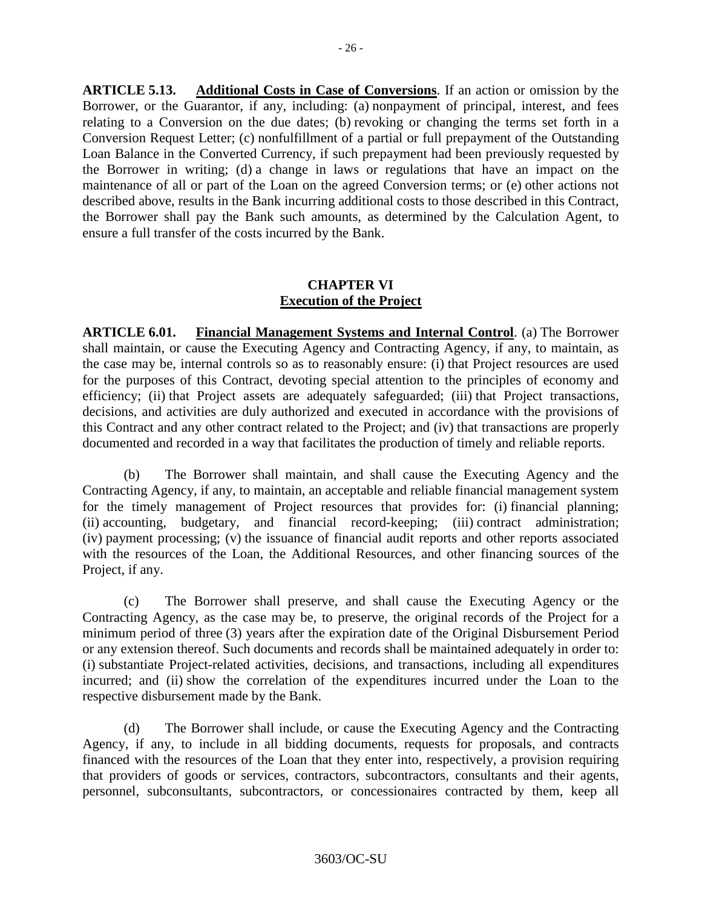**ARTICLE 5.13. Additional Costs in Case of Conversions**. If an action or omission by the Borrower, or the Guarantor, if any, including: (a) nonpayment of principal, interest, and fees relating to a Conversion on the due dates; (b) revoking or changing the terms set forth in a Conversion Request Letter; (c) nonfulfillment of a partial or full prepayment of the Outstanding Loan Balance in the Converted Currency, if such prepayment had been previously requested by the Borrower in writing; (d) a change in laws or regulations that have an impact on the maintenance of all or part of the Loan on the agreed Conversion terms; or (e) other actions not described above, results in the Bank incurring additional costs to those described in this Contract, the Borrower shall pay the Bank such amounts, as determined by the Calculation Agent, to ensure a full transfer of the costs incurred by the Bank.

## CHAPTER VI
## Execution of the Project

**ARTICLE 6.01. Financial Management Systems and Internal Control**. (a) The Borrower shall maintain, or cause the Executing Agency and Contracting Agency, if any, to maintain, as the case may be, internal controls so as to reasonably ensure: (i) that Project resources are used for the purposes of this Contract, devoting special attention to the principles of economy and efficiency; (ii) that Project assets are adequately safeguarded; (iii) that Project transactions, decisions, and activities are duly authorized and executed in accordance with the provisions of this Contract and any other contract related to the Project; and (iv) that transactions are properly documented and recorded in a way that facilitates the production of timely and reliable reports.

(b) The Borrower shall maintain, and shall cause the Executing Agency and the Contracting Agency, if any, to maintain, an acceptable and reliable financial management system for the timely management of Project resources that provides for: (i) financial planning; (ii) accounting, budgetary, and financial record-keeping; (iii) contract administration; (iv) payment processing; (v) the issuance of financial audit reports and other reports associated with the resources of the Loan, the Additional Resources, and other financing sources of the Project, if any.

(c) The Borrower shall preserve, and shall cause the Executing Agency or the Contracting Agency, as the case may be, to preserve, the original records of the Project for a minimum period of three (3) years after the expiration date of the Original Disbursement Period or any extension thereof. Such documents and records shall be maintained adequately in order to: (i) substantiate Project-related activities, decisions, and transactions, including all expenditures incurred; and (ii) show the correlation of the expenditures incurred under the Loan to the respective disbursement made by the Bank.

(d) The Borrower shall include, or cause the Executing Agency and the Contracting Agency, if any, to include in all bidding documents, requests for proposals, and contracts financed with the resources of the Loan that they enter into, respectively, a provision requiring that providers of goods or services, contractors, subcontractors, consultants and their agents, personnel, subconsultants, subcontractors, or concessionaires contracted by them, keep all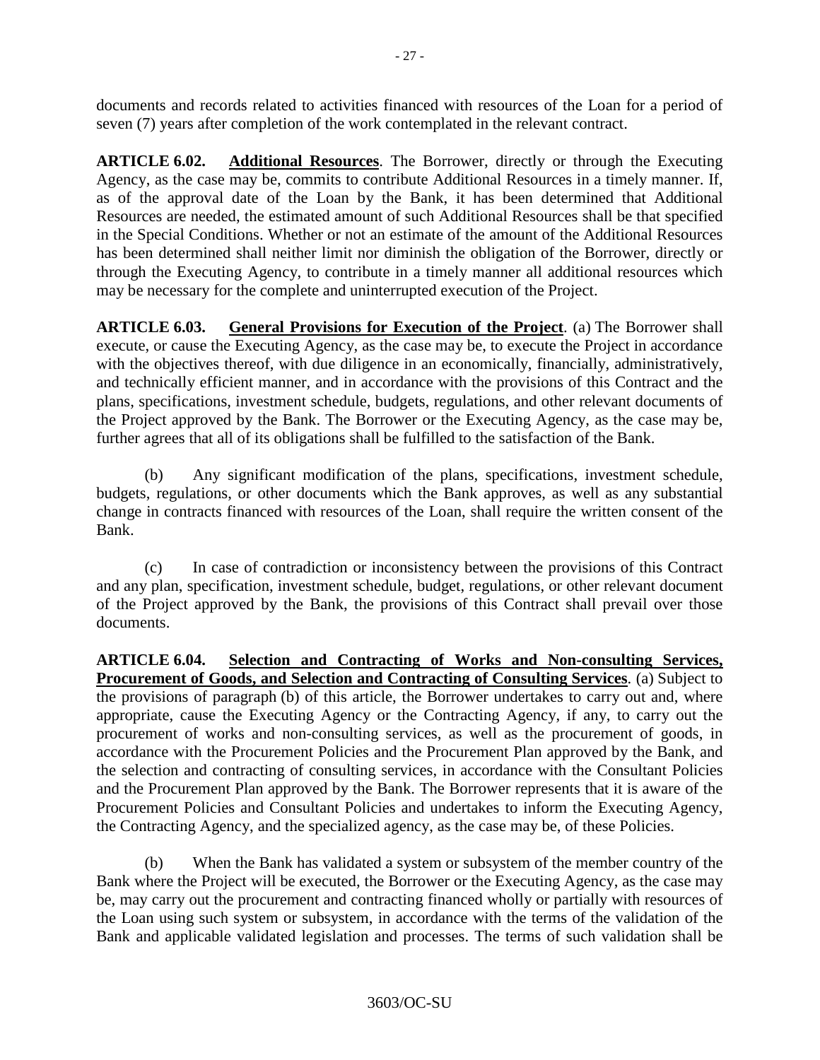documents and records related to activities financed with resources of the Loan for a period of seven (7) years after completion of the work contemplated in the relevant contract.

**ARTICLE 6.02.** **Additional Resources**. The Borrower, directly or through the Executing Agency, as the case may be, commits to contribute Additional Resources in a timely manner. If, as of the approval date of the Loan by the Bank, it has been determined that Additional Resources are needed, the estimated amount of such Additional Resources shall be that specified in the Special Conditions. Whether or not an estimate of the amount of the Additional Resources has been determined shall neither limit nor diminish the obligation of the Borrower, directly or through the Executing Agency, to contribute in a timely manner all additional resources which may be necessary for the complete and uninterrupted execution of the Project.

**ARTICLE 6.03.** **General Provisions for Execution of the Project**. (a) The Borrower shall execute, or cause the Executing Agency, as the case may be, to execute the Project in accordance with the objectives thereof, with due diligence in an economically, financially, administratively, and technically efficient manner, and in accordance with the provisions of this Contract and the plans, specifications, investment schedule, budgets, regulations, and other relevant documents of the Project approved by the Bank. The Borrower or the Executing Agency, as the case may be, further agrees that all of its obligations shall be fulfilled to the satisfaction of the Bank.

(b) Any significant modification of the plans, specifications, investment schedule, budgets, regulations, or other documents which the Bank approves, as well as any substantial change in contracts financed with resources of the Loan, shall require the written consent of the Bank.

(c) In case of contradiction or inconsistency between the provisions of this Contract and any plan, specification, investment schedule, budget, regulations, or other relevant document of the Project approved by the Bank, the provisions of this Contract shall prevail over those documents.

**ARTICLE 6.04.** **Selection and Contracting of Works and Non-consulting Services, Procurement of Goods, and Selection and Contracting of Consulting Services**. (a) Subject to the provisions of paragraph (b) of this article, the Borrower undertakes to carry out and, where appropriate, cause the Executing Agency or the Contracting Agency, if any, to carry out the procurement of works and non-consulting services, as well as the procurement of goods, in accordance with the Procurement Policies and the Procurement Plan approved by the Bank, and the selection and contracting of consulting services, in accordance with the Consultant Policies and the Procurement Plan approved by the Bank. The Borrower represents that it is aware of the Procurement Policies and Consultant Policies and undertakes to inform the Executing Agency, the Contracting Agency, and the specialized agency, as the case may be, of these Policies.

(b) When the Bank has validated a system or subsystem of the member country of the Bank where the Project will be executed, the Borrower or the Executing Agency, as the case may be, may carry out the procurement and contracting financed wholly or partially with resources of the Loan using such system or subsystem, in accordance with the terms of the validation of the Bank and applicable validated legislation and processes. The terms of such validation shall be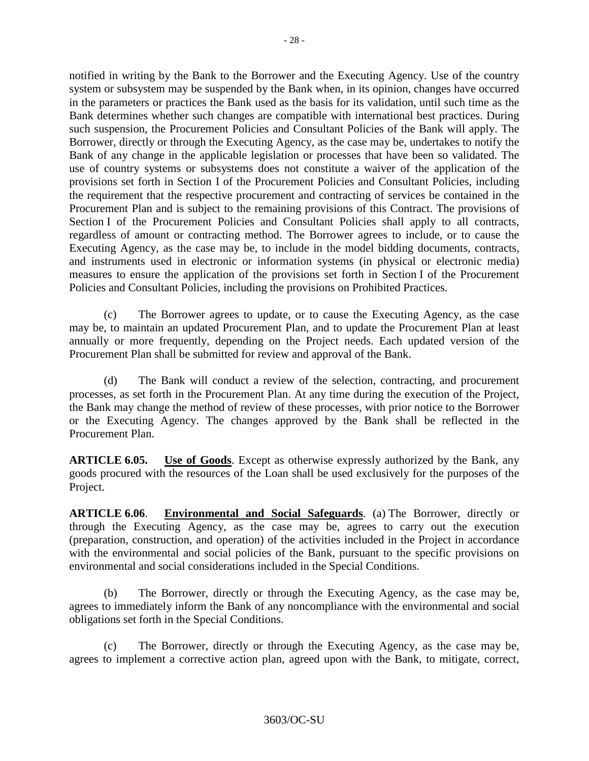notified in writing by the Bank to the Borrower and the Executing Agency. Use of the country system or subsystem may be suspended by the Bank when, in its opinion, changes have occurred in the parameters or practices the Bank used as the basis for its validation, until such time as the Bank determines whether such changes are compatible with international best practices. During such suspension, the Procurement Policies and Consultant Policies of the Bank will apply. The Borrower, directly or through the Executing Agency, as the case may be, undertakes to notify the Bank of any change in the applicable legislation or processes that have been so validated. The use of country systems or subsystems does not constitute a waiver of the application of the provisions set forth in Section I of the Procurement Policies and Consultant Policies, including the requirement that the respective procurement and contracting of services be contained in the Procurement Plan and is subject to the remaining provisions of this Contract. The provisions of Section I of the Procurement Policies and Consultant Policies shall apply to all contracts, regardless of amount or contracting method. The Borrower agrees to include, or to cause the Executing Agency, as the case may be, to include in the model bidding documents, contracts, and instruments used in electronic or information systems (in physical or electronic media) measures to ensure the application of the provisions set forth in Section I of the Procurement Policies and Consultant Policies, including the provisions on Prohibited Practices.

(c) The Borrower agrees to update, or to cause the Executing Agency, as the case may be, to maintain an updated Procurement Plan, and to update the Procurement Plan at least annually or more frequently, depending on the Project needs. Each updated version of the Procurement Plan shall be submitted for review and approval of the Bank.

(d) The Bank will conduct a review of the selection, contracting, and procurement processes, as set forth in the Procurement Plan. At any time during the execution of the Project, the Bank may change the method of review of these processes, with prior notice to the Borrower or the Executing Agency. The changes approved by the Bank shall be reflected in the Procurement Plan.

**ARTICLE 6.05.** **Use of Goods**. Except as otherwise expressly authorized by the Bank, any goods procured with the resources of the Loan shall be used exclusively for the purposes of the Project.

**ARTICLE 6.06**. **Environmental and Social Safeguards**. (a) The Borrower, directly or through the Executing Agency, as the case may be, agrees to carry out the execution (preparation, construction, and operation) of the activities included in the Project in accordance with the environmental and social policies of the Bank, pursuant to the specific provisions on environmental and social considerations included in the Special Conditions.

(b) The Borrower, directly or through the Executing Agency, as the case may be, agrees to immediately inform the Bank of any noncompliance with the environmental and social obligations set forth in the Special Conditions.

(c) The Borrower, directly or through the Executing Agency, as the case may be, agrees to implement a corrective action plan, agreed upon with the Bank, to mitigate, correct,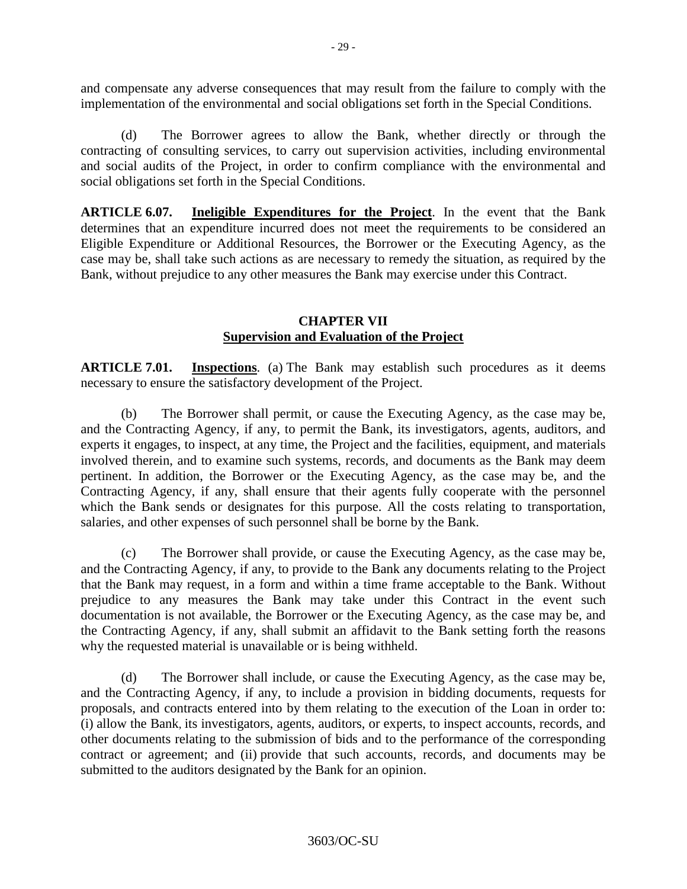and compensate any adverse consequences that may result from the failure to comply with the implementation of the environmental and social obligations set forth in the Special Conditions.

(d) The Borrower agrees to allow the Bank, whether directly or through the contracting of consulting services, to carry out supervision activities, including environmental and social audits of the Project, in order to confirm compliance with the environmental and social obligations set forth in the Special Conditions.

**ARTICLE 6.07. Ineligible Expenditures for the Project**. In the event that the Bank determines that an expenditure incurred does not meet the requirements to be considered an Eligible Expenditure or Additional Resources, the Borrower or the Executing Agency, as the case may be, shall take such actions as are necessary to remedy the situation, as required by the Bank, without prejudice to any other measures the Bank may exercise under this Contract.

## CHAPTER VII
## Supervision and Evaluation of the Project

**ARTICLE 7.01. Inspections**. (a) The Bank may establish such procedures as it deems necessary to ensure the satisfactory development of the Project.

(b) The Borrower shall permit, or cause the Executing Agency, as the case may be, and the Contracting Agency, if any, to permit the Bank, its investigators, agents, auditors, and experts it engages, to inspect, at any time, the Project and the facilities, equipment, and materials involved therein, and to examine such systems, records, and documents as the Bank may deem pertinent. In addition, the Borrower or the Executing Agency, as the case may be, and the Contracting Agency, if any, shall ensure that their agents fully cooperate with the personnel which the Bank sends or designates for this purpose. All the costs relating to transportation, salaries, and other expenses of such personnel shall be borne by the Bank.

(c) The Borrower shall provide, or cause the Executing Agency, as the case may be, and the Contracting Agency, if any, to provide to the Bank any documents relating to the Project that the Bank may request, in a form and within a time frame acceptable to the Bank. Without prejudice to any measures the Bank may take under this Contract in the event such documentation is not available, the Borrower or the Executing Agency, as the case may be, and the Contracting Agency, if any, shall submit an affidavit to the Bank setting forth the reasons why the requested material is unavailable or is being withheld.

(d) The Borrower shall include, or cause the Executing Agency, as the case may be, and the Contracting Agency, if any, to include a provision in bidding documents, requests for proposals, and contracts entered into by them relating to the execution of the Loan in order to: (i) allow the Bank, its investigators, agents, auditors, or experts, to inspect accounts, records, and other documents relating to the submission of bids and to the performance of the corresponding contract or agreement; and (ii) provide that such accounts, records, and documents may be submitted to the auditors designated by the Bank for an opinion.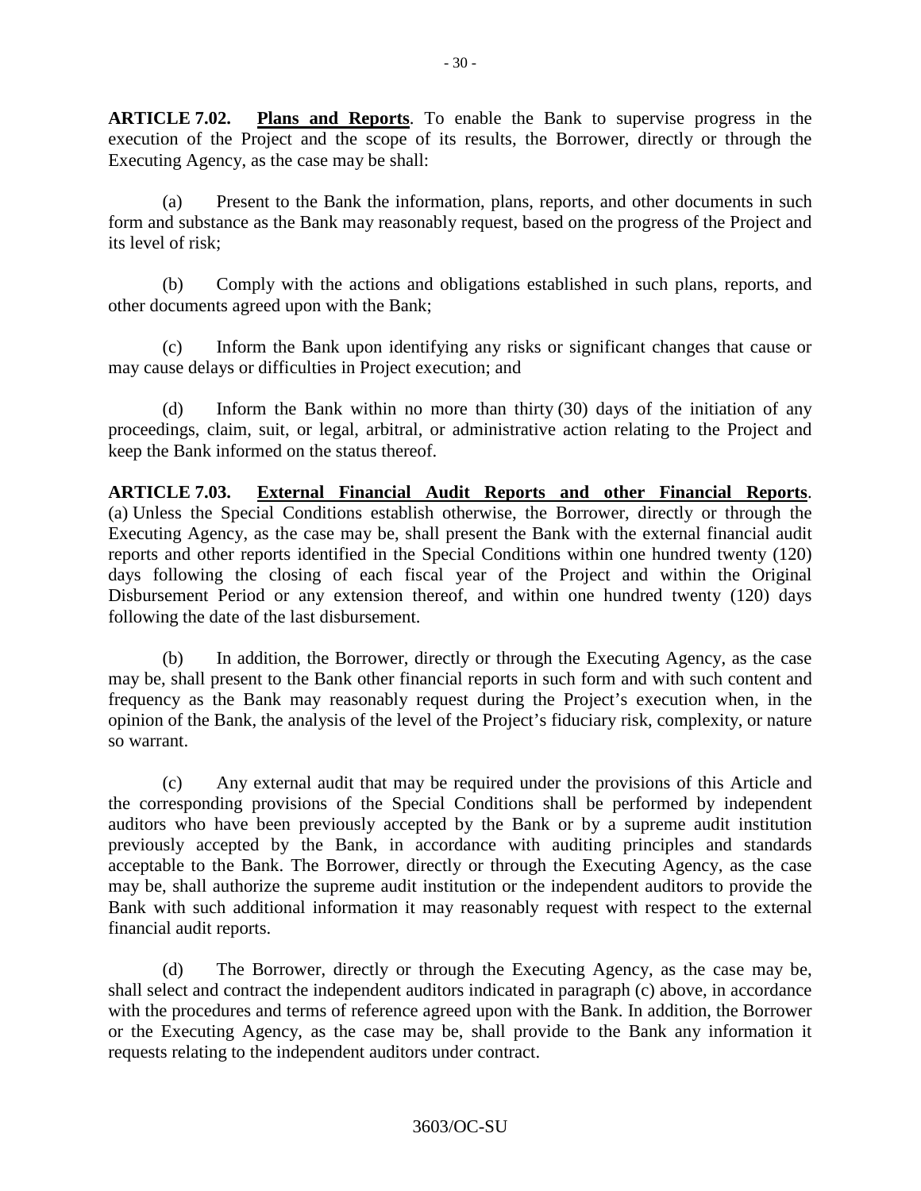**ARTICLE 7.02. <u>Plans and Reports</u>**. To enable the Bank to supervise progress in the execution of the Project and the scope of its results, the Borrower, directly or through the Executing Agency, as the case may be shall:

(a) Present to the Bank the information, plans, reports, and other documents in such form and substance as the Bank may reasonably request, based on the progress of the Project and its level of risk;

(b) Comply with the actions and obligations established in such plans, reports, and other documents agreed upon with the Bank;

(c) Inform the Bank upon identifying any risks or significant changes that cause or may cause delays or difficulties in Project execution; and

(d) Inform the Bank within no more than thirty (30) days of the initiation of any proceedings, claim, suit, or legal, arbitral, or administrative action relating to the Project and keep the Bank informed on the status thereof.

**ARTICLE 7.03. <u>External Financial Audit Reports and other Financial Reports</u>**. (a) Unless the Special Conditions establish otherwise, the Borrower, directly or through the Executing Agency, as the case may be, shall present the Bank with the external financial audit reports and other reports identified in the Special Conditions within one hundred twenty (120) days following the closing of each fiscal year of the Project and within the Original Disbursement Period or any extension thereof, and within one hundred twenty (120) days following the date of the last disbursement.

(b) In addition, the Borrower, directly or through the Executing Agency, as the case may be, shall present to the Bank other financial reports in such form and with such content and frequency as the Bank may reasonably request during the Project's execution when, in the opinion of the Bank, the analysis of the level of the Project's fiduciary risk, complexity, or nature so warrant.

(c) Any external audit that may be required under the provisions of this Article and the corresponding provisions of the Special Conditions shall be performed by independent auditors who have been previously accepted by the Bank or by a supreme audit institution previously accepted by the Bank, in accordance with auditing principles and standards acceptable to the Bank. The Borrower, directly or through the Executing Agency, as the case may be, shall authorize the supreme audit institution or the independent auditors to provide the Bank with such additional information it may reasonably request with respect to the external financial audit reports.

(d) The Borrower, directly or through the Executing Agency, as the case may be, shall select and contract the independent auditors indicated in paragraph (c) above, in accordance with the procedures and terms of reference agreed upon with the Bank. In addition, the Borrower or the Executing Agency, as the case may be, shall provide to the Bank any information it requests relating to the independent auditors under contract.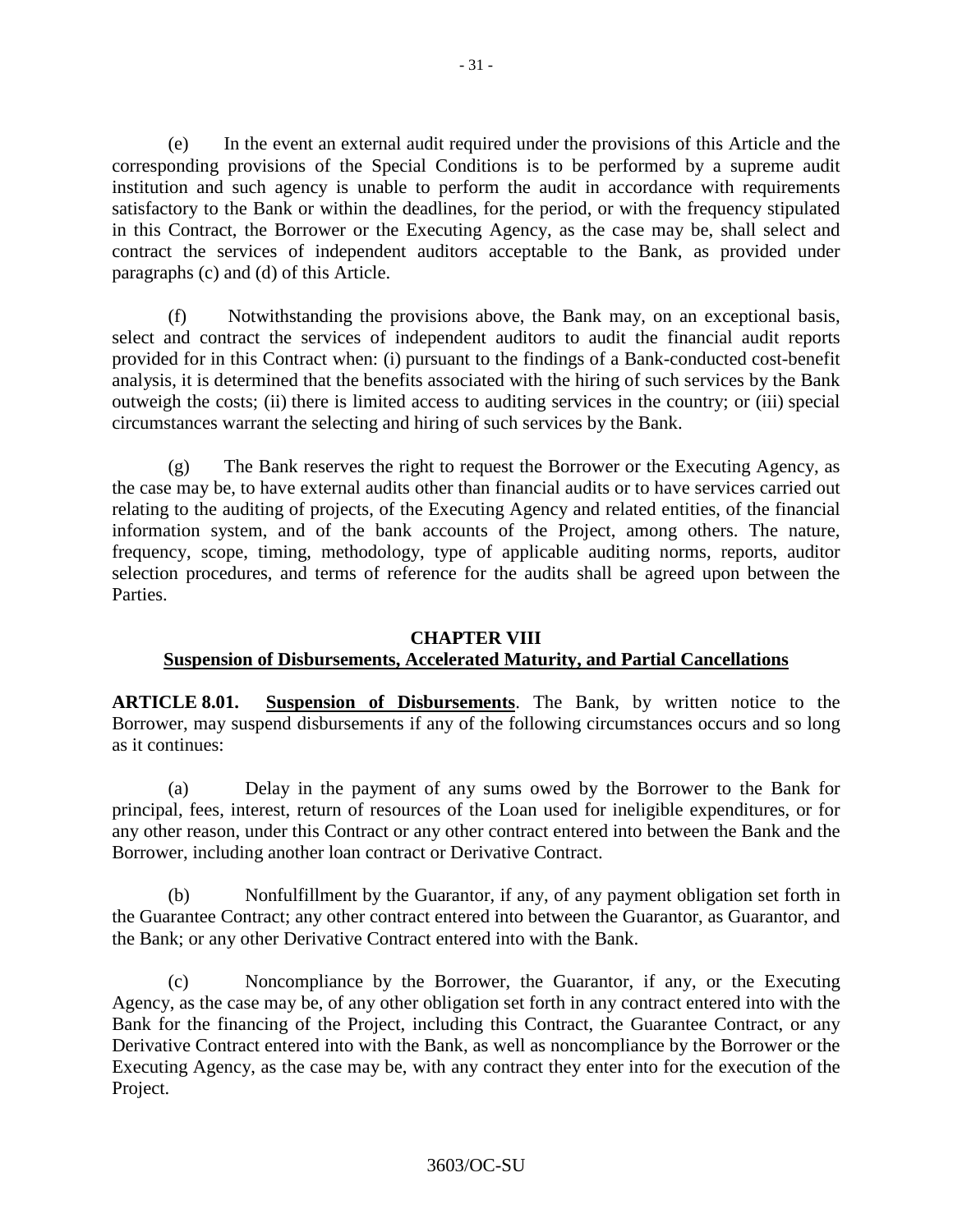(e) In the event an external audit required under the provisions of this Article and the corresponding provisions of the Special Conditions is to be performed by a supreme audit institution and such agency is unable to perform the audit in accordance with requirements satisfactory to the Bank or within the deadlines, for the period, or with the frequency stipulated in this Contract, the Borrower or the Executing Agency, as the case may be, shall select and contract the services of independent auditors acceptable to the Bank, as provided under paragraphs (c) and (d) of this Article.

(f) Notwithstanding the provisions above, the Bank may, on an exceptional basis, select and contract the services of independent auditors to audit the financial audit reports provided for in this Contract when: (i) pursuant to the findings of a Bank-conducted cost-benefit analysis, it is determined that the benefits associated with the hiring of such services by the Bank outweigh the costs; (ii) there is limited access to auditing services in the country; or (iii) special circumstances warrant the selecting and hiring of such services by the Bank.

(g) The Bank reserves the right to request the Borrower or the Executing Agency, as the case may be, to have external audits other than financial audits or to have services carried out relating to the auditing of projects, of the Executing Agency and related entities, of the financial information system, and of the bank accounts of the Project, among others. The nature, frequency, scope, timing, methodology, type of applicable auditing norms, reports, auditor selection procedures, and terms of reference for the audits shall be agreed upon between the Parties.

## CHAPTER VIII
## Suspension of Disbursements, Accelerated Maturity, and Partial Cancellations

**ARTICLE 8.01.** **Suspension of Disbursements**. The Bank, by written notice to the Borrower, may suspend disbursements if any of the following circumstances occurs and so long as it continues:

(a) Delay in the payment of any sums owed by the Borrower to the Bank for principal, fees, interest, return of resources of the Loan used for ineligible expenditures, or for any other reason, under this Contract or any other contract entered into between the Bank and the Borrower, including another loan contract or Derivative Contract.

(b) Nonfulfillment by the Guarantor, if any, of any payment obligation set forth in the Guarantee Contract; any other contract entered into between the Guarantor, as Guarantor, and the Bank; or any other Derivative Contract entered into with the Bank.

(c) Noncompliance by the Borrower, the Guarantor, if any, or the Executing Agency, as the case may be, of any other obligation set forth in any contract entered into with the Bank for the financing of the Project, including this Contract, the Guarantee Contract, or any Derivative Contract entered into with the Bank, as well as noncompliance by the Borrower or the Executing Agency, as the case may be, with any contract they enter into for the execution of the Project.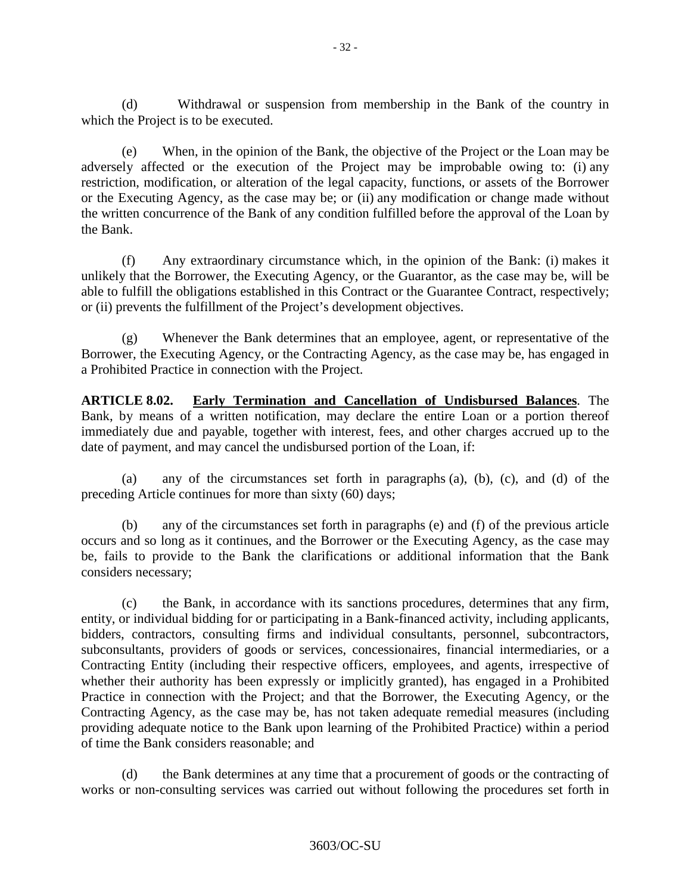(d) Withdrawal or suspension from membership in the Bank of the country in which the Project is to be executed.

(e) When, in the opinion of the Bank, the objective of the Project or the Loan may be adversely affected or the execution of the Project may be improbable owing to: (i) any restriction, modification, or alteration of the legal capacity, functions, or assets of the Borrower or the Executing Agency, as the case may be; or (ii) any modification or change made without the written concurrence of the Bank of any condition fulfilled before the approval of the Loan by the Bank.

(f) Any extraordinary circumstance which, in the opinion of the Bank: (i) makes it unlikely that the Borrower, the Executing Agency, or the Guarantor, as the case may be, will be able to fulfill the obligations established in this Contract or the Guarantee Contract, respectively; or (ii) prevents the fulfillment of the Project's development objectives.

(g) Whenever the Bank determines that an employee, agent, or representative of the Borrower, the Executing Agency, or the Contracting Agency, as the case may be, has engaged in a Prohibited Practice in connection with the Project.

**ARTICLE 8.02. Early Termination and Cancellation of Undisbursed Balances**. The Bank, by means of a written notification, may declare the entire Loan or a portion thereof immediately due and payable, together with interest, fees, and other charges accrued up to the date of payment, and may cancel the undisbursed portion of the Loan, if:

(a) any of the circumstances set forth in paragraphs (a), (b), (c), and (d) of the preceding Article continues for more than sixty (60) days;

(b) any of the circumstances set forth in paragraphs (e) and (f) of the previous article occurs and so long as it continues, and the Borrower or the Executing Agency, as the case may be, fails to provide to the Bank the clarifications or additional information that the Bank considers necessary;

(c) the Bank, in accordance with its sanctions procedures, determines that any firm, entity, or individual bidding for or participating in a Bank-financed activity, including applicants, bidders, contractors, consulting firms and individual consultants, personnel, subcontractors, subconsultants, providers of goods or services, concessionaires, financial intermediaries, or a Contracting Entity (including their respective officers, employees, and agents, irrespective of whether their authority has been expressly or implicitly granted), has engaged in a Prohibited Practice in connection with the Project; and that the Borrower, the Executing Agency, or the Contracting Agency, as the case may be, has not taken adequate remedial measures (including providing adequate notice to the Bank upon learning of the Prohibited Practice) within a period of time the Bank considers reasonable; and

(d) the Bank determines at any time that a procurement of goods or the contracting of works or non-consulting services was carried out without following the procedures set forth in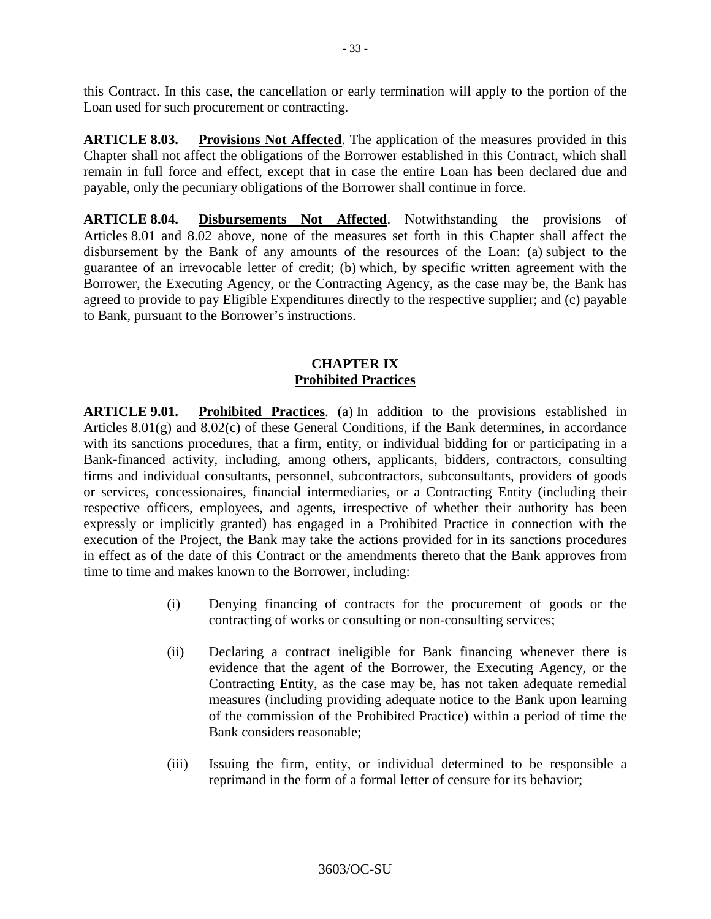this Contract. In this case, the cancellation or early termination will apply to the portion of the Loan used for such procurement or contracting.

**ARTICLE 8.03. Provisions Not Affected**. The application of the measures provided in this Chapter shall not affect the obligations of the Borrower established in this Contract, which shall remain in full force and effect, except that in case the entire Loan has been declared due and payable, only the pecuniary obligations of the Borrower shall continue in force.

**ARTICLE 8.04. Disbursements Not Affected**. Notwithstanding the provisions of Articles 8.01 and 8.02 above, none of the measures set forth in this Chapter shall affect the disbursement by the Bank of any amounts of the resources of the Loan: (a) subject to the guarantee of an irrevocable letter of credit; (b) which, by specific written agreement with the Borrower, the Executing Agency, or the Contracting Agency, as the case may be, the Bank has agreed to provide to pay Eligible Expenditures directly to the respective supplier; and (c) payable to Bank, pursuant to the Borrower's instructions.

## CHAPTER IX
## Prohibited Practices

**ARTICLE 9.01. Prohibited Practices**. (a) In addition to the provisions established in Articles 8.01(g) and 8.02(c) of these General Conditions, if the Bank determines, in accordance with its sanctions procedures, that a firm, entity, or individual bidding for or participating in a Bank-financed activity, including, among others, applicants, bidders, contractors, consulting firms and individual consultants, personnel, subcontractors, subconsultants, providers of goods or services, concessionaires, financial intermediaries, or a Contracting Entity (including their respective officers, employees, and agents, irrespective of whether their authority has been expressly or implicitly granted) has engaged in a Prohibited Practice in connection with the execution of the Project, the Bank may take the actions provided for in its sanctions procedures in effect as of the date of this Contract or the amendments thereto that the Bank approves from time to time and makes known to the Borrower, including:

(i) Denying financing of contracts for the procurement of goods or the contracting of works or consulting or non-consulting services;

(ii) Declaring a contract ineligible for Bank financing whenever there is evidence that the agent of the Borrower, the Executing Agency, or the Contracting Entity, as the case may be, has not taken adequate remedial measures (including providing adequate notice to the Bank upon learning of the commission of the Prohibited Practice) within a period of time the Bank considers reasonable;

(iii) Issuing the firm, entity, or individual determined to be responsible a reprimand in the form of a formal letter of censure for its behavior;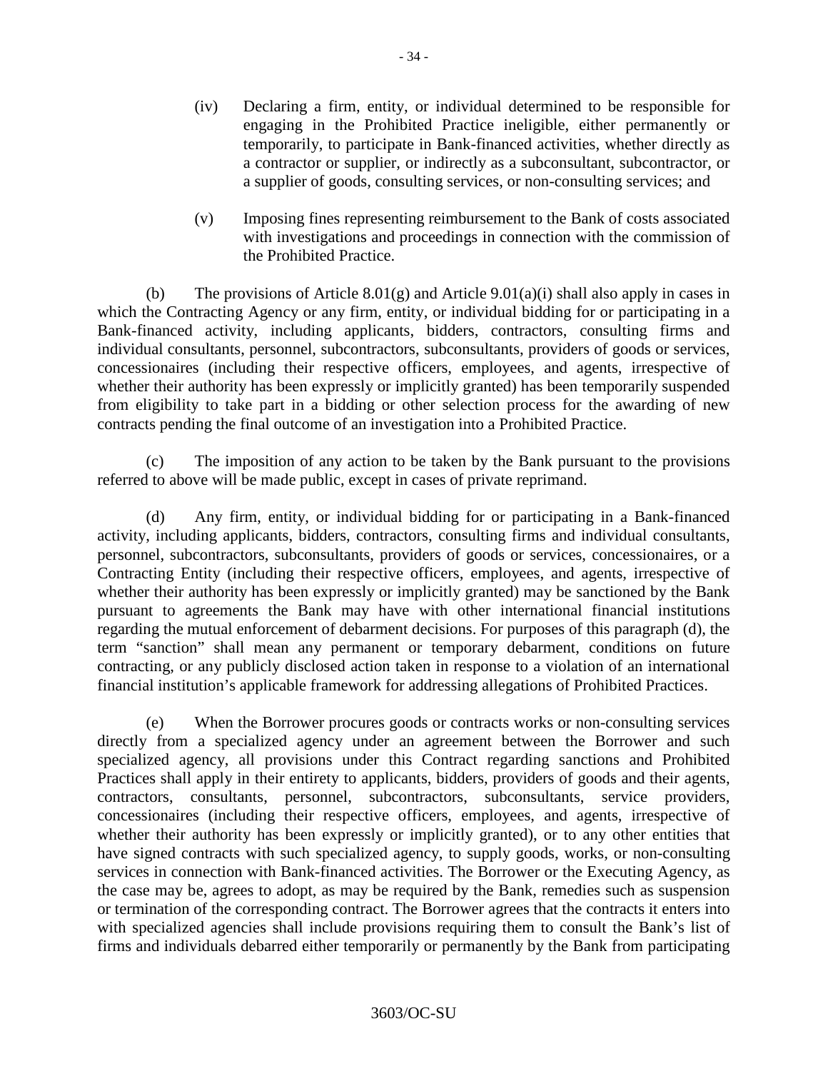(iv) Declaring a firm, entity, or individual determined to be responsible for engaging in the Prohibited Practice ineligible, either permanently or temporarily, to participate in Bank-financed activities, whether directly as a contractor or supplier, or indirectly as a subconsultant, subcontractor, or a supplier of goods, consulting services, or non-consulting services; and

(v) Imposing fines representing reimbursement to the Bank of costs associated with investigations and proceedings in connection with the commission of the Prohibited Practice.

(b) The provisions of Article 8.01(g) and Article 9.01(a)(i) shall also apply in cases in which the Contracting Agency or any firm, entity, or individual bidding for or participating in a Bank-financed activity, including applicants, bidders, contractors, consulting firms and individual consultants, personnel, subcontractors, subconsultants, providers of goods or services, concessionaires (including their respective officers, employees, and agents, irrespective of whether their authority has been expressly or implicitly granted) has been temporarily suspended from eligibility to take part in a bidding or other selection process for the awarding of new contracts pending the final outcome of an investigation into a Prohibited Practice.

(c) The imposition of any action to be taken by the Bank pursuant to the provisions referred to above will be made public, except in cases of private reprimand.

(d) Any firm, entity, or individual bidding for or participating in a Bank-financed activity, including applicants, bidders, contractors, consulting firms and individual consultants, personnel, subcontractors, subconsultants, providers of goods or services, concessionaires, or a Contracting Entity (including their respective officers, employees, and agents, irrespective of whether their authority has been expressly or implicitly granted) may be sanctioned by the Bank pursuant to agreements the Bank may have with other international financial institutions regarding the mutual enforcement of debarment decisions. For purposes of this paragraph (d), the term "sanction" shall mean any permanent or temporary debarment, conditions on future contracting, or any publicly disclosed action taken in response to a violation of an international financial institution's applicable framework for addressing allegations of Prohibited Practices.

(e) When the Borrower procures goods or contracts works or non-consulting services directly from a specialized agency under an agreement between the Borrower and such specialized agency, all provisions under this Contract regarding sanctions and Prohibited Practices shall apply in their entirety to applicants, bidders, providers of goods and their agents, contractors, consultants, personnel, subcontractors, subconsultants, service providers, concessionaires (including their respective officers, employees, and agents, irrespective of whether their authority has been expressly or implicitly granted), or to any other entities that have signed contracts with such specialized agency, to supply goods, works, or non-consulting services in connection with Bank-financed activities. The Borrower or the Executing Agency, as the case may be, agrees to adopt, as may be required by the Bank, remedies such as suspension or termination of the corresponding contract. The Borrower agrees that the contracts it enters into with specialized agencies shall include provisions requiring them to consult the Bank's list of firms and individuals debarred either temporarily or permanently by the Bank from participating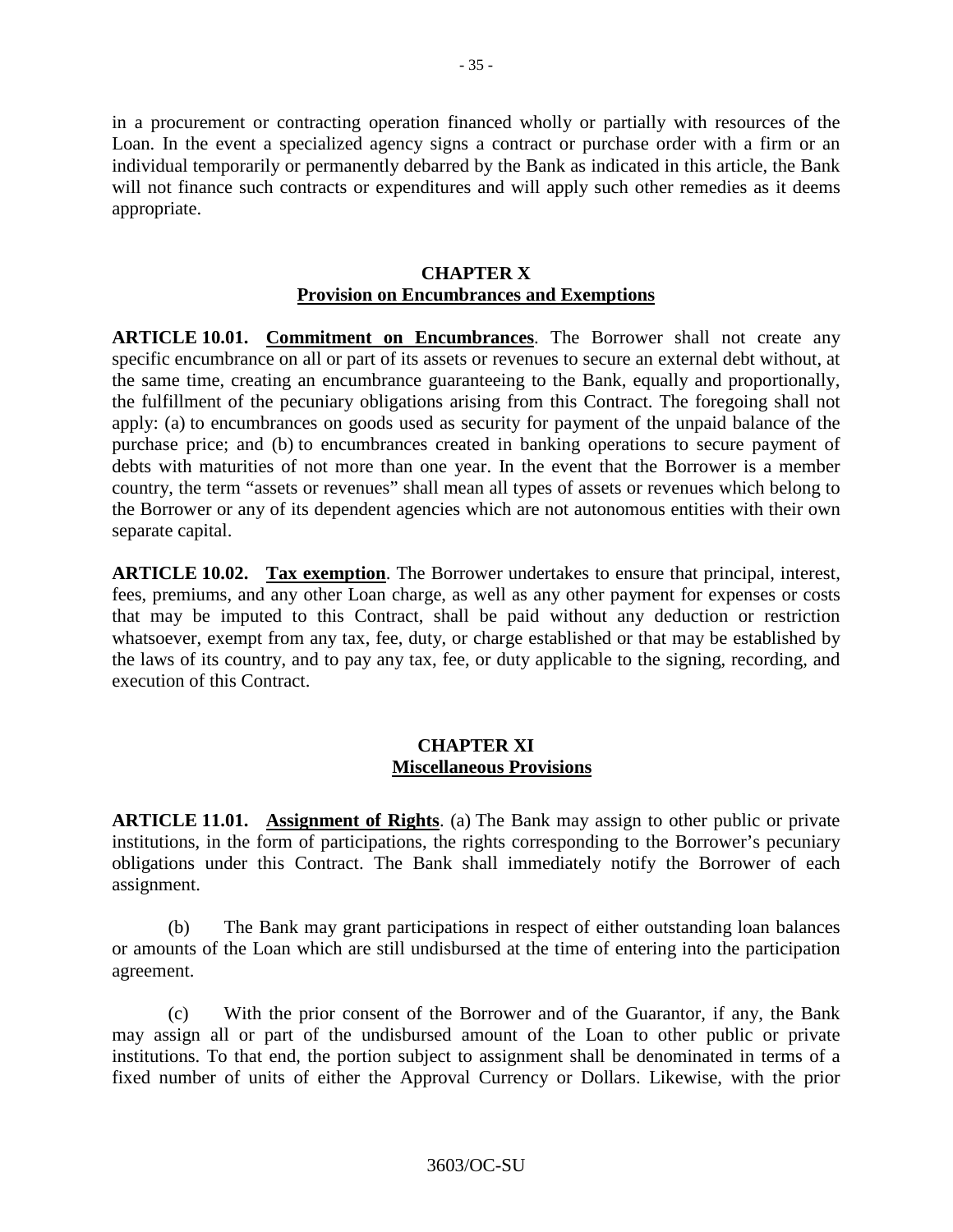in a procurement or contracting operation financed wholly or partially with resources of the Loan. In the event a specialized agency signs a contract or purchase order with a firm or an individual temporarily or permanently debarred by the Bank as indicated in this article, the Bank will not finance such contracts or expenditures and will apply such other remedies as it deems appropriate.

## CHAPTER X
## Provision on Encumbrances and Exemptions

**ARTICLE 10.01. Commitment on Encumbrances**. The Borrower shall not create any specific encumbrance on all or part of its assets or revenues to secure an external debt without, at the same time, creating an encumbrance guaranteeing to the Bank, equally and proportionally, the fulfillment of the pecuniary obligations arising from this Contract. The foregoing shall not apply: (a) to encumbrances on goods used as security for payment of the unpaid balance of the purchase price; and (b) to encumbrances created in banking operations to secure payment of debts with maturities of not more than one year. In the event that the Borrower is a member country, the term "assets or revenues" shall mean all types of assets or revenues which belong to the Borrower or any of its dependent agencies which are not autonomous entities with their own separate capital.

**ARTICLE 10.02. Tax exemption**. The Borrower undertakes to ensure that principal, interest, fees, premiums, and any other Loan charge, as well as any other payment for expenses or costs that may be imputed to this Contract, shall be paid without any deduction or restriction whatsoever, exempt from any tax, fee, duty, or charge established or that may be established by the laws of its country, and to pay any tax, fee, or duty applicable to the signing, recording, and execution of this Contract.

## CHAPTER XI
## Miscellaneous Provisions

**ARTICLE 11.01. Assignment of Rights**. (a) The Bank may assign to other public or private institutions, in the form of participations, the rights corresponding to the Borrower's pecuniary obligations under this Contract. The Bank shall immediately notify the Borrower of each assignment.

(b) The Bank may grant participations in respect of either outstanding loan balances or amounts of the Loan which are still undisbursed at the time of entering into the participation agreement.

(c) With the prior consent of the Borrower and of the Guarantor, if any, the Bank may assign all or part of the undisbursed amount of the Loan to other public or private institutions. To that end, the portion subject to assignment shall be denominated in terms of a fixed number of units of either the Approval Currency or Dollars. Likewise, with the prior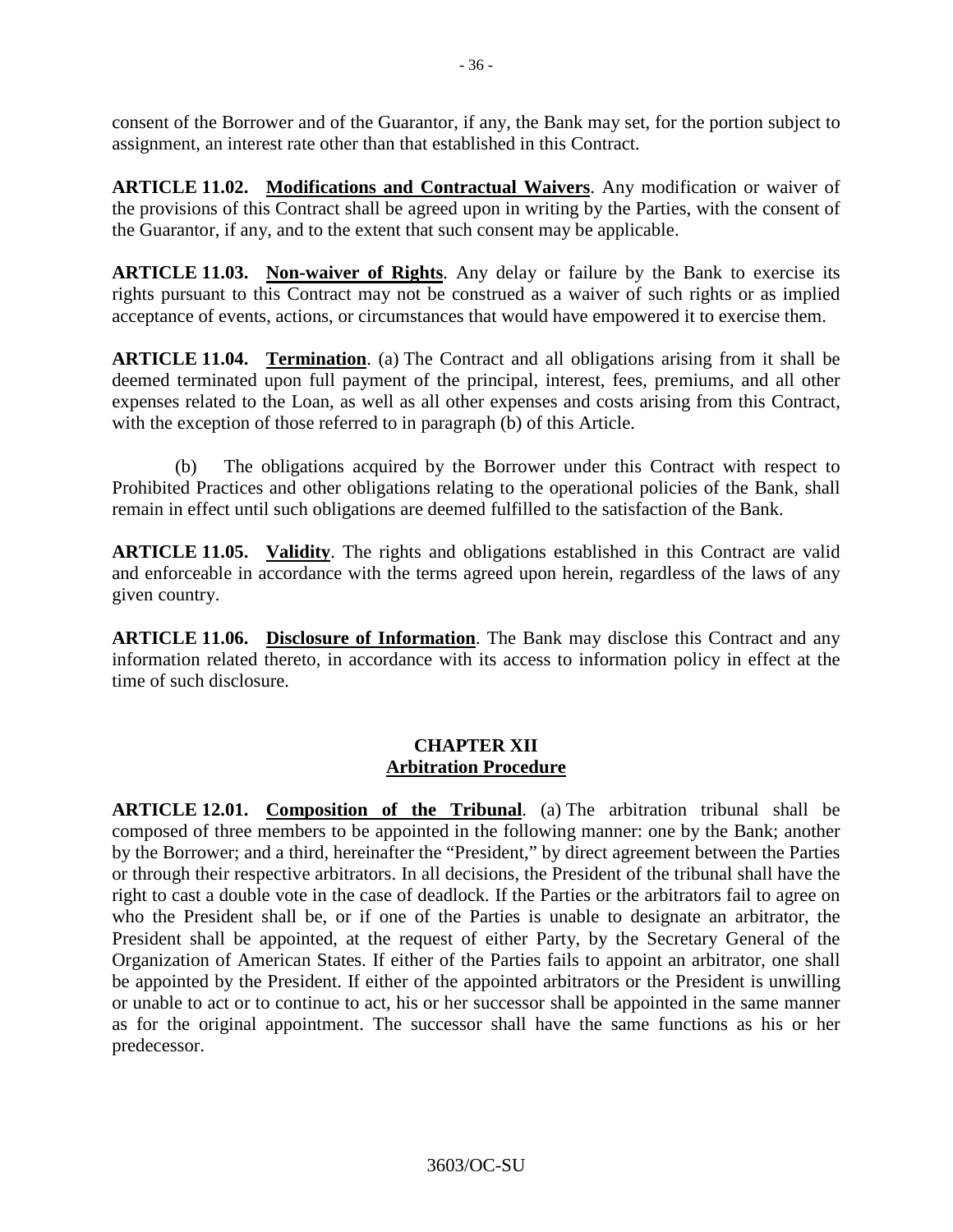consent of the Borrower and of the Guarantor, if any, the Bank may set, for the portion subject to assignment, an interest rate other than that established in this Contract.

**ARTICLE 11.02. Modifications and Contractual Waivers**. Any modification or waiver of the provisions of this Contract shall be agreed upon in writing by the Parties, with the consent of the Guarantor, if any, and to the extent that such consent may be applicable.

**ARTICLE 11.03. Non-waiver of Rights**. Any delay or failure by the Bank to exercise its rights pursuant to this Contract may not be construed as a waiver of such rights or as implied acceptance of events, actions, or circumstances that would have empowered it to exercise them.

**ARTICLE 11.04. Termination**. (a) The Contract and all obligations arising from it shall be deemed terminated upon full payment of the principal, interest, fees, premiums, and all other expenses related to the Loan, as well as all other expenses and costs arising from this Contract, with the exception of those referred to in paragraph (b) of this Article.

(b) The obligations acquired by the Borrower under this Contract with respect to Prohibited Practices and other obligations relating to the operational policies of the Bank, shall remain in effect until such obligations are deemed fulfilled to the satisfaction of the Bank.

**ARTICLE 11.05. Validity**. The rights and obligations established in this Contract are valid and enforceable in accordance with the terms agreed upon herein, regardless of the laws of any given country.

**ARTICLE 11.06. Disclosure of Information**. The Bank may disclose this Contract and any information related thereto, in accordance with its access to information policy in effect at the time of such disclosure.

## CHAPTER XII
## Arbitration Procedure

**ARTICLE 12.01. Composition of the Tribunal**. (a) The arbitration tribunal shall be composed of three members to be appointed in the following manner: one by the Bank; another by the Borrower; and a third, hereinafter the "President," by direct agreement between the Parties or through their respective arbitrators. In all decisions, the President of the tribunal shall have the right to cast a double vote in the case of deadlock. If the Parties or the arbitrators fail to agree on who the President shall be, or if one of the Parties is unable to designate an arbitrator, the President shall be appointed, at the request of either Party, by the Secretary General of the Organization of American States. If either of the Parties fails to appoint an arbitrator, one shall be appointed by the President. If either of the appointed arbitrators or the President is unwilling or unable to act or to continue to act, his or her successor shall be appointed in the same manner as for the original appointment. The successor shall have the same functions as his or her predecessor.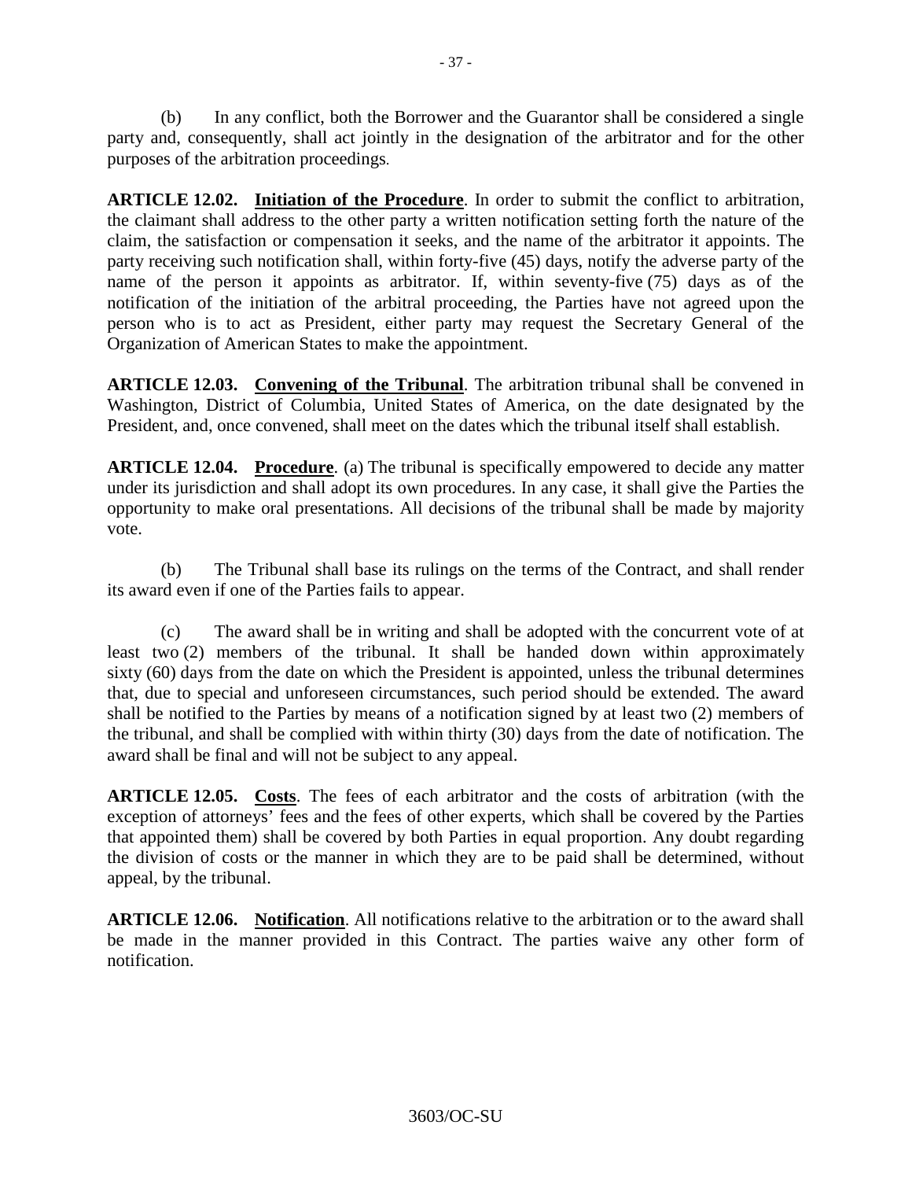(b) In any conflict, both the Borrower and the Guarantor shall be considered a single party and, consequently, shall act jointly in the designation of the arbitrator and for the other purposes of the arbitration proceedings.

**ARTICLE 12.02. Initiation of the Procedure**. In order to submit the conflict to arbitration, the claimant shall address to the other party a written notification setting forth the nature of the claim, the satisfaction or compensation it seeks, and the name of the arbitrator it appoints. The party receiving such notification shall, within forty-five (45) days, notify the adverse party of the name of the person it appoints as arbitrator. If, within seventy-five (75) days as of the notification of the initiation of the arbitral proceeding, the Parties have not agreed upon the person who is to act as President, either party may request the Secretary General of the Organization of American States to make the appointment.

**ARTICLE 12.03. Convening of the Tribunal**. The arbitration tribunal shall be convened in Washington, District of Columbia, United States of America, on the date designated by the President, and, once convened, shall meet on the dates which the tribunal itself shall establish.

**ARTICLE 12.04. Procedure**. (a) The tribunal is specifically empowered to decide any matter under its jurisdiction and shall adopt its own procedures. In any case, it shall give the Parties the opportunity to make oral presentations. All decisions of the tribunal shall be made by majority vote.

(b) The Tribunal shall base its rulings on the terms of the Contract, and shall render its award even if one of the Parties fails to appear.

(c) The award shall be in writing and shall be adopted with the concurrent vote of at least two (2) members of the tribunal. It shall be handed down within approximately sixty (60) days from the date on which the President is appointed, unless the tribunal determines that, due to special and unforeseen circumstances, such period should be extended. The award shall be notified to the Parties by means of a notification signed by at least two (2) members of the tribunal, and shall be complied with within thirty (30) days from the date of notification. The award shall be final and will not be subject to any appeal.

**ARTICLE 12.05. Costs**. The fees of each arbitrator and the costs of arbitration (with the exception of attorneys' fees and the fees of other experts, which shall be covered by the Parties that appointed them) shall be covered by both Parties in equal proportion. Any doubt regarding the division of costs or the manner in which they are to be paid shall be determined, without appeal, by the tribunal.

**ARTICLE 12.06. Notification**. All notifications relative to the arbitration or to the award shall be made in the manner provided in this Contract. The parties waive any other form of notification.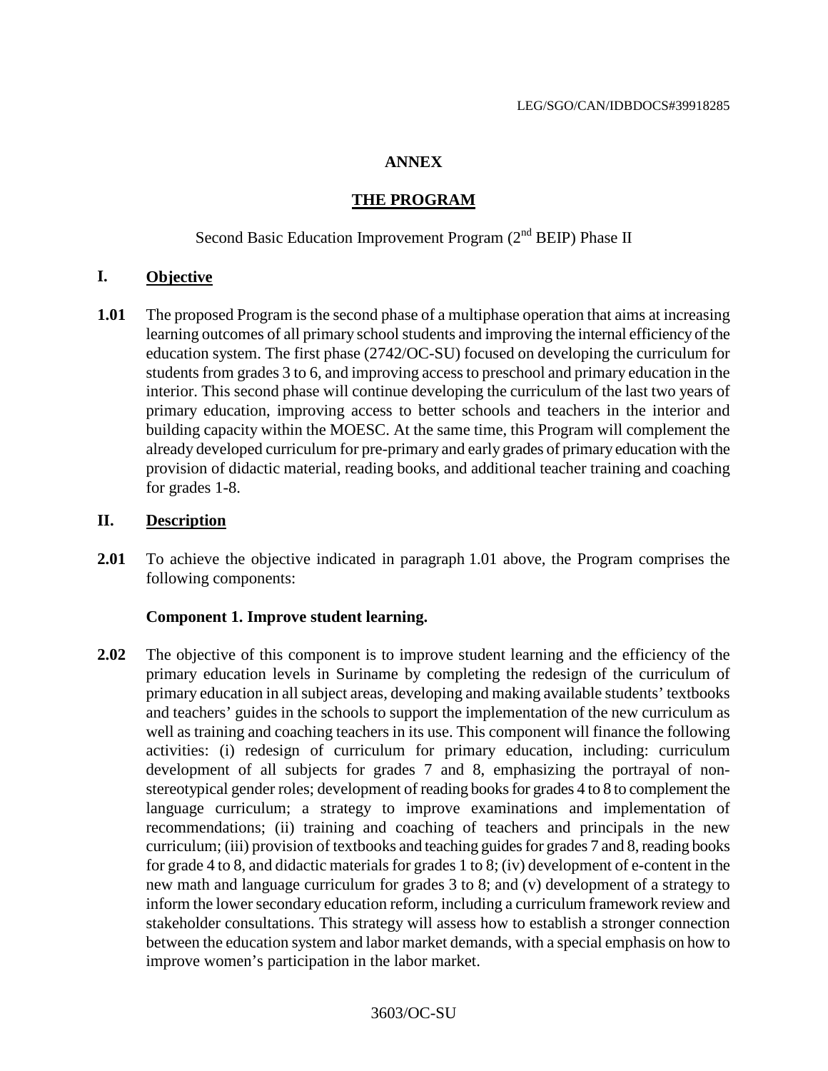LEG/SGO/CAN/IDBDOCS#39918285

# ANNEX

## THE PROGRAM

Second Basic Education Improvement Program (2nd BEIP) Phase II

## I. Objective

**1.01** The proposed Program is the second phase of a multiphase operation that aims at increasing learning outcomes of all primary school students and improving the internal efficiency of the education system. The first phase (2742/OC-SU) focused on developing the curriculum for students from grades 3 to 6, and improving access to preschool and primary education in the interior. This second phase will continue developing the curriculum of the last two years of primary education, improving access to better schools and teachers in the interior and building capacity within the MOESC. At the same time, this Program will complement the already developed curriculum for pre-primary and early grades of primary education with the provision of didactic material, reading books, and additional teacher training and coaching for grades 1-8.

## II. Description

**2.01** To achieve the objective indicated in paragraph 1.01 above, the Program comprises the following components:

**Component 1. Improve student learning.**

**2.02** The objective of this component is to improve student learning and the efficiency of the primary education levels in Suriname by completing the redesign of the curriculum of primary education in all subject areas, developing and making available students' textbooks and teachers' guides in the schools to support the implementation of the new curriculum as well as training and coaching teachers in its use. This component will finance the following activities: (i) redesign of curriculum for primary education, including: curriculum development of all subjects for grades 7 and 8, emphasizing the portrayal of non-stereotypical gender roles; development of reading books for grades 4 to 8 to complement the language curriculum; a strategy to improve examinations and implementation of recommendations; (ii) training and coaching of teachers and principals in the new curriculum; (iii) provision of textbooks and teaching guides for grades 7 and 8, reading books for grade 4 to 8, and didactic materials for grades 1 to 8; (iv) development of e-content in the new math and language curriculum for grades 3 to 8; and (v) development of a strategy to inform the lower secondary education reform, including a curriculum framework review and stakeholder consultations. This strategy will assess how to establish a stronger connection between the education system and labor market demands, with a special emphasis on how to improve women's participation in the labor market.

3603/OC-SU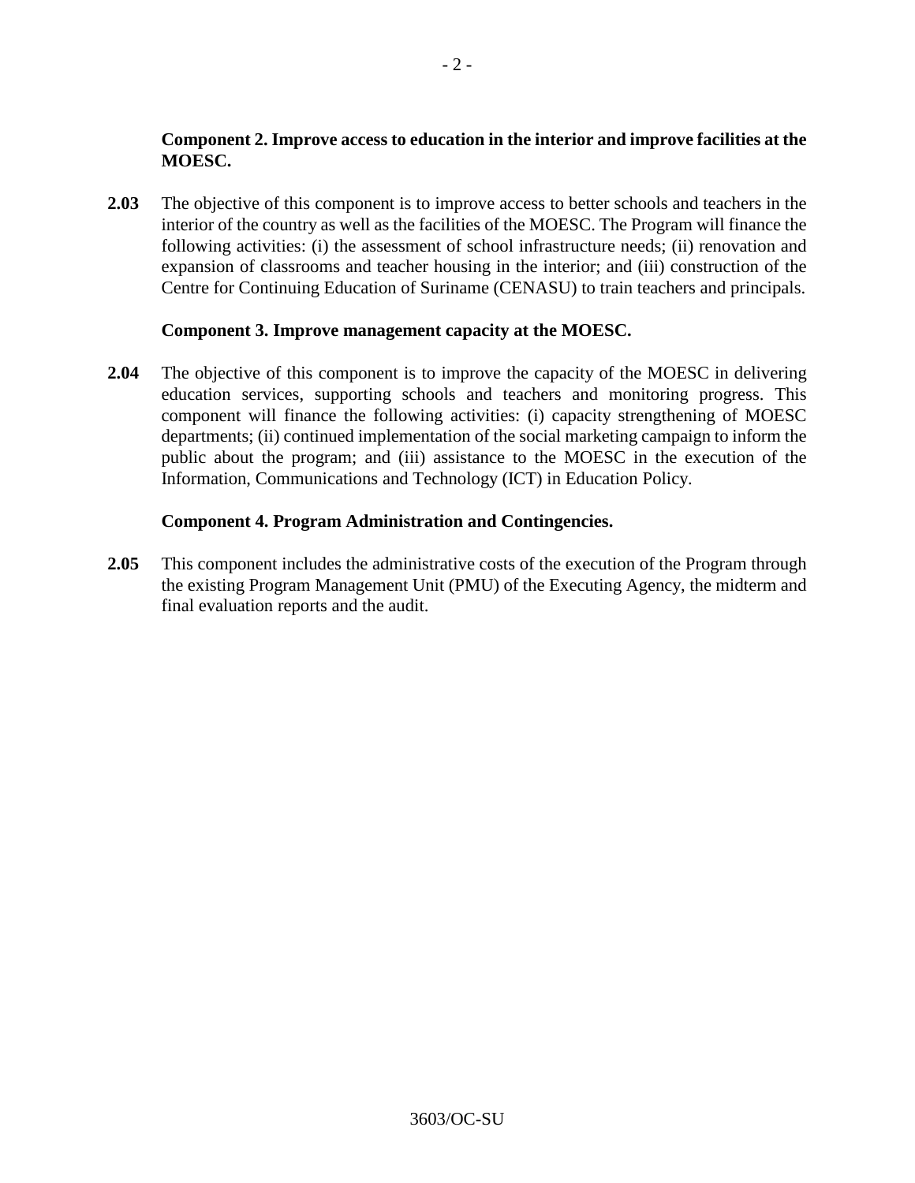**Component 2. Improve access to education in the interior and improve facilities at the MOESC.**

**2.03** The objective of this component is to improve access to better schools and teachers in the interior of the country as well as the facilities of the MOESC. The Program will finance the following activities: (i) the assessment of school infrastructure needs; (ii) renovation and expansion of classrooms and teacher housing in the interior; and (iii) construction of the Centre for Continuing Education of Suriname (CENASU) to train teachers and principals.

**Component 3. Improve management capacity at the MOESC.**

**2.04** The objective of this component is to improve the capacity of the MOESC in delivering education services, supporting schools and teachers and monitoring progress. This component will finance the following activities: (i) capacity strengthening of MOESC departments; (ii) continued implementation of the social marketing campaign to inform the public about the program; and (iii) assistance to the MOESC in the execution of the Information, Communications and Technology (ICT) in Education Policy.

**Component 4. Program Administration and Contingencies.**

**2.05** This component includes the administrative costs of the execution of the Program through the existing Program Management Unit (PMU) of the Executing Agency, the midterm and final evaluation reports and the audit.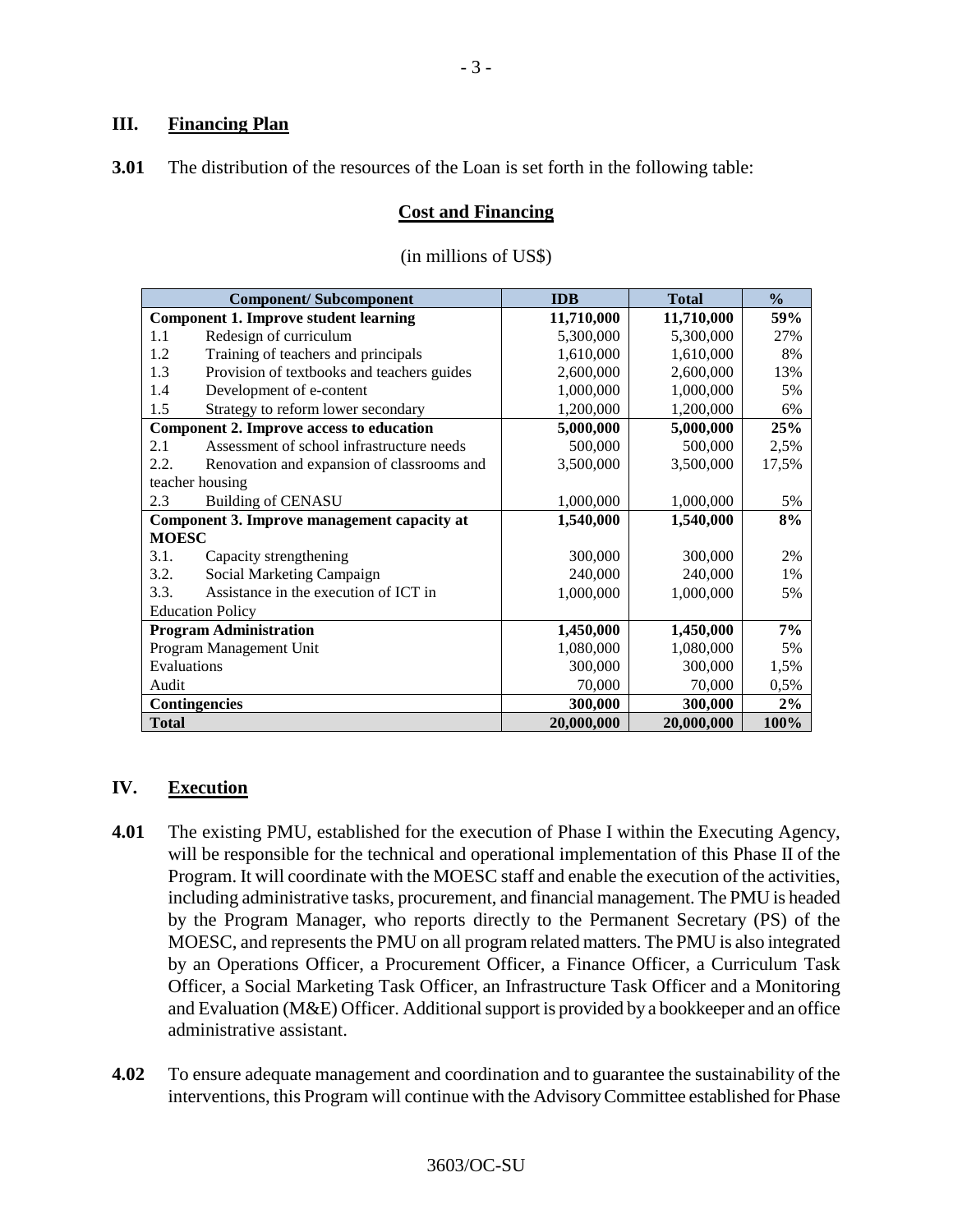## III. Financing Plan

**3.01** The distribution of the resources of the Loan is set forth in the following table:

### Cost and Financing

(in millions of US$)

| Component/ Subcomponent | IDB | Total | % |
|---|---|---|---|
| **Component 1. Improve student learning** | **11,710,000** | **11,710,000** | **59%** |
| 1.1 Redesign of curriculum | 5,300,000 | 5,300,000 | 27% |
| 1.2 Training of teachers and principals | 1,610,000 | 1,610,000 | 8% |
| 1.3 Provision of textbooks and teachers guides | 2,600,000 | 2,600,000 | 13% |
| 1.4 Development of e-content | 1,000,000 | 1,000,000 | 5% |
| 1.5 Strategy to reform lower secondary | 1,200,000 | 1,200,000 | 6% |
| **Component 2. Improve access to education** | **5,000,000** | **5,000,000** | **25%** |
| 2.1 Assessment of school infrastructure needs | 500,000 | 500,000 | 2,5% |
| 2.2. Renovation and expansion of classrooms and teacher housing | 3,500,000 | 3,500,000 | 17,5% |
| 2.3 Building of CENASU | 1,000,000 | 1,000,000 | 5% |
| **Component 3. Improve management capacity at MOESC** | **1,540,000** | **1,540,000** | **8%** |
| 3.1. Capacity strengthening | 300,000 | 300,000 | 2% |
| 3.2. Social Marketing Campaign | 240,000 | 240,000 | 1% |
| 3.3. Assistance in the execution of ICT in Education Policy | 1,000,000 | 1,000,000 | 5% |
| **Program Administration** | **1,450,000** | **1,450,000** | **7%** |
| Program Management Unit | 1,080,000 | 1,080,000 | 5% |
| Evaluations | 300,000 | 300,000 | 1,5% |
| Audit | 70,000 | 70,000 | 0,5% |
| **Contingencies** | **300,000** | **300,000** | **2%** |
| **Total** | **20,000,000** | **20,000,000** | **100%** |

## IV. Execution

**4.01** The existing PMU, established for the execution of Phase I within the Executing Agency, will be responsible for the technical and operational implementation of this Phase II of the Program. It will coordinate with the MOESC staff and enable the execution of the activities, including administrative tasks, procurement, and financial management. The PMU is headed by the Program Manager, who reports directly to the Permanent Secretary (PS) of the MOESC, and represents the PMU on all program related matters. The PMU is also integrated by an Operations Officer, a Procurement Officer, a Finance Officer, a Curriculum Task Officer, a Social Marketing Task Officer, an Infrastructure Task Officer and a Monitoring and Evaluation (M&E) Officer. Additional support is provided by a bookkeeper and an office administrative assistant.

**4.02** To ensure adequate management and coordination and to guarantee the sustainability of the interventions, this Program will continue with the Advisory Committee established for Phase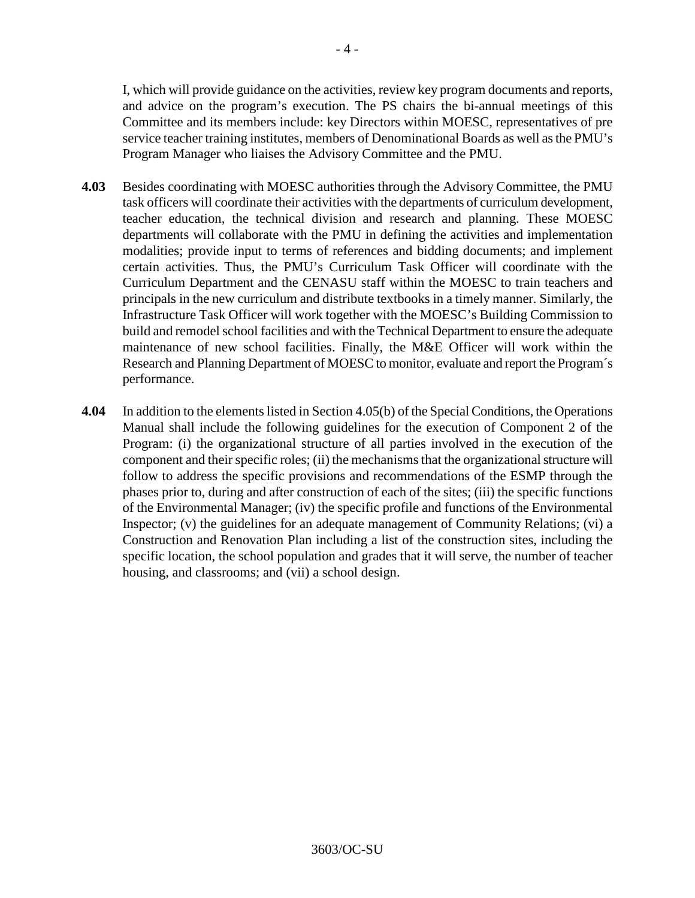I, which will provide guidance on the activities, review key program documents and reports, and advice on the program's execution. The PS chairs the bi-annual meetings of this Committee and its members include: key Directors within MOESC, representatives of pre service teacher training institutes, members of Denominational Boards as well as the PMU's Program Manager who liaises the Advisory Committee and the PMU.

**4.03** Besides coordinating with MOESC authorities through the Advisory Committee, the PMU task officers will coordinate their activities with the departments of curriculum development, teacher education, the technical division and research and planning. These MOESC departments will collaborate with the PMU in defining the activities and implementation modalities; provide input to terms of references and bidding documents; and implement certain activities. Thus, the PMU's Curriculum Task Officer will coordinate with the Curriculum Department and the CENASU staff within the MOESC to train teachers and principals in the new curriculum and distribute textbooks in a timely manner. Similarly, the Infrastructure Task Officer will work together with the MOESC's Building Commission to build and remodel school facilities and with the Technical Department to ensure the adequate maintenance of new school facilities. Finally, the M&E Officer will work within the Research and Planning Department of MOESC to monitor, evaluate and report the Program´s performance.

**4.04** In addition to the elements listed in Section 4.05(b) of the Special Conditions, the Operations Manual shall include the following guidelines for the execution of Component 2 of the Program: (i) the organizational structure of all parties involved in the execution of the component and their specific roles; (ii) the mechanisms that the organizational structure will follow to address the specific provisions and recommendations of the ESMP through the phases prior to, during and after construction of each of the sites; (iii) the specific functions of the Environmental Manager; (iv) the specific profile and functions of the Environmental Inspector; (v) the guidelines for an adequate management of Community Relations; (vi) a Construction and Renovation Plan including a list of the construction sites, including the specific location, the school population and grades that it will serve, the number of teacher housing, and classrooms; and (vii) a school design.

3603/OC-SU